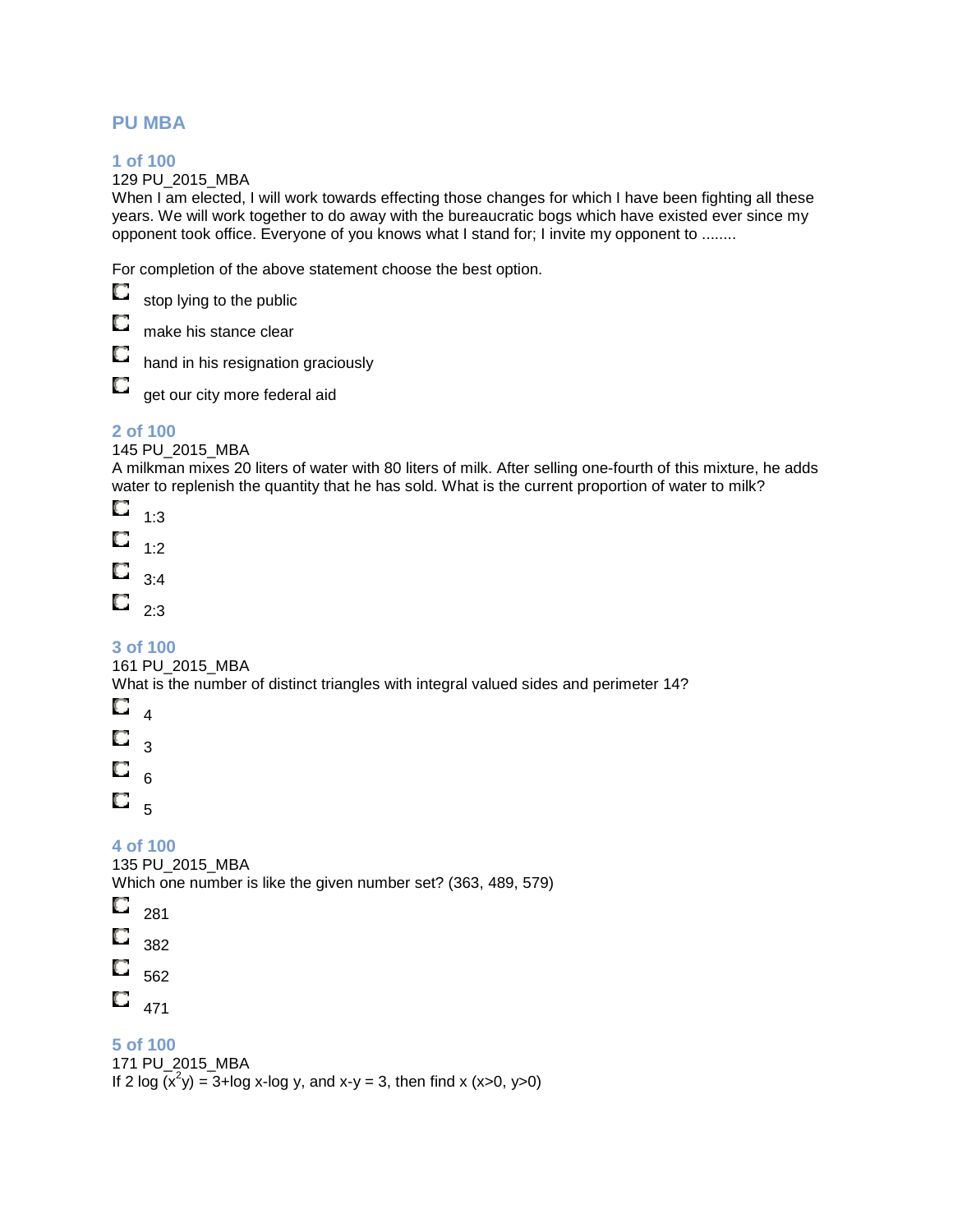# PU MBA

## 1 of 100

129 PU_2015_MBA

When I am elected, I will work towards effecting those changes for which I have been fighting all these years. We will work together to do away with the bureaucratic bogs which have existed ever since my opponent took office. Everyone of you knows what I stand for; I invite my opponent to ........

For completion of the above statement choose the best option.

- stop lying to the public
- make his stance clear
- hand in his resignation graciously
- get our city more federal aid

## 2 of 100

145 PU_2015_MBA

A milkman mixes 20 liters of water with 80 liters of milk. After selling one-fourth of this mixture, he adds water to replenish the quantity that he has sold. What is the current proportion of water to milk?

- 1:3
- 1:2
- 3:4
- 2:3

## 3 of 100

161 PU_2015_MBA

What is the number of distinct triangles with integral valued sides and perimeter 14?

- 4
- 3
- 6
- 5

## 4 of 100

135 PU_2015_MBA

Which one number is like the given number set? (363, 489, 579)

- 281
- 382
- 562
- 471

## 5 of 100

171 PU_2015_MBA

If 2 log $(x^2y)$ = 3+log x-log y, and x-y = 3, then find x (x>0, y>0)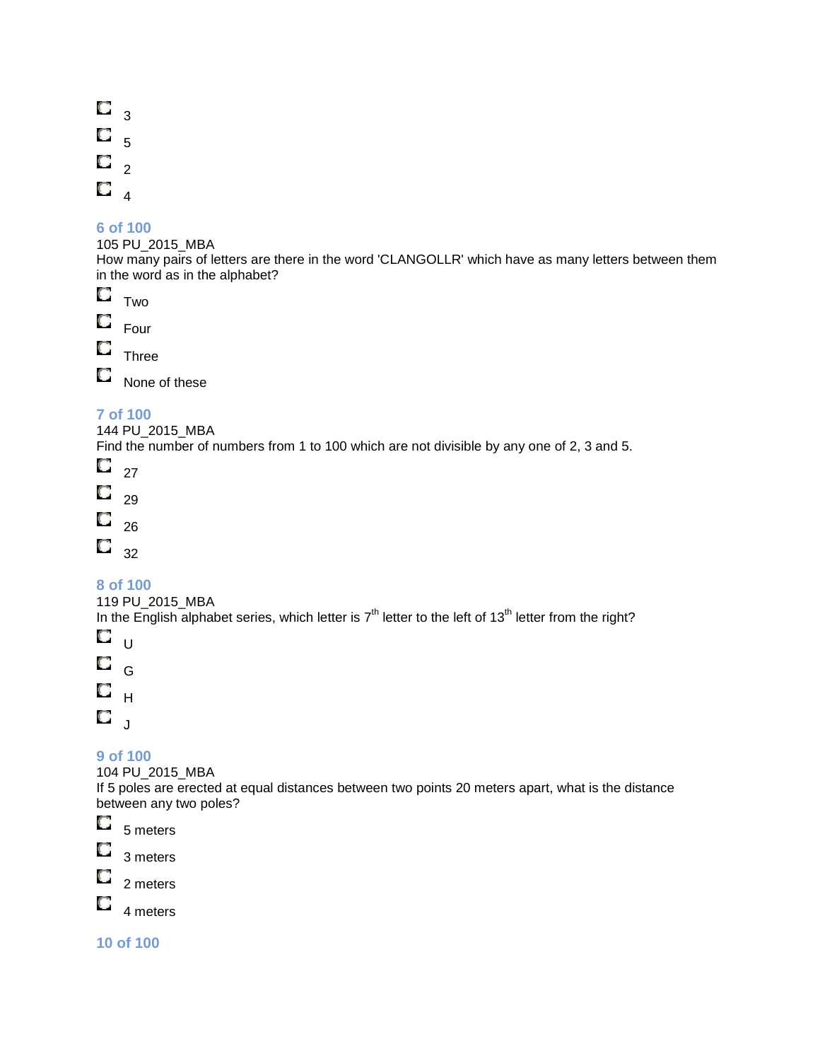- 3
- 5
- 2
- 4

**6 of 100**

105 PU_2015_MBA

How many pairs of letters are there in the word 'CLANGOLLR' which have as many letters between them in the word as in the alphabet?

- Two
- Four
- Three
- None of these

**7 of 100**

144 PU_2015_MBA

Find the number of numbers from 1 to 100 which are not divisible by any one of 2, 3 and 5.

- 27
- 29
- 26
- 32

**8 of 100**

119 PU_2015_MBA

In the English alphabet series, which letter is $7^{th}$ letter to the left of $13^{th}$ letter from the right?

- U
- G
- H
- J

**9 of 100**

104 PU_2015_MBA

If 5 poles are erected at equal distances between two points 20 meters apart, what is the distance between any two poles?

- 5 meters
- 3 meters
- 2 meters
- 4 meters

**10 of 100**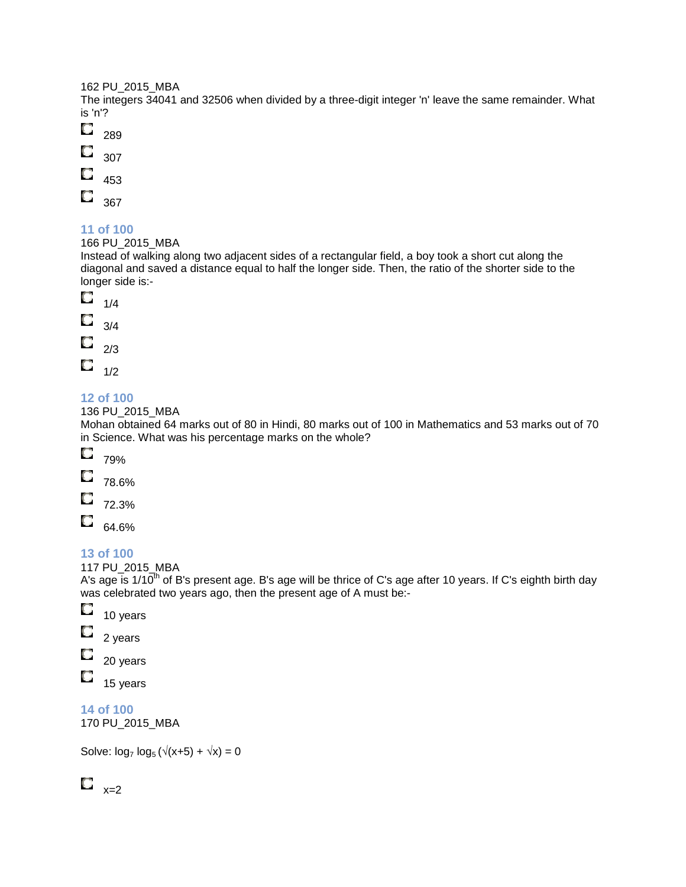162 PU_2015_MBA

The integers 34041 and 32506 when divided by a three-digit integer 'n' leave the same remainder. What is 'n'?

- 289
- 307
- 453
- 367

### 11 of 100

166 PU_2015_MBA

Instead of walking along two adjacent sides of a rectangular field, a boy took a short cut along the diagonal and saved a distance equal to half the longer side. Then, the ratio of the shorter side to the longer side is:-

- 1/4
- 3/4
- 2/3
- 1/2

### 12 of 100

136 PU_2015_MBA

Mohan obtained 64 marks out of 80 in Hindi, 80 marks out of 100 in Mathematics and 53 marks out of 70 in Science. What was his percentage marks on the whole?

- 79%
- 78.6%
- 72.3%
- 64.6%

### 13 of 100

117 PU_2015_MBA

A's age is $1/10^{th}$ of B's present age. B's age will be thrice of C's age after 10 years. If C's eighth birth day was celebrated two years ago, then the present age of A must be:-

- 10 years
- 2 years
- 20 years
- 15 years

### 14 of 100

170 PU_2015_MBA

Solve: $\log_7 \log_5 (\sqrt{(x+5)} + \sqrt{x}) = 0$

- x=2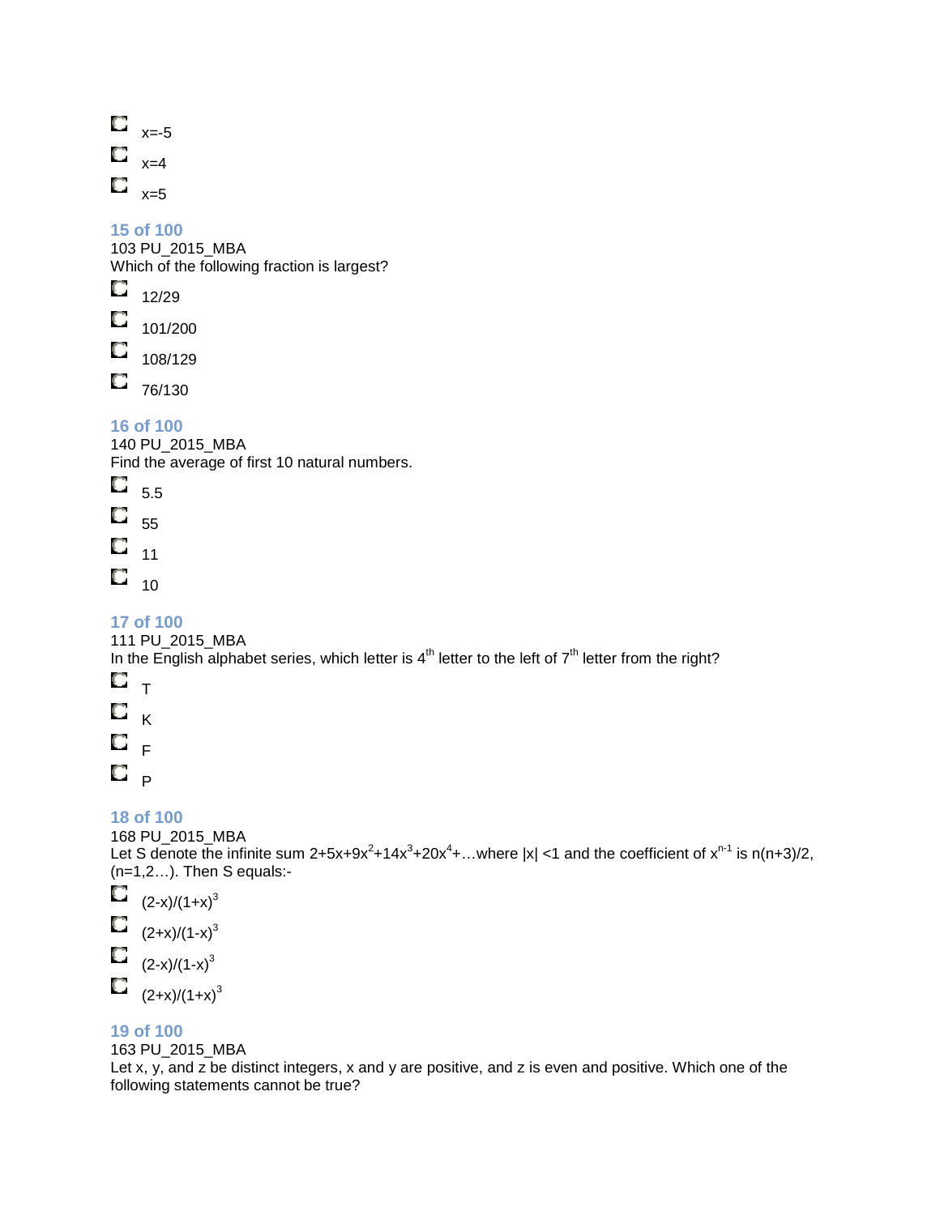- $x=-5$
- $x=4$
- $x=5$

### 15 of 100

103 PU_2015_MBA

Which of the following fraction is largest?

- 12/29
- 101/200
- 108/129
- 76/130

### 16 of 100

140 PU_2015_MBA

Find the average of first 10 natural numbers.

- 5.5
- 55
- 11
- 10

### 17 of 100

111 PU_2015_MBA

In the English alphabet series, which letter is $4^{th}$ letter to the left of $7^{th}$ letter from the right?

- T
- K
- F
- P

### 18 of 100

168 PU_2015_MBA

Let S denote the infinite sum $2+5x+9x^2+14x^3+20x^4+\ldots$where $|x| <1$ and the coefficient of $x^{n-1}$ is $n(n+3)/2$, (n=1,2…). Then S equals:-

- $(2-x)/(1+x)^3$
- $(2+x)/(1-x)^3$
- $(2-x)/(1-x)^3$
- $(2+x)/(1+x)^3$

### 19 of 100

163 PU_2015_MBA

Let x, y, and z be distinct integers, x and y are positive, and z is even and positive. Which one of the following statements cannot be true?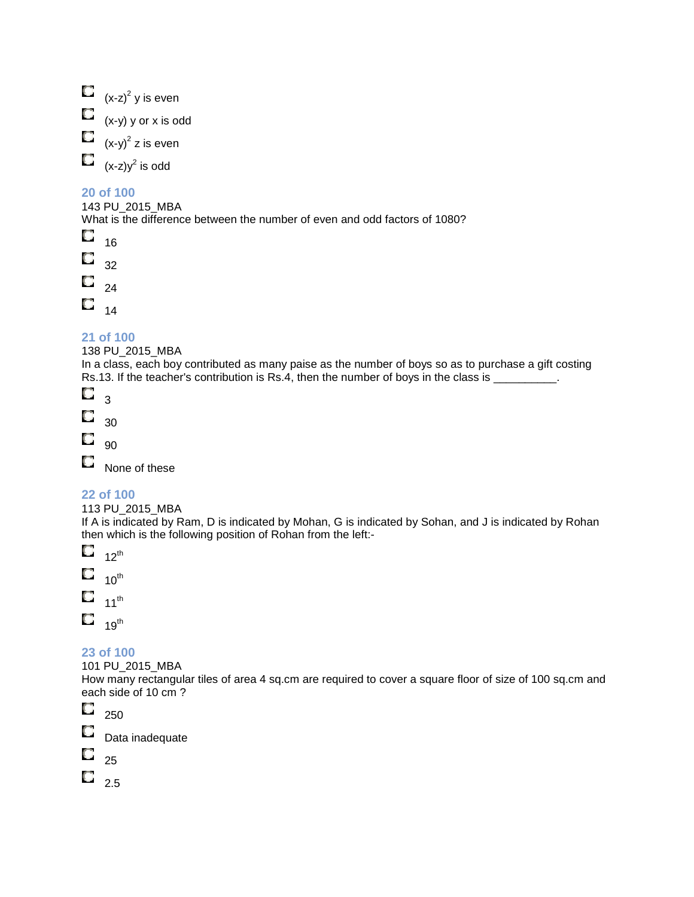- $(x-z)^2$ y is even
- (x-y) y or x is odd
- $(x-y)^2$ z is even
- $(x-z)y^2$ is odd

### 20 of 100

143 PU_2015_MBA

What is the difference between the number of even and odd factors of 1080?

- 16
- 32
- 24
- 14

### 21 of 100

138 PU_2015_MBA

In a class, each boy contributed as many paise as the number of boys so as to purchase a gift costing Rs.13. If the teacher's contribution is Rs.4, then the number of boys in the class is __________.

- 3
- 30
- 90
- None of these

### 22 of 100

113 PU_2015_MBA

If A is indicated by Ram, D is indicated by Mohan, G is indicated by Sohan, and J is indicated by Rohan then which is the following position of Rohan from the left:-

- $12^{th}$
- $10^{th}$
- $11^{th}$
- $19^{th}$

### 23 of 100

101 PU_2015_MBA

How many rectangular tiles of area 4 sq.cm are required to cover a square floor of size of 100 sq.cm and each side of 10 cm ?

- 250
- Data inadequate
- 25
- 2.5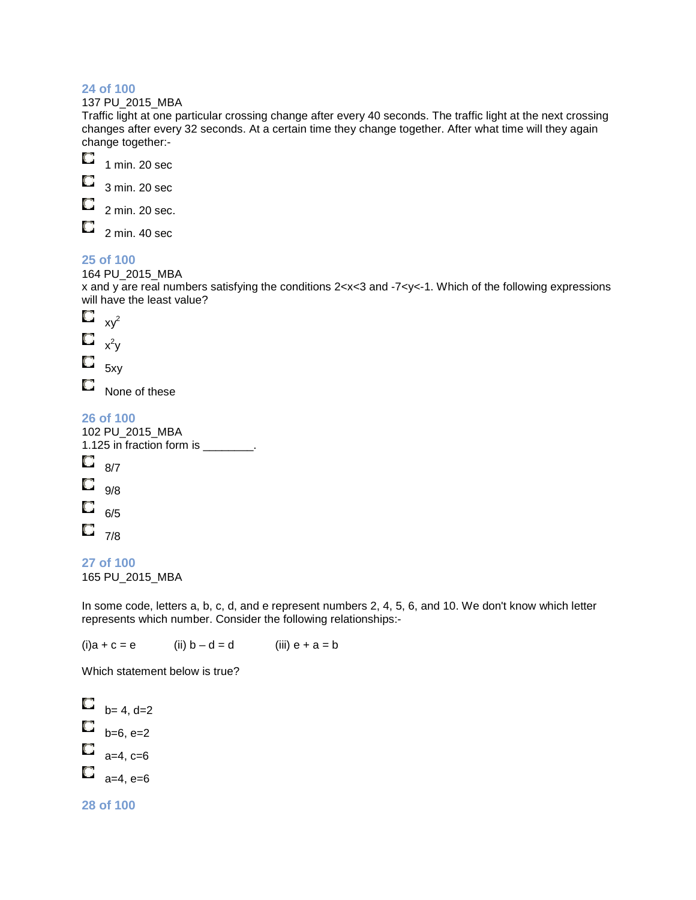### 24 of 100

137 PU_2015_MBA

Traffic light at one particular crossing change after every 40 seconds. The traffic light at the next crossing changes after every 32 seconds. At a certain time they change together. After what time will they again change together:-

- 1 min. 20 sec
- 3 min. 20 sec
- 2 min. 20 sec.
- 2 min. 40 sec

### 25 of 100

164 PU_2015_MBA

x and y are real numbers satisfying the conditions 2<x<3 and -7<y<-1. Which of the following expressions will have the least value?

- $xy^2$
- $x^2y$
- 5xy
- None of these

### 26 of 100

102 PU_2015_MBA

1.125 in fraction form is ________.

- 8/7
- 9/8
- 6/5
- 7/8

### 27 of 100

165 PU_2015_MBA

In some code, letters a, b, c, d, and e represent numbers 2, 4, 5, 6, and 10. We don't know which letter represents which number. Consider the following relationships:-

(i)a + c = e (ii) b – d = d (iii) e + a = b

Which statement below is true?

- b= 4, d=2
- b=6, e=2
- a=4, c=6
- a=4, e=6

### 28 of 100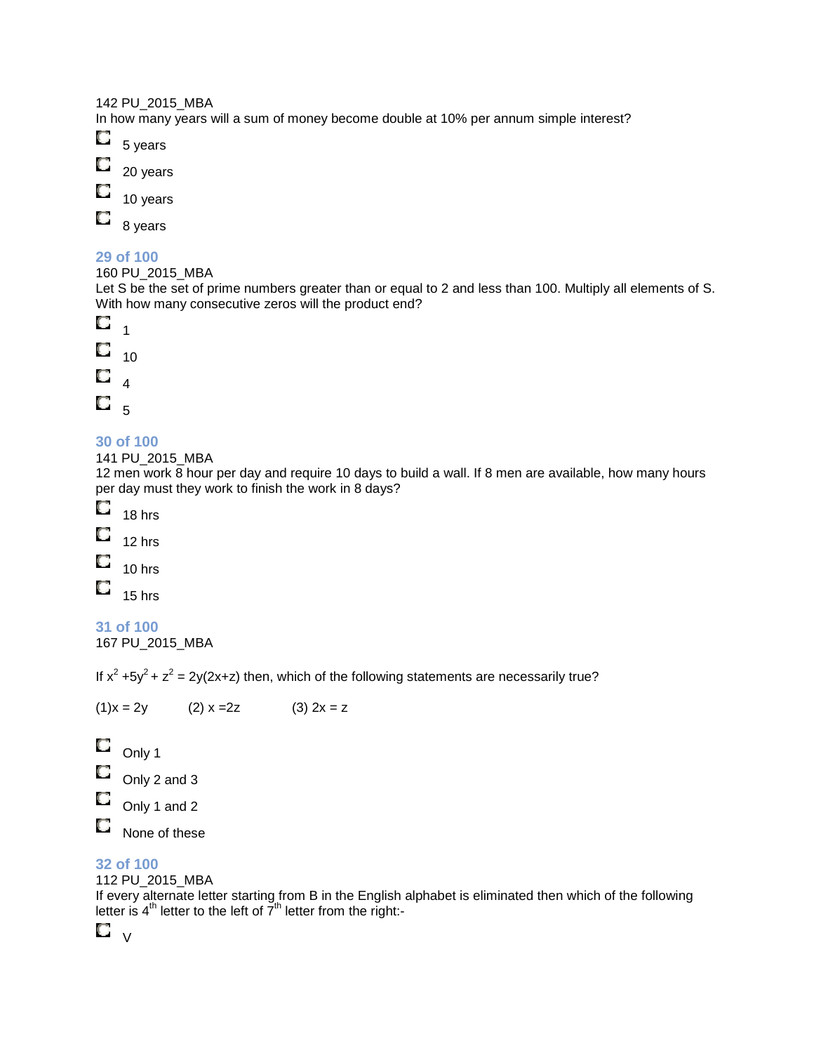142 PU_2015_MBA

In how many years will a sum of money become double at 10% per annum simple interest?

- 5 years
- 20 years
- 10 years
- 8 years

**29 of 100**

160 PU_2015_MBA

Let S be the set of prime numbers greater than or equal to 2 and less than 100. Multiply all elements of S. With how many consecutive zeros will the product end?

- 1
- 10
- 4
- 5

**30 of 100**

141 PU_2015_MBA

12 men work 8 hour per day and require 10 days to build a wall. If 8 men are available, how many hours per day must they work to finish the work in 8 days?

- 18 hrs
- 12 hrs
- 10 hrs
- 15 hrs

**31 of 100**

167 PU_2015_MBA

If $x^2 + 5y^2 + z^2 = 2y(2x+z)$ then, which of the following statements are necessarily true?

(1) $x = 2y$ (2) $x = 2z$ (3) $2x = z$

- Only 1
- Only 2 and 3
- Only 1 and 2
- None of these

**32 of 100**

112 PU_2015_MBA

If every alternate letter starting from B in the English alphabet is eliminated then which of the following letter is $4^{th}$ letter to the left of $7^{th}$ letter from the right:-

- V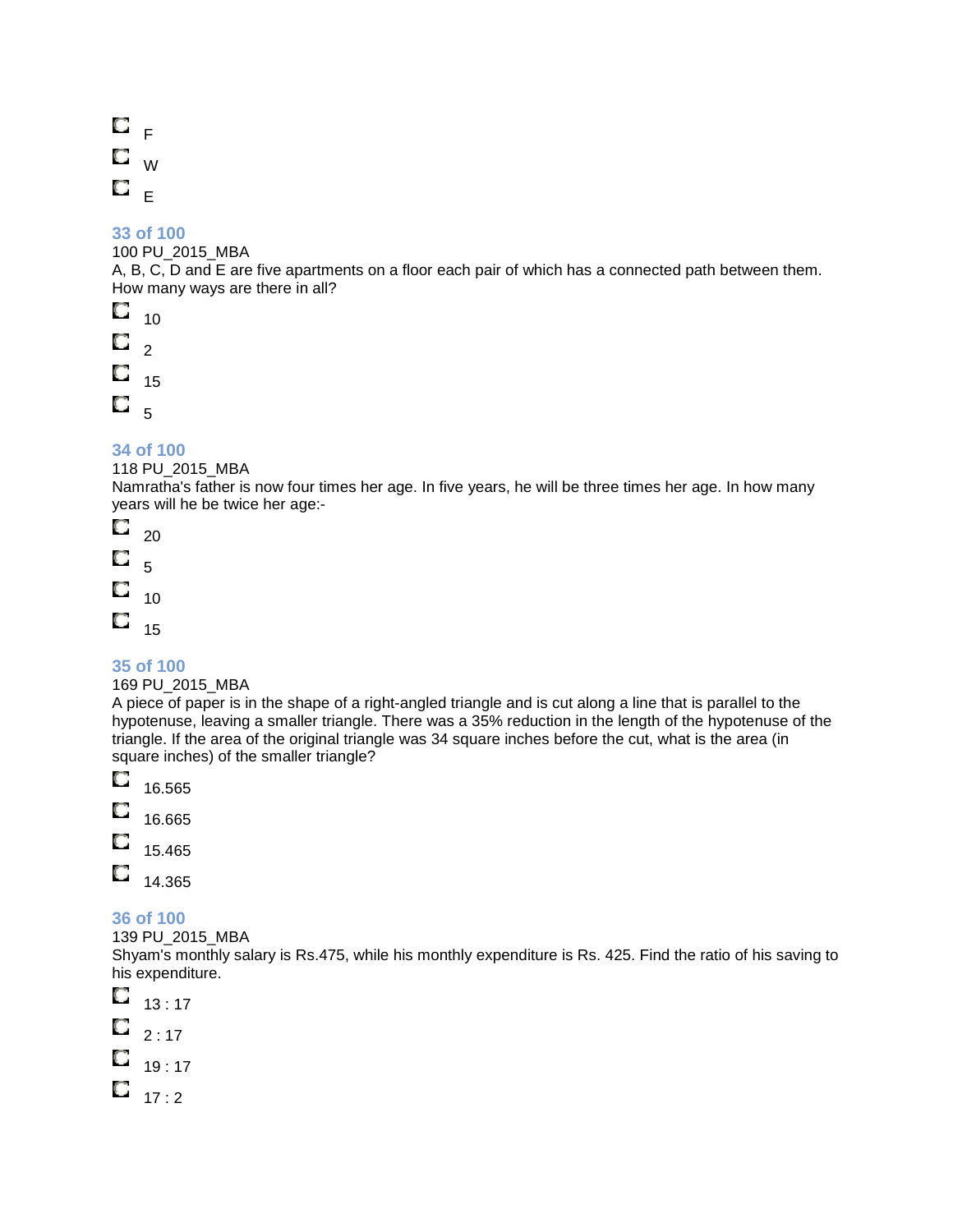- F
- W
- E

### 33 of 100

100 PU_2015_MBA

A, B, C, D and E are five apartments on a floor each pair of which has a connected path between them. How many ways are there in all?

- 10
- 2
- 15
- 5

### 34 of 100

118 PU_2015_MBA

Namratha's father is now four times her age. In five years, he will be three times her age. In how many years will he be twice her age:-

- 20
- 5
- 10
- 15

### 35 of 100

169 PU_2015_MBA

A piece of paper is in the shape of a right-angled triangle and is cut along a line that is parallel to the hypotenuse, leaving a smaller triangle. There was a 35% reduction in the length of the hypotenuse of the triangle. If the area of the original triangle was 34 square inches before the cut, what is the area (in square inches) of the smaller triangle?

- 16.565
- 16.665
- 15.465
- 14.365

### 36 of 100

139 PU_2015_MBA

Shyam's monthly salary is Rs.475, while his monthly expenditure is Rs. 425. Find the ratio of his saving to his expenditure.

- 13 : 17
- 2 : 17
- 19 : 17
- 17 : 2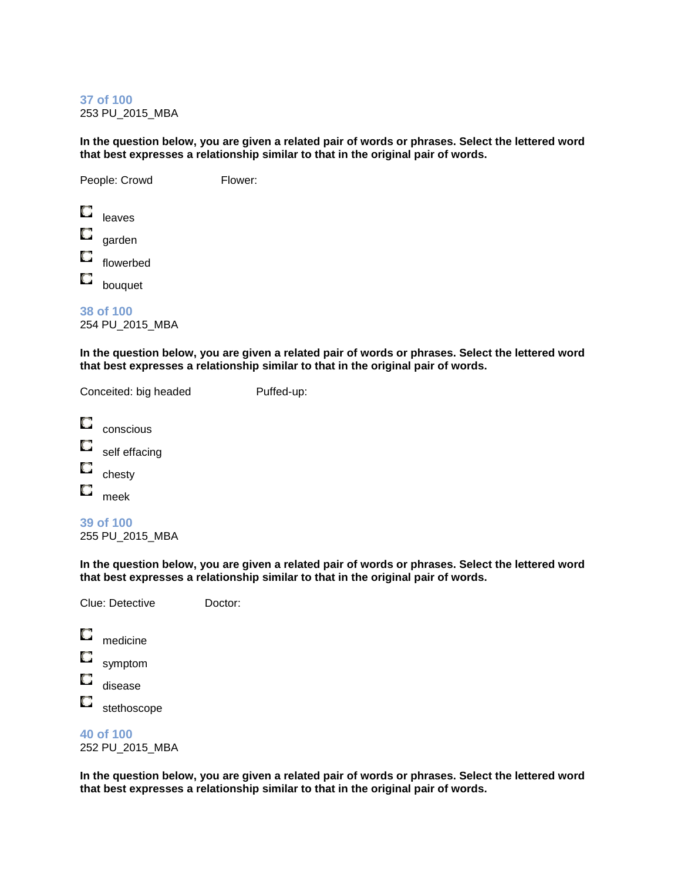### 37 of 100

253 PU_2015_MBA

**In the question below, you are given a related pair of words or phrases. Select the lettered word that best expresses a relationship similar to that in the original pair of words.**

People: Crowd Flower:

- leaves
- garden
- flowerbed
- bouquet

### 38 of 100

254 PU_2015_MBA

**In the question below, you are given a related pair of words or phrases. Select the lettered word that best expresses a relationship similar to that in the original pair of words.**

Conceited: big headed Puffed-up:

- conscious
- self effacing
- chesty
- meek

### 39 of 100

255 PU_2015_MBA

**In the question below, you are given a related pair of words or phrases. Select the lettered word that best expresses a relationship similar to that in the original pair of words.**

Clue: Detective Doctor:

- medicine
- symptom
- disease
- stethoscope

### 40 of 100

252 PU_2015_MBA

**In the question below, you are given a related pair of words or phrases. Select the lettered word that best expresses a relationship similar to that in the original pair of words.**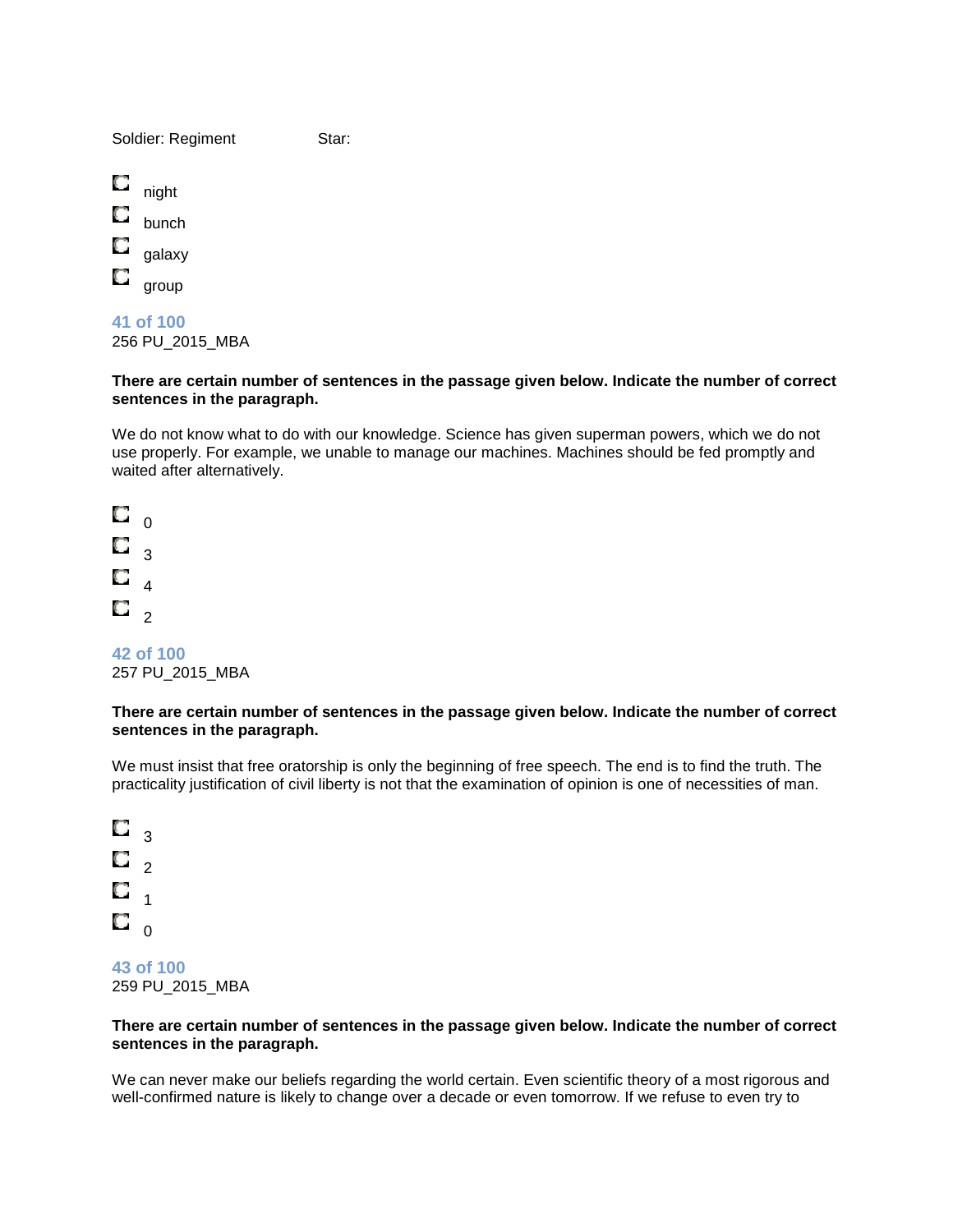Soldier: Regiment Star:

- night
- bunch
- galaxy
- group

**41 of 100**
256 PU_2015_MBA

**There are certain number of sentences in the passage given below. Indicate the number of correct sentences in the paragraph.**

We do not know what to do with our knowledge. Science has given superman powers, which we do not use properly. For example, we unable to manage our machines. Machines should be fed promptly and waited after alternatively.

- 0
- 3
- 4
- 2

**42 of 100**
257 PU_2015_MBA

**There are certain number of sentences in the passage given below. Indicate the number of correct sentences in the paragraph.**

We must insist that free oratorship is only the beginning of free speech. The end is to find the truth. The practicality justification of civil liberty is not that the examination of opinion is one of necessities of man.

- 3
- 2
- 1
- 0

**43 of 100**
259 PU_2015_MBA

**There are certain number of sentences in the passage given below. Indicate the number of correct sentences in the paragraph.**

We can never make our beliefs regarding the world certain. Even scientific theory of a most rigorous and well-confirmed nature is likely to change over a decade or even tomorrow. If we refuse to even try to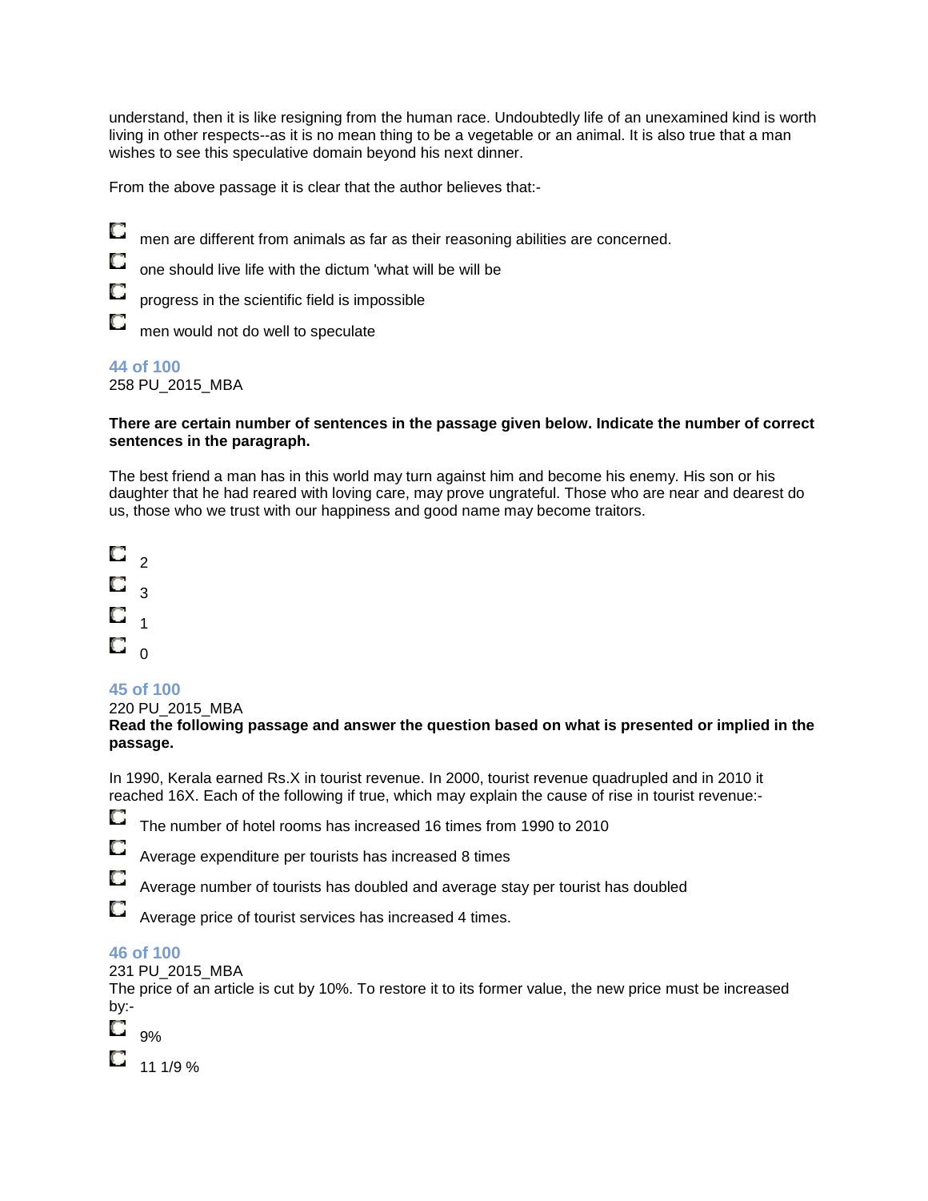understand, then it is like resigning from the human race. Undoubtedly life of an unexamined kind is worth living in other respects--as it is no mean thing to be a vegetable or an animal. It is also true that a man wishes to see this speculative domain beyond his next dinner.

From the above passage it is clear that the author believes that:-

- men are different from animals as far as their reasoning abilities are concerned.
- one should live life with the dictum 'what will be will be
- progress in the scientific field is impossible
- men would not do well to speculate

**44 of 100**

258 PU_2015_MBA

**There are certain number of sentences in the passage given below. Indicate the number of correct sentences in the paragraph.**

The best friend a man has in this world may turn against him and become his enemy. His son or his daughter that he had reared with loving care, may prove ungrateful. Those who are near and dearest do us, those who we trust with our happiness and good name may become traitors.

- 2
- 3
- 1
- 0

**45 of 100**

220 PU_2015_MBA

**Read the following passage and answer the question based on what is presented or implied in the passage.**

In 1990, Kerala earned Rs.X in tourist revenue. In 2000, tourist revenue quadrupled and in 2010 it reached 16X. Each of the following if true, which may explain the cause of rise in tourist revenue:-

- The number of hotel rooms has increased 16 times from 1990 to 2010
- Average expenditure per tourists has increased 8 times
- Average number of tourists has doubled and average stay per tourist has doubled
- Average price of tourist services has increased 4 times.

**46 of 100**

231 PU_2015_MBA

The price of an article is cut by 10%. To restore it to its former value, the new price must be increased by:-

- 9%
- 11 1/9 %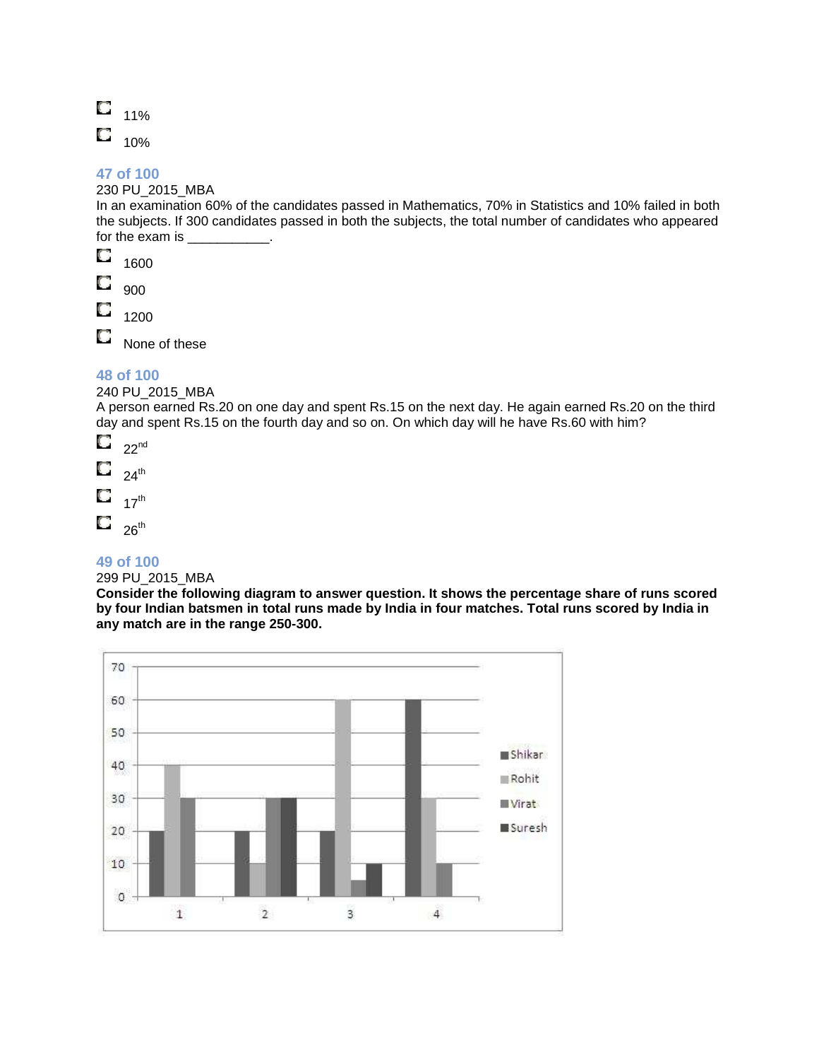- 11%
- 10%

### 47 of 100

230 PU_2015_MBA

In an examination 60% of the candidates passed in Mathematics, 70% in Statistics and 10% failed in both the subjects. If 300 candidates passed in both the subjects, the total number of candidates who appeared for the exam is ___________.

- 1600
- 900
- 1200
- None of these

### 48 of 100

240 PU_2015_MBA

A person earned Rs.20 on one day and spent Rs.15 on the next day. He again earned Rs.20 on the third day and spent Rs.15 on the fourth day and so on. On which day will he have Rs.60 with him?

- 22nd
- 24th
- 17th
- 26th

### 49 of 100

299 PU_2015_MBA

**Consider the following diagram to answer question. It shows the percentage share of runs scored by four Indian batsmen in total runs made by India in four matches. Total runs scored by India in any match are in the range 250-300.**

| Match | Shikar | Rohit | Virat | Suresh |
|---|---|---|---|---|
| 1 | 20 | 40 | 30 | |
| 2 | 20 | 10 | 30 | 30 |
| 3 | 20 | 60 | 5 | 10 |
| 4 | 60 | 30 | 10 | |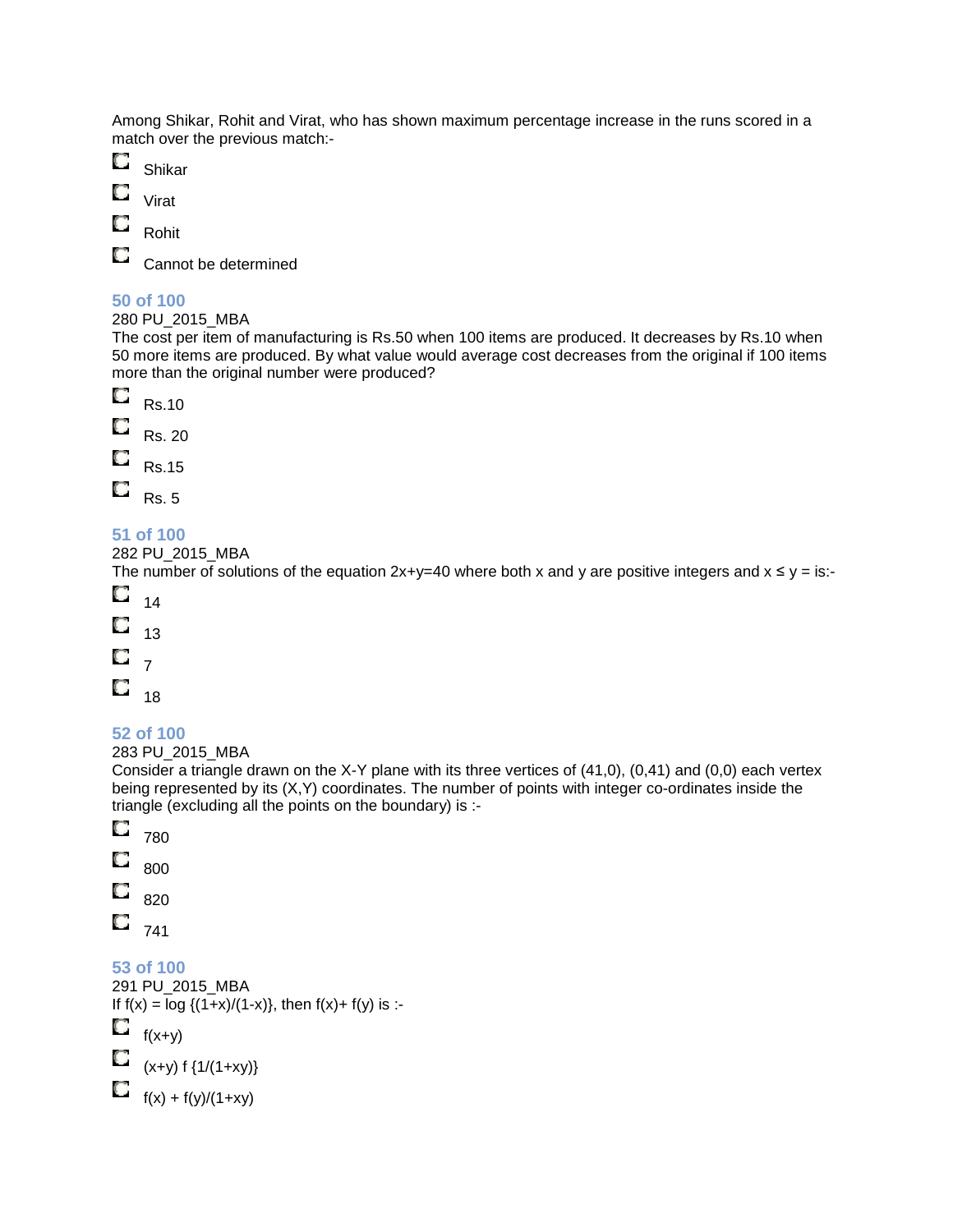Among Shikar, Rohit and Virat, who has shown maximum percentage increase in the runs scored in a match over the previous match:-

- Shikar
- Virat
- Rohit
- Cannot be determined

## 50 of 100

280 PU_2015_MBA

The cost per item of manufacturing is Rs.50 when 100 items are produced. It decreases by Rs.10 when 50 more items are produced. By what value would average cost decreases from the original if 100 items more than the original number were produced?

- Rs.10
- Rs. 20
- Rs.15
- Rs. 5

## 51 of 100

282 PU_2015_MBA

The number of solutions of the equation $2x+y=40$ where both x and y are positive integers and $x \leq y$ = is:-

- 14
- 13
- 7
- 18

## 52 of 100

283 PU_2015_MBA

Consider a triangle drawn on the X-Y plane with its three vertices of (41,0), (0,41) and (0,0) each vertex being represented by its (X,Y) coordinates. The number of points with integer co-ordinates inside the triangle (excluding all the points on the boundary) is :-

- 780
- 800
- 820
- 741

## 53 of 100

291 PU_2015_MBA

If $f(x) = \log \{(1+x)/(1-x)\}$, then $f(x)+ f(y)$ is :-

- $f(x+y)$
- $(x+y) f \{1/(1+xy)\}$
- $f(x) + f(y)/(1+xy)$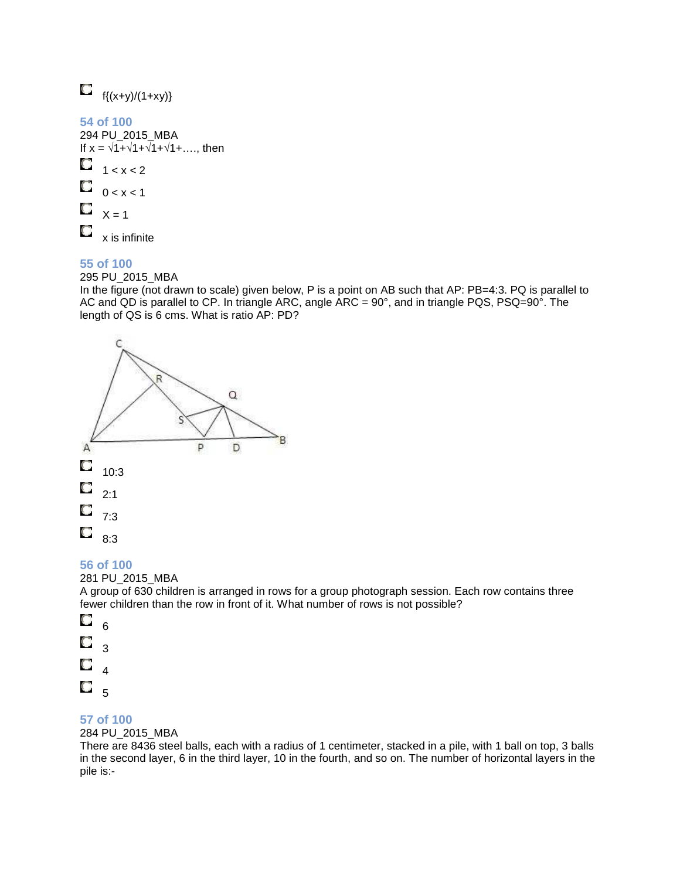- f{(x+y)/(1+xy)}

**54 of 100**

294 PU_2015_MBA

If x = √1+√1+√1+√1+…., then

- 1 < x < 2
- 0 < x < 1
- X = 1
- x is infinite

**55 of 100**

295 PU_2015_MBA

In the figure (not drawn to scale) given below, P is a point on AB such that AP: PB=4:3. PQ is parallel to AC and QD is parallel to CP. In triangle ARC, angle ARC = 90°, and in triangle PQS, PSQ=90°. The length of QS is 6 cms. What is ratio AP: PD?

- 10:3
- 2:1
- 7:3
- 8:3

**56 of 100**

281 PU_2015_MBA

A group of 630 children is arranged in rows for a group photograph session. Each row contains three fewer children than the row in front of it. What number of rows is not possible?

- 6
- 3
- 4
- 5

**57 of 100**

284 PU_2015_MBA

There are 8436 steel balls, each with a radius of 1 centimeter, stacked in a pile, with 1 ball on top, 3 balls in the second layer, 6 in the third layer, 10 in the fourth, and so on. The number of horizontal layers in the pile is:-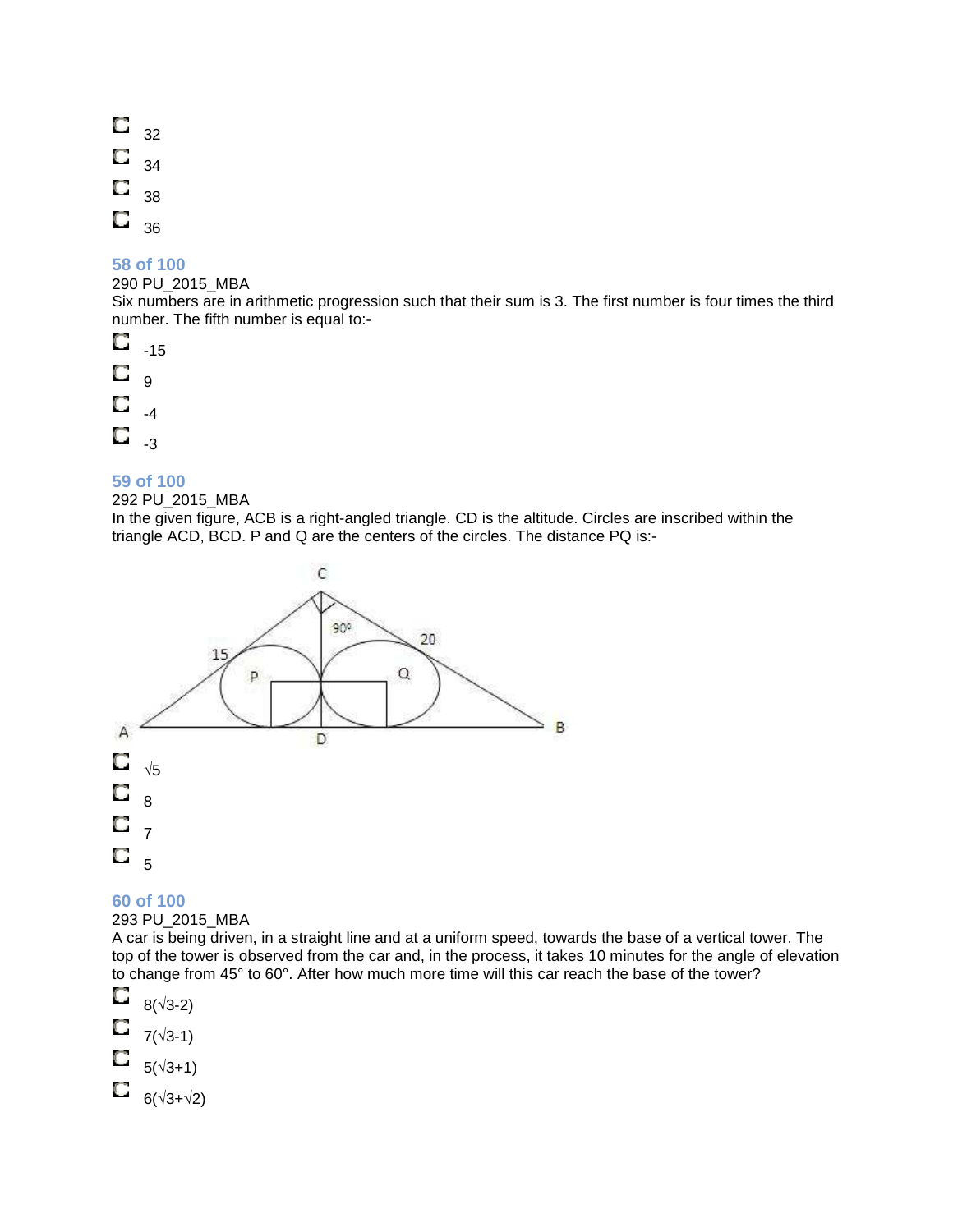- 32
- 34
- 38
- 36

### 58 of 100

290 PU_2015_MBA

Six numbers are in arithmetic progression such that their sum is 3. The first number is four times the third number. The fifth number is equal to:-

- -15
- 9
- -4
- -3

### 59 of 100

292 PU_2015_MBA

In the given figure, ACB is a right-angled triangle. CD is the altitude. Circles are inscribed within the triangle ACD, BCD. P and Q are the centers of the circles. The distance PQ is:-

- √5
- 8
- 7
- 5

### 60 of 100

293 PU_2015_MBA

A car is being driven, in a straight line and at a uniform speed, towards the base of a vertical tower. The top of the tower is observed from the car and, in the process, it takes 10 minutes for the angle of elevation to change from 45° to 60°. After how much more time will this car reach the base of the tower?

- $8(\sqrt{3}-2)$
- $7(\sqrt{3}-1)$
- $5(\sqrt{3}+1)$
- $6(\sqrt{3}+\sqrt{2})$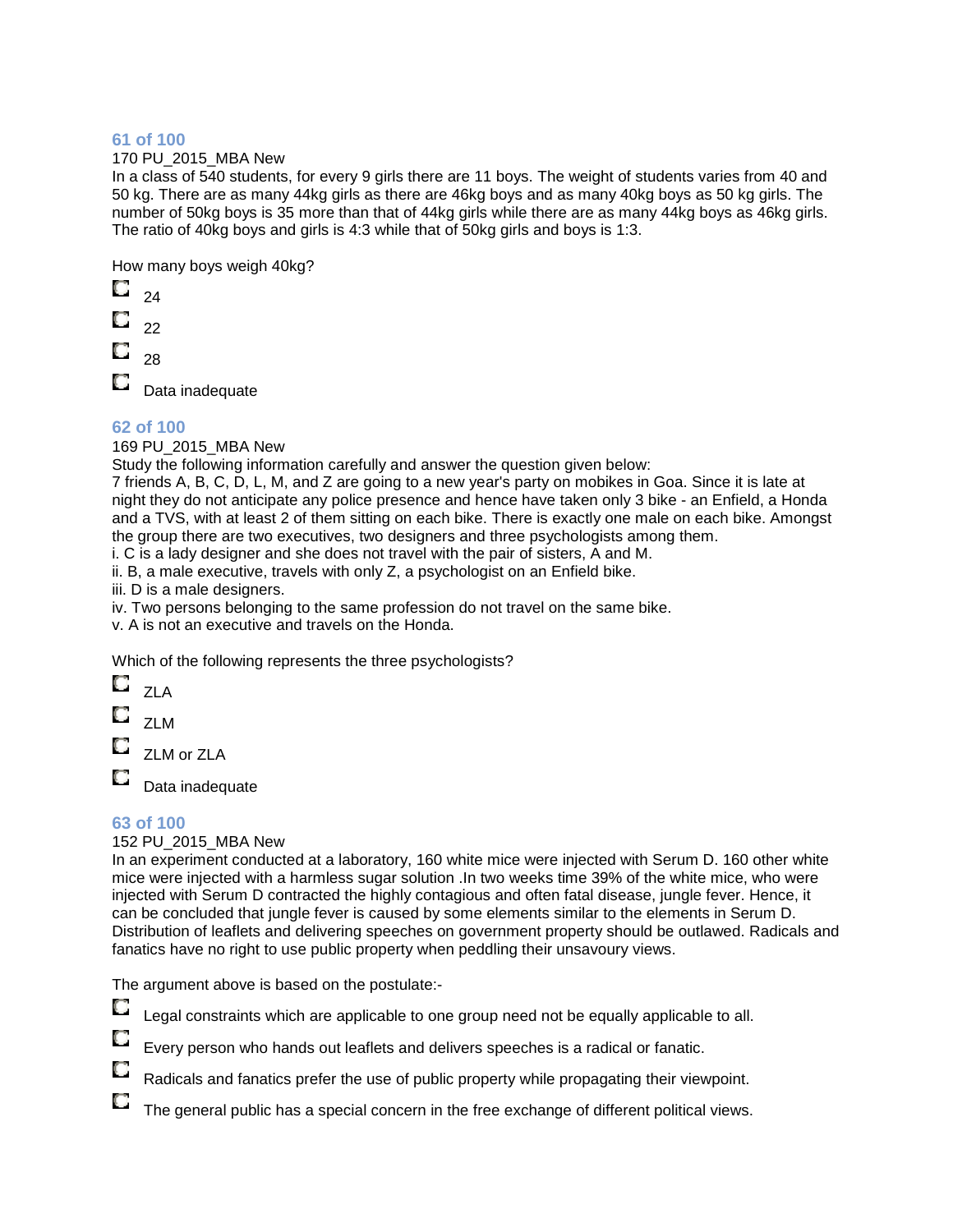### 61 of 100

170 PU_2015_MBA New

In a class of 540 students, for every 9 girls there are 11 boys. The weight of students varies from 40 and 50 kg. There are as many 44kg girls as there are 46kg boys and as many 40kg boys as 50 kg girls. The number of 50kg boys is 35 more than that of 44kg girls while there are as many 44kg boys as 46kg girls. The ratio of 40kg boys and girls is 4:3 while that of 50kg girls and boys is 1:3.

How many boys weigh 40kg?

- 24
- 22
- 28
- Data inadequate

### 62 of 100

169 PU_2015_MBA New

Study the following information carefully and answer the question given below:

7 friends A, B, C, D, L, M, and Z are going to a new year's party on mobikes in Goa. Since it is late at night they do not anticipate any police presence and hence have taken only 3 bike - an Enfield, a Honda and a TVS, with at least 2 of them sitting on each bike. There is exactly one male on each bike. Amongst the group there are two executives, two designers and three psychologists among them.

i. C is a lady designer and she does not travel with the pair of sisters, A and M.

ii. B, a male executive, travels with only Z, a psychologist on an Enfield bike.

iii. D is a male designers.

iv. Two persons belonging to the same profession do not travel on the same bike.

v. A is not an executive and travels on the Honda.

Which of the following represents the three psychologists?

- ZLA
- ZLM
- ZLM or ZLA
- Data inadequate

### 63 of 100

152 PU_2015_MBA New

In an experiment conducted at a laboratory, 160 white mice were injected with Serum D. 160 other white mice were injected with a harmless sugar solution .In two weeks time 39% of the white mice, who were injected with Serum D contracted the highly contagious and often fatal disease, jungle fever. Hence, it can be concluded that jungle fever is caused by some elements similar to the elements in Serum D. Distribution of leaflets and delivering speeches on government property should be outlawed. Radicals and fanatics have no right to use public property when peddling their unsavoury views.

The argument above is based on the postulate:-

- Legal constraints which are applicable to one group need not be equally applicable to all.
- Every person who hands out leaflets and delivers speeches is a radical or fanatic.
- Radicals and fanatics prefer the use of public property while propagating their viewpoint.
- The general public has a special concern in the free exchange of different political views.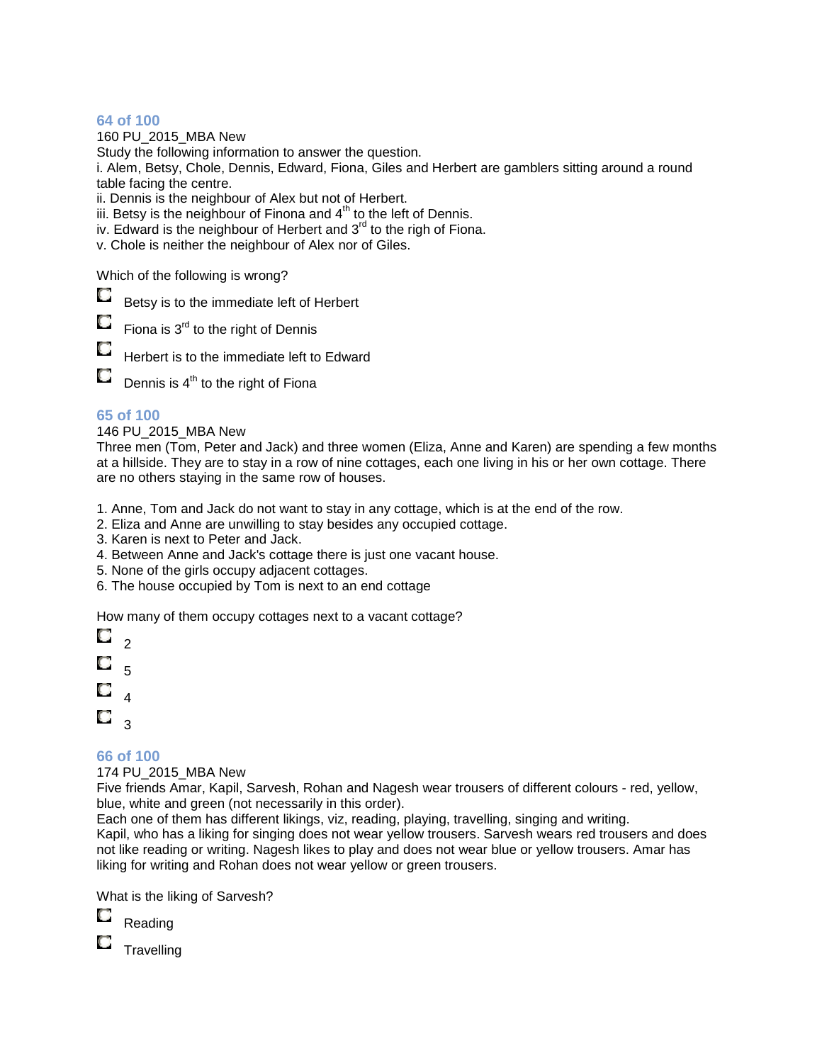### 64 of 100

160 PU_2015_MBA New

Study the following information to answer the question.

i. Alem, Betsy, Chole, Dennis, Edward, Fiona, Giles and Herbert are gamblers sitting around a round table facing the centre.

ii. Dennis is the neighbour of Alex but not of Herbert.

iii. Betsy is the neighbour of Finona and 4th to the left of Dennis.

iv. Edward is the neighbour of Herbert and 3rd to the righ of Fiona.

v. Chole is neither the neighbour of Alex nor of Giles.

Which of the following is wrong?

- Betsy is to the immediate left of Herbert
- Fiona is 3rd to the right of Dennis
- Herbert is to the immediate left to Edward
- Dennis is 4th to the right of Fiona

### 65 of 100

146 PU_2015_MBA New

Three men (Tom, Peter and Jack) and three women (Eliza, Anne and Karen) are spending a few months at a hillside. They are to stay in a row of nine cottages, each one living in his or her own cottage. There are no others staying in the same row of houses.

1. Anne, Tom and Jack do not want to stay in any cottage, which is at the end of the row.
2. Eliza and Anne are unwilling to stay besides any occupied cottage.
3. Karen is next to Peter and Jack.
4. Between Anne and Jack's cottage there is just one vacant house.
5. None of the girls occupy adjacent cottages.
6. The house occupied by Tom is next to an end cottage

How many of them occupy cottages next to a vacant cottage?

- 2
- 5
- 4
- 3

### 66 of 100

174 PU_2015_MBA New

Five friends Amar, Kapil, Sarvesh, Rohan and Nagesh wear trousers of different colours - red, yellow, blue, white and green (not necessarily in this order).

Each one of them has different likings, viz, reading, playing, travelling, singing and writing.

Kapil, who has a liking for singing does not wear yellow trousers. Sarvesh wears red trousers and does not like reading or writing. Nagesh likes to play and does not wear blue or yellow trousers. Amar has liking for writing and Rohan does not wear yellow or green trousers.

What is the liking of Sarvesh?

- Reading
- Travelling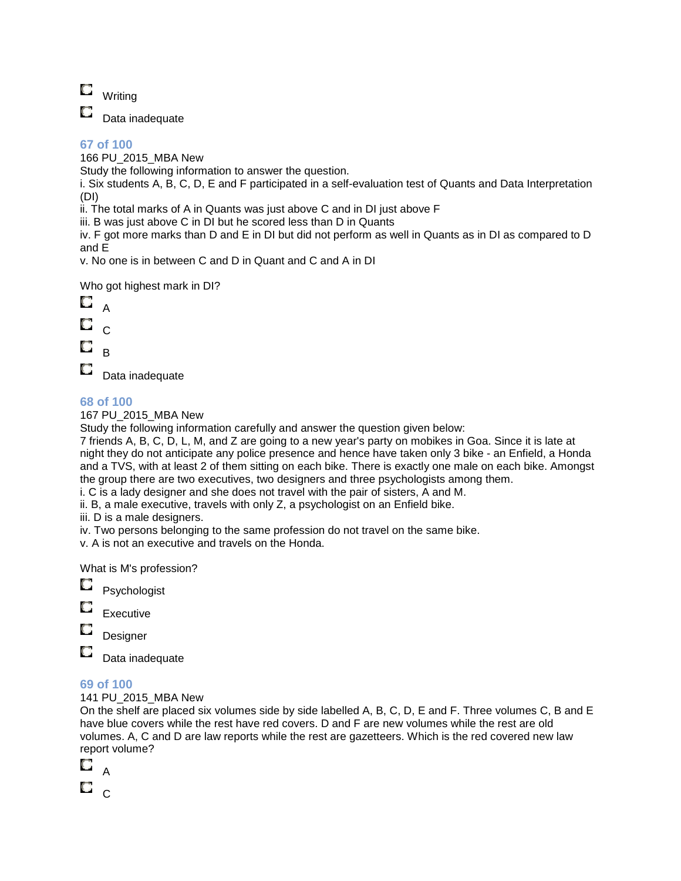- Writing
- Data inadequate

### 67 of 100

166 PU_2015_MBA New

Study the following information to answer the question.

i. Six students A, B, C, D, E and F participated in a self-evaluation test of Quants and Data Interpretation (DI)

ii. The total marks of A in Quants was just above C and in DI just above F

iii. B was just above C in DI but he scored less than D in Quants

iv. F got more marks than D and E in DI but did not perform as well in Quants as in DI as compared to D and E

v. No one is in between C and D in Quant and C and A in DI

Who got highest mark in DI?

- A
- C
- B
- Data inadequate

### 68 of 100

167 PU_2015_MBA New

Study the following information carefully and answer the question given below:

7 friends A, B, C, D, L, M, and Z are going to a new year's party on mobikes in Goa. Since it is late at night they do not anticipate any police presence and hence have taken only 3 bike - an Enfield, a Honda and a TVS, with at least 2 of them sitting on each bike. There is exactly one male on each bike. Amongst the group there are two executives, two designers and three psychologists among them.

i. C is a lady designer and she does not travel with the pair of sisters, A and M.

ii. B, a male executive, travels with only Z, a psychologist on an Enfield bike.

iii. D is a male designers.

iv. Two persons belonging to the same profession do not travel on the same bike.

v. A is not an executive and travels on the Honda.

What is M's profession?

- Psychologist
- Executive
- Designer
- Data inadequate

### 69 of 100

141 PU_2015_MBA New

On the shelf are placed six volumes side by side labelled A, B, C, D, E and F. Three volumes C, B and E have blue covers while the rest have red covers. D and F are new volumes while the rest are old volumes. A, C and D are law reports while the rest are gazetteers. Which is the red covered new law report volume?

- A
- C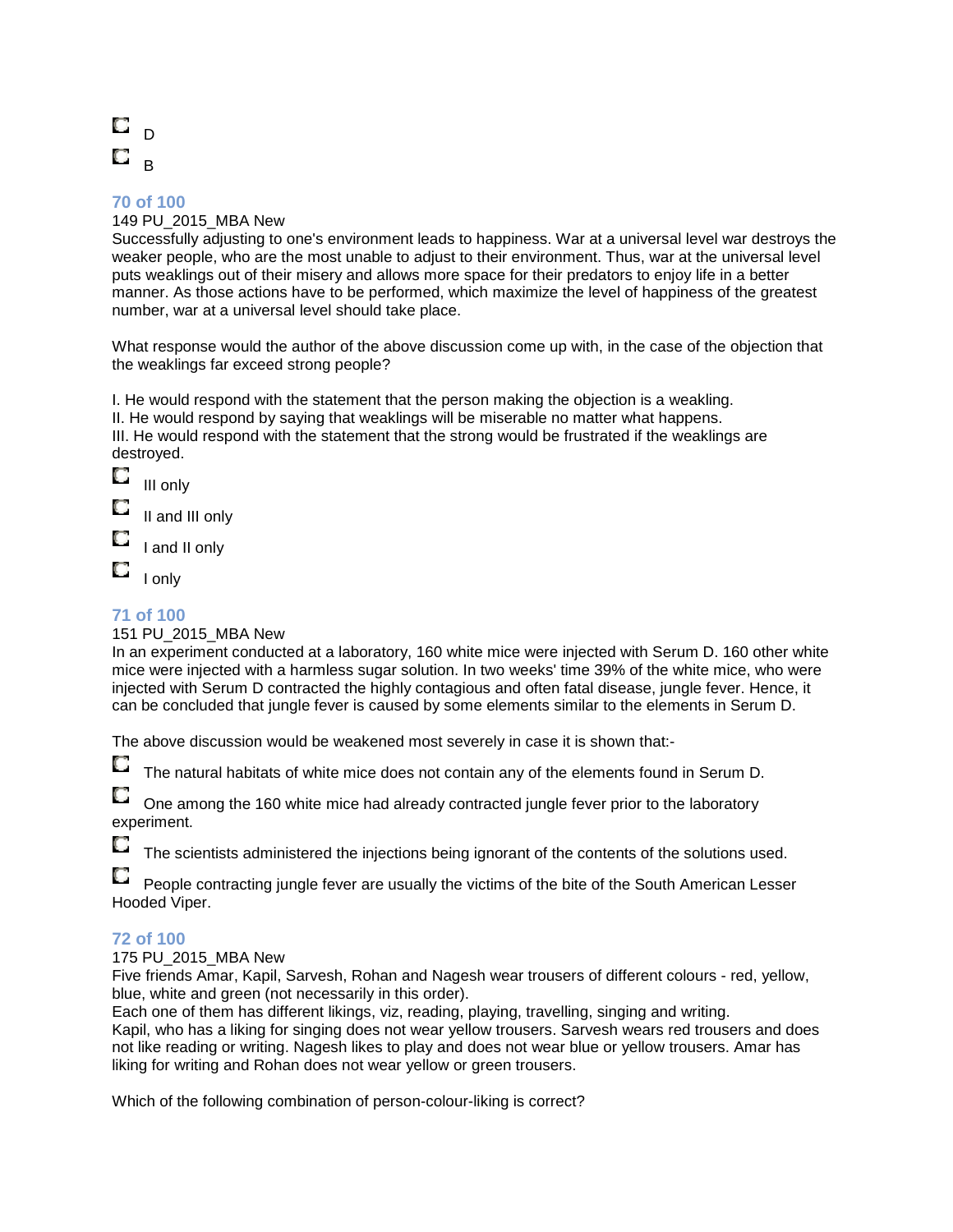- D
- B

### 70 of 100

149 PU_2015_MBA New

Successfully adjusting to one's environment leads to happiness. War at a universal level war destroys the weaker people, who are the most unable to adjust to their environment. Thus, war at the universal level puts weaklings out of their misery and allows more space for their predators to enjoy life in a better manner. As those actions have to be performed, which maximize the level of happiness of the greatest number, war at a universal level should take place.

What response would the author of the above discussion come up with, in the case of the objection that the weaklings far exceed strong people?

I. He would respond with the statement that the person making the objection is a weakling.
II. He would respond by saying that weaklings will be miserable no matter what happens.
III. He would respond with the statement that the strong would be frustrated if the weaklings are destroyed.

- III only
- II and III only
- I and II only
- I only

### 71 of 100

151 PU_2015_MBA New

In an experiment conducted at a laboratory, 160 white mice were injected with Serum D. 160 other white mice were injected with a harmless sugar solution. In two weeks' time 39% of the white mice, who were injected with Serum D contracted the highly contagious and often fatal disease, jungle fever. Hence, it can be concluded that jungle fever is caused by some elements similar to the elements in Serum D.

The above discussion would be weakened most severely in case it is shown that:-

- The natural habitats of white mice does not contain any of the elements found in Serum D.
- One among the 160 white mice had already contracted jungle fever prior to the laboratory experiment.
- The scientists administered the injections being ignorant of the contents of the solutions used.
- People contracting jungle fever are usually the victims of the bite of the South American Lesser Hooded Viper.

### 72 of 100

175 PU_2015_MBA New

Five friends Amar, Kapil, Sarvesh, Rohan and Nagesh wear trousers of different colours - red, yellow, blue, white and green (not necessarily in this order).
Each one of them has different likings, viz, reading, playing, travelling, singing and writing.
Kapil, who has a liking for singing does not wear yellow trousers. Sarvesh wears red trousers and does not like reading or writing. Nagesh likes to play and does not wear blue or yellow trousers. Amar has liking for writing and Rohan does not wear yellow or green trousers.

Which of the following combination of person-colour-liking is correct?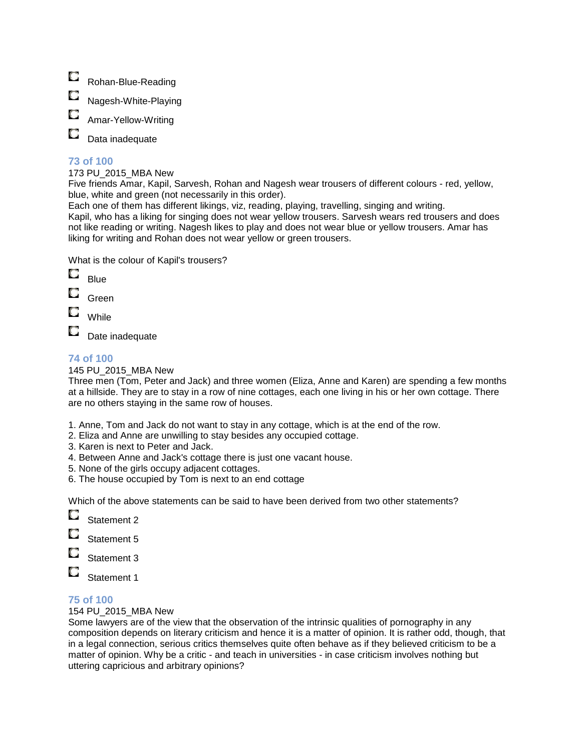- Rohan-Blue-Reading
- Nagesh-White-Playing
- Amar-Yellow-Writing
- Data inadequate

### 73 of 100

173 PU_2015_MBA New

Five friends Amar, Kapil, Sarvesh, Rohan and Nagesh wear trousers of different colours - red, yellow, blue, white and green (not necessarily in this order).
Each one of them has different likings, viz, reading, playing, travelling, singing and writing.
Kapil, who has a liking for singing does not wear yellow trousers. Sarvesh wears red trousers and does not like reading or writing. Nagesh likes to play and does not wear blue or yellow trousers. Amar has liking for writing and Rohan does not wear yellow or green trousers.

What is the colour of Kapil's trousers?

- Blue
- Green
- While
- Date inadequate

### 74 of 100

145 PU_2015_MBA New

Three men (Tom, Peter and Jack) and three women (Eliza, Anne and Karen) are spending a few months at a hillside. They are to stay in a row of nine cottages, each one living in his or her own cottage. There are no others staying in the same row of houses.

1. Anne, Tom and Jack do not want to stay in any cottage, which is at the end of the row.
2. Eliza and Anne are unwilling to stay besides any occupied cottage.
3. Karen is next to Peter and Jack.
4. Between Anne and Jack's cottage there is just one vacant house.
5. None of the girls occupy adjacent cottages.
6. The house occupied by Tom is next to an end cottage

Which of the above statements can be said to have been derived from two other statements?

- Statement 2
- Statement 5
- Statement 3
- Statement 1

### 75 of 100

154 PU_2015_MBA New

Some lawyers are of the view that the observation of the intrinsic qualities of pornography in any composition depends on literary criticism and hence it is a matter of opinion. It is rather odd, though, that in a legal connection, serious critics themselves quite often behave as if they believed criticism to be a matter of opinion. Why be a critic - and teach in universities - in case criticism involves nothing but uttering capricious and arbitrary opinions?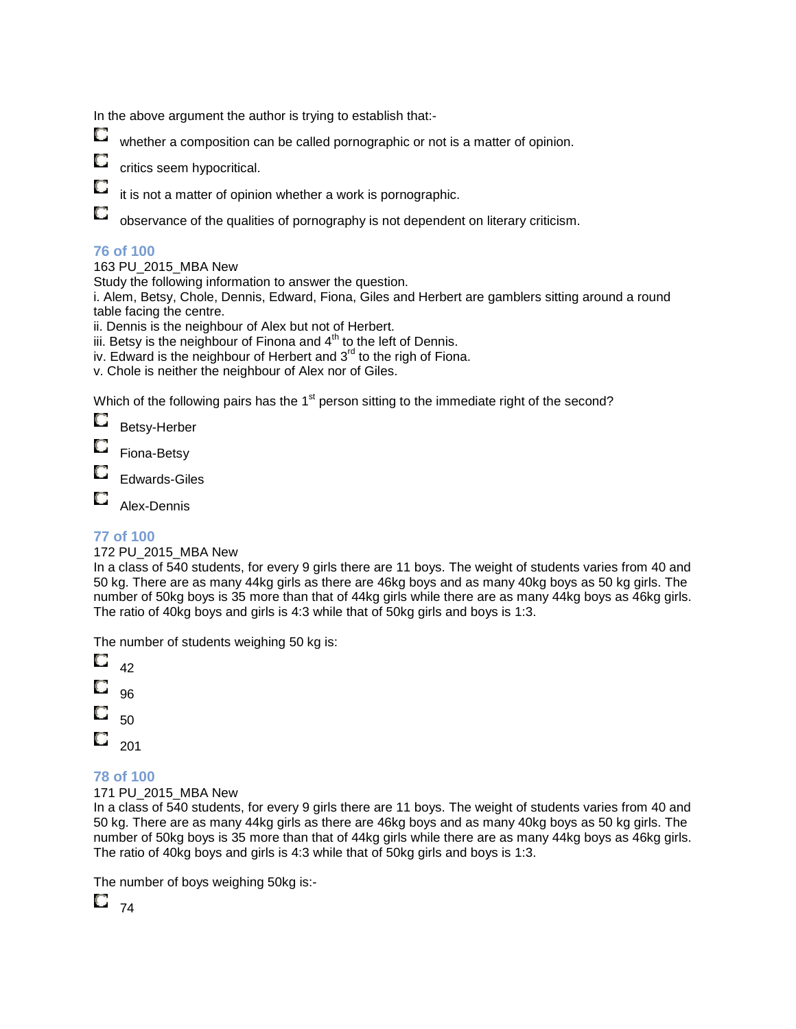In the above argument the author is trying to establish that:-

- whether a composition can be called pornographic or not is a matter of opinion.
- critics seem hypocritical.
- it is not a matter of opinion whether a work is pornographic.
- observance of the qualities of pornography is not dependent on literary criticism.

### 76 of 100

163 PU_2015_MBA New

Study the following information to answer the question.

i. Alem, Betsy, Chole, Dennis, Edward, Fiona, Giles and Herbert are gamblers sitting around a round table facing the centre.

ii. Dennis is the neighbour of Alex but not of Herbert.

iii. Betsy is the neighbour of Finona and 4th to the left of Dennis.

iv. Edward is the neighbour of Herbert and 3rd to the righ of Fiona.

v. Chole is neither the neighbour of Alex nor of Giles.

Which of the following pairs has the 1st person sitting to the immediate right of the second?

- Betsy-Herber
- Fiona-Betsy
- Edwards-Giles
- Alex-Dennis

### 77 of 100

172 PU_2015_MBA New

In a class of 540 students, for every 9 girls there are 11 boys. The weight of students varies from 40 and 50 kg. There are as many 44kg girls as there are 46kg boys and as many 40kg boys as 50 kg girls. The number of 50kg boys is 35 more than that of 44kg girls while there are as many 44kg boys as 46kg girls. The ratio of 40kg boys and girls is 4:3 while that of 50kg girls and boys is 1:3.

The number of students weighing 50 kg is:

- 42
- 96
- 50
- 201

### 78 of 100

171 PU_2015_MBA New

In a class of 540 students, for every 9 girls there are 11 boys. The weight of students varies from 40 and 50 kg. There are as many 44kg girls as there are 46kg boys and as many 40kg boys as 50 kg girls. The number of 50kg boys is 35 more than that of 44kg girls while there are as many 44kg boys as 46kg girls. The ratio of 40kg boys and girls is 4:3 while that of 50kg girls and boys is 1:3.

The number of boys weighing 50kg is:-

- 74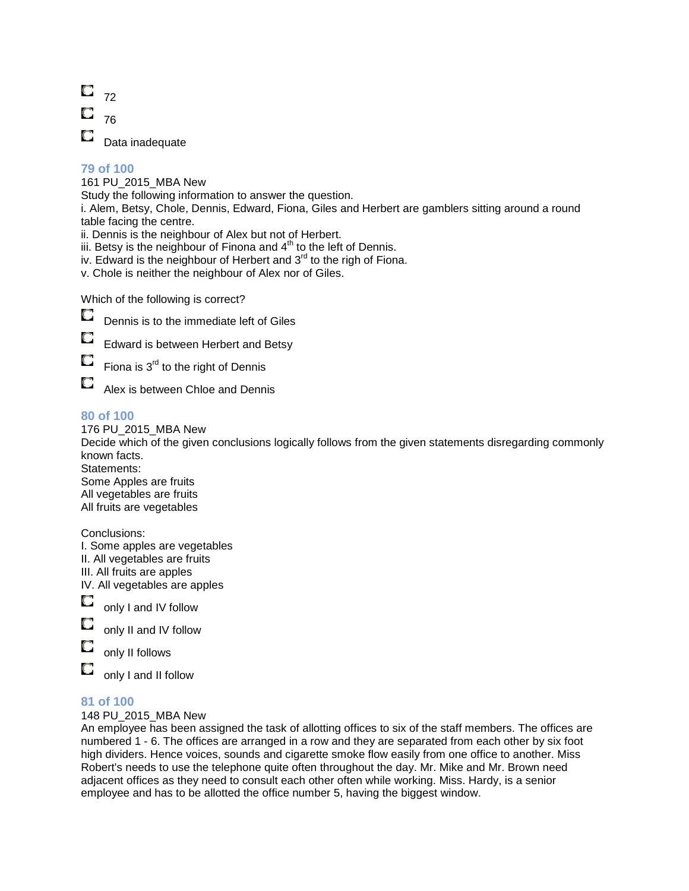- 72
- 76
- Data inadequate

### 79 of 100

161 PU_2015_MBA New

Study the following information to answer the question.

i. Alem, Betsy, Chole, Dennis, Edward, Fiona, Giles and Herbert are gamblers sitting around a round table facing the centre.

ii. Dennis is the neighbour of Alex but not of Herbert.

iii. Betsy is the neighbour of Finona and 4th to the left of Dennis.

iv. Edward is the neighbour of Herbert and 3rd to the righ of Fiona.

v. Chole is neither the neighbour of Alex nor of Giles.

Which of the following is correct?

- Dennis is to the immediate left of Giles
- Edward is between Herbert and Betsy
- Fiona is 3rd to the right of Dennis
- Alex is between Chloe and Dennis

### 80 of 100

176 PU_2015_MBA New

Decide which of the given conclusions logically follows from the given statements disregarding commonly known facts.

Statements:

Some Apples are fruits

All vegetables are fruits

All fruits are vegetables

Conclusions:

I. Some apples are vegetables

II. All vegetables are fruits

III. All fruits are apples

IV. All vegetables are apples

- only I and IV follow
- only II and IV follow
- only II follows
- only I and II follow

### 81 of 100

148 PU_2015_MBA New

An employee has been assigned the task of allotting offices to six of the staff members. The offices are numbered 1 - 6. The offices are arranged in a row and they are separated from each other by six foot high dividers. Hence voices, sounds and cigarette smoke flow easily from one office to another. Miss Robert's needs to use the telephone quite often throughout the day. Mr. Mike and Mr. Brown need adjacent offices as they need to consult each other often while working. Miss. Hardy, is a senior employee and has to be allotted the office number 5, having the biggest window.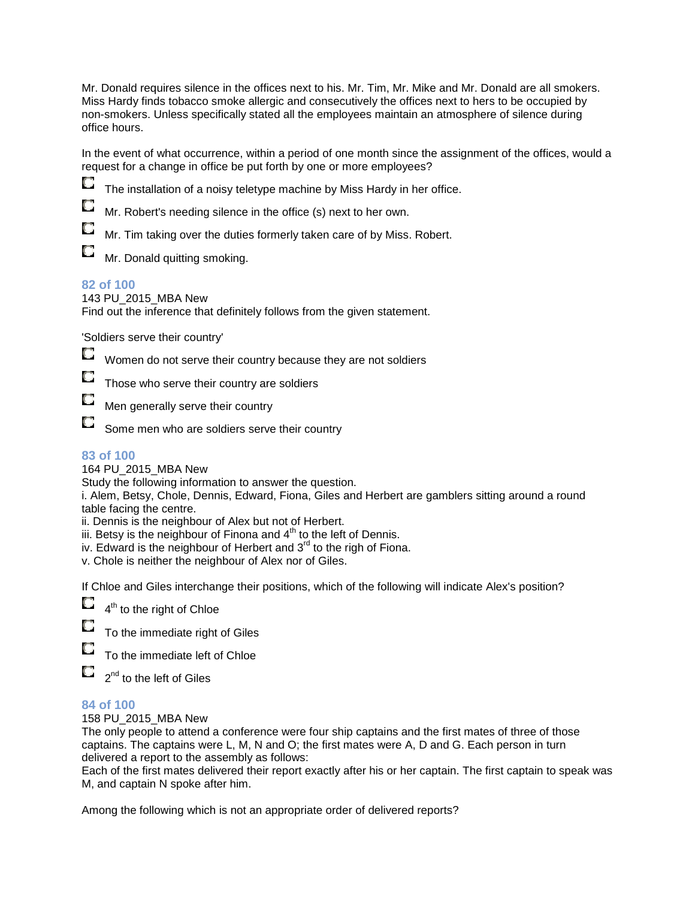Mr. Donald requires silence in the offices next to his. Mr. Tim, Mr. Mike and Mr. Donald are all smokers. Miss Hardy finds tobacco smoke allergic and consecutively the offices next to hers to be occupied by non-smokers. Unless specifically stated all the employees maintain an atmosphere of silence during office hours.

In the event of what occurrence, within a period of one month since the assignment of the offices, would a request for a change in office be put forth by one or more employees?

- The installation of a noisy teletype machine by Miss Hardy in her office.
- Mr. Robert's needing silence in the office (s) next to her own.
- Mr. Tim taking over the duties formerly taken care of by Miss. Robert.
- Mr. Donald quitting smoking.

### 82 of 100

143 PU_2015_MBA New

Find out the inference that definitely follows from the given statement.

'Soldiers serve their country'

- Women do not serve their country because they are not soldiers
- Those who serve their country are soldiers
- Men generally serve their country
- Some men who are soldiers serve their country

### 83 of 100

164 PU_2015_MBA New

Study the following information to answer the question.

i. Alem, Betsy, Chole, Dennis, Edward, Fiona, Giles and Herbert are gamblers sitting around a round table facing the centre.
ii. Dennis is the neighbour of Alex but not of Herbert.
iii. Betsy is the neighbour of Finona and 4th to the left of Dennis.
iv. Edward is the neighbour of Herbert and 3rd to the righ of Fiona.
v. Chole is neither the neighbour of Alex nor of Giles.

If Chloe and Giles interchange their positions, which of the following will indicate Alex's position?

- 4th to the right of Chloe
- To the immediate right of Giles
- To the immediate left of Chloe
- 2nd to the left of Giles

### 84 of 100

158 PU_2015_MBA New

The only people to attend a conference were four ship captains and the first mates of three of those captains. The captains were L, M, N and O; the first mates were A, D and G. Each person in turn delivered a report to the assembly as follows:

Each of the first mates delivered their report exactly after his or her captain. The first captain to speak was M, and captain N spoke after him.

Among the following which is not an appropriate order of delivered reports?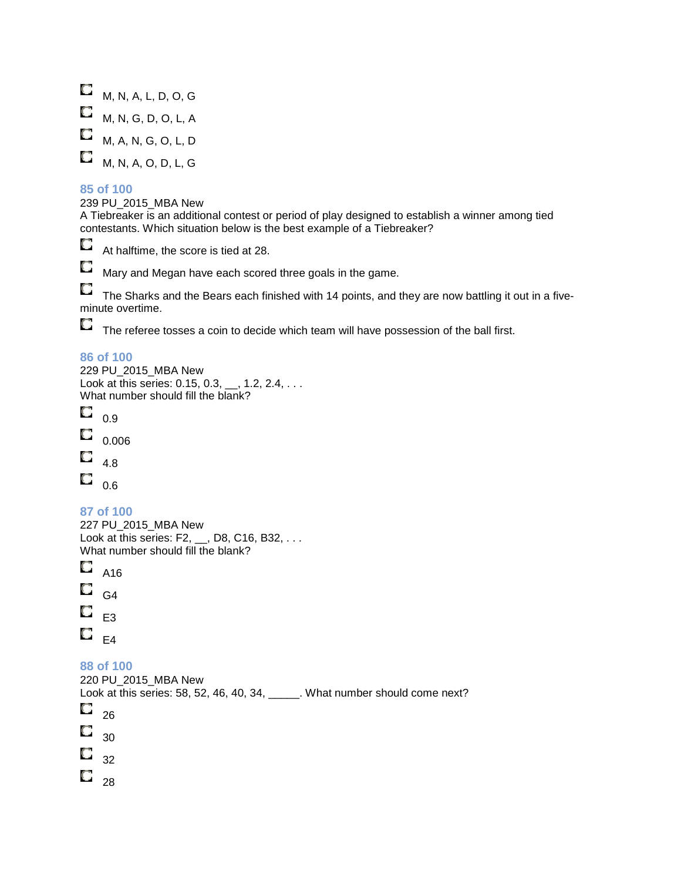- M, N, A, L, D, O, G
- M, N, G, D, O, L, A
- M, A, N, G, O, L, D
- M, N, A, O, D, L, G

### 85 of 100

239 PU_2015_MBA New

A Tiebreaker is an additional contest or period of play designed to establish a winner among tied contestants. Which situation below is the best example of a Tiebreaker?

- At halftime, the score is tied at 28.
- Mary and Megan have each scored three goals in the game.
- The Sharks and the Bears each finished with 14 points, and they are now battling it out in a five-minute overtime.
- The referee tosses a coin to decide which team will have possession of the ball first.

### 86 of 100

229 PU_2015_MBA New

Look at this series: 0.15, 0.3, __, 1.2, 2.4, . . .

What number should fill the blank?

- 0.9
- 0.006
- 4.8
- 0.6

### 87 of 100

227 PU_2015_MBA New

Look at this series: F2, __, D8, C16, B32, . . .

What number should fill the blank?

- A16
- G4
- E3
- E4

### 88 of 100

220 PU_2015_MBA New

Look at this series: 58, 52, 46, 40, 34, _____. What number should come next?

- 26
- 30
- 32
- 28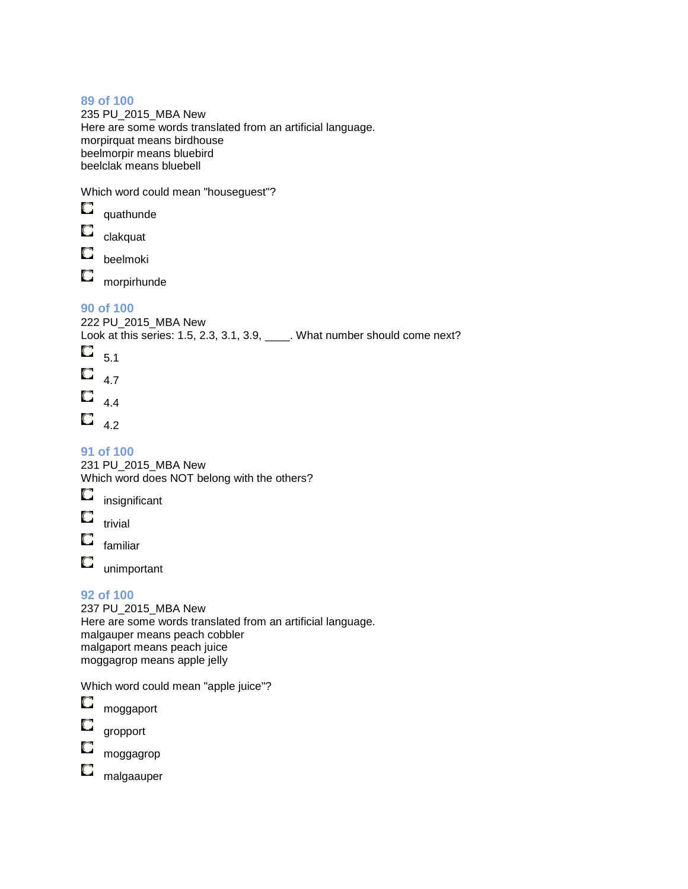### 89 of 100

235 PU_2015_MBA New

Here are some words translated from an artificial language.
morpirquat means birdhouse
beelmorpir means bluebird
beelclak means bluebell

Which word could mean "houseguest"?

- quathunde
- clakquat
- beelmoki
- morpirhunde

### 90 of 100

222 PU_2015_MBA New

Look at this series: 1.5, 2.3, 3.1, 3.9, ____. What number should come next?

- 5.1
- 4.7
- 4.4
- 4.2

### 91 of 100

231 PU_2015_MBA New

Which word does NOT belong with the others?

- insignificant
- trivial
- familiar
- unimportant

### 92 of 100

237 PU_2015_MBA New

Here are some words translated from an artificial language.
malgauper means peach cobbler
malgaport means peach juice
moggagrop means apple jelly

Which word could mean "apple juice"?

- moggaport
- gropport
- moggagrop
- malgaauper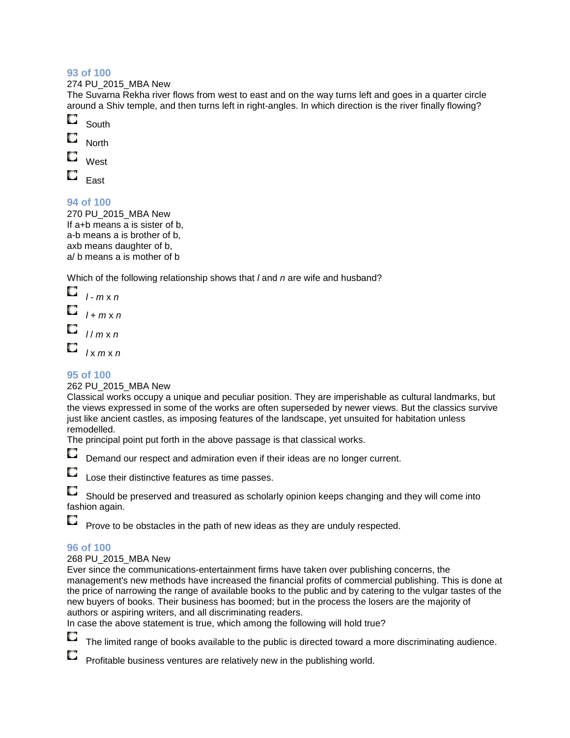### 93 of 100

274 PU_2015_MBA New

The Suvarna Rekha river flows from west to east and on the way turns left and goes in a quarter circle around a Shiv temple, and then turns left in right-angles. In which direction is the river finally flowing?

- South
- North
- West
- East

### 94 of 100

270 PU_2015_MBA New

If a+b means a is sister of b,
a-b means a is brother of b,
axb means daughter of b,
a/ b means a is mother of b

Which of the following relationship shows that *l* and *n* are wife and husband?

- *l* - *m* x *n*
- *l* + *m* x *n*
- *l* / *m* x *n*
- *l* x *m* x *n*

### 95 of 100

262 PU_2015_MBA New

Classical works occupy a unique and peculiar position. They are imperishable as cultural landmarks, but the views expressed in some of the works are often superseded by newer views. But the classics survive just like ancient castles, as imposing features of the landscape, yet unsuited for habitation unless remodelled.

The principal point put forth in the above passage is that classical works.

- Demand our respect and admiration even if their ideas are no longer current.
- Lose their distinctive features as time passes.
- Should be preserved and treasured as scholarly opinion keeps changing and they will come into fashion again.
- Prove to be obstacles in the path of new ideas as they are unduly respected.

### 96 of 100

268 PU_2015_MBA New

Ever since the communications-entertainment firms have taken over publishing concerns, the management's new methods have increased the financial profits of commercial publishing. This is done at the price of narrowing the range of available books to the public and by catering to the vulgar tastes of the new buyers of books. Their business has boomed; but in the process the losers are the majority of authors or aspiring writers, and all discriminating readers.

In case the above statement is true, which among the following will hold true?

- The limited range of books available to the public is directed toward a more discriminating audience.
- Profitable business ventures are relatively new in the publishing world.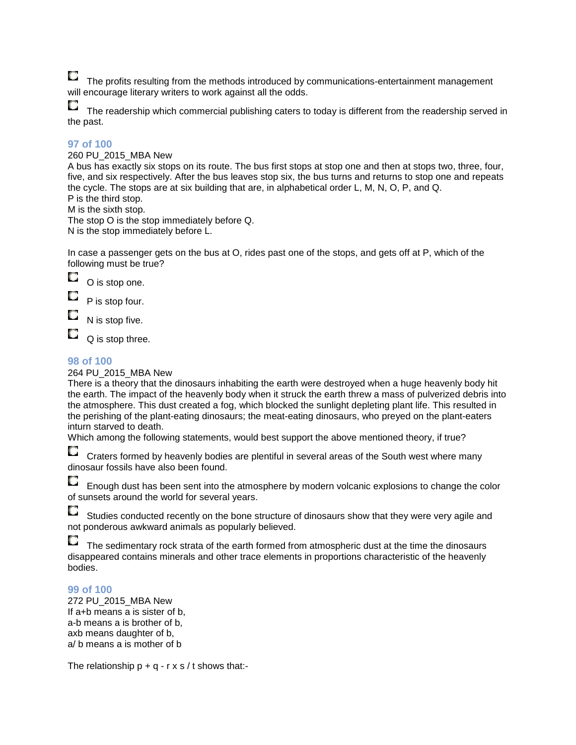- The profits resulting from the methods introduced by communications-entertainment management will encourage literary writers to work against all the odds.
- The readership which commercial publishing caters to today is different from the readership served in the past.

### 97 of 100

260 PU_2015_MBA New
A bus has exactly six stops on its route. The bus first stops at stop one and then at stops two, three, four, five, and six respectively. After the bus leaves stop six, the bus turns and returns to stop one and repeats the cycle. The stops are at six building that are, in alphabetical order L, M, N, O, P, and Q.
P is the third stop.
M is the sixth stop.
The stop O is the stop immediately before Q.
N is the stop immediately before L.

In case a passenger gets on the bus at O, rides past one of the stops, and gets off at P, which of the following must be true?

- O is stop one.
- P is stop four.
- N is stop five.
- Q is stop three.

### 98 of 100

264 PU_2015_MBA New
There is a theory that the dinosaurs inhabiting the earth were destroyed when a huge heavenly body hit the earth. The impact of the heavenly body when it struck the earth threw a mass of pulverized debris into the atmosphere. This dust created a fog, which blocked the sunlight depleting plant life. This resulted in the perishing of the plant-eating dinosaurs; the meat-eating dinosaurs, who preyed on the plant-eaters inturn starved to death.
Which among the following statements, would best support the above mentioned theory, if true?

- Craters formed by heavenly bodies are plentiful in several areas of the South west where many dinosaur fossils have also been found.
- Enough dust has been sent into the atmosphere by modern volcanic explosions to change the color of sunsets around the world for several years.
- Studies conducted recently on the bone structure of dinosaurs show that they were very agile and not ponderous awkward animals as popularly believed.
- The sedimentary rock strata of the earth formed from atmospheric dust at the time the dinosaurs disappeared contains minerals and other trace elements in proportions characteristic of the heavenly bodies.

### 99 of 100

272 PU_2015_MBA New
If a+b means a is sister of b,
a-b means a is brother of b,
axb means daughter of b,
a/ b means a is mother of b

The relationship p + q - r x s / t shows that:-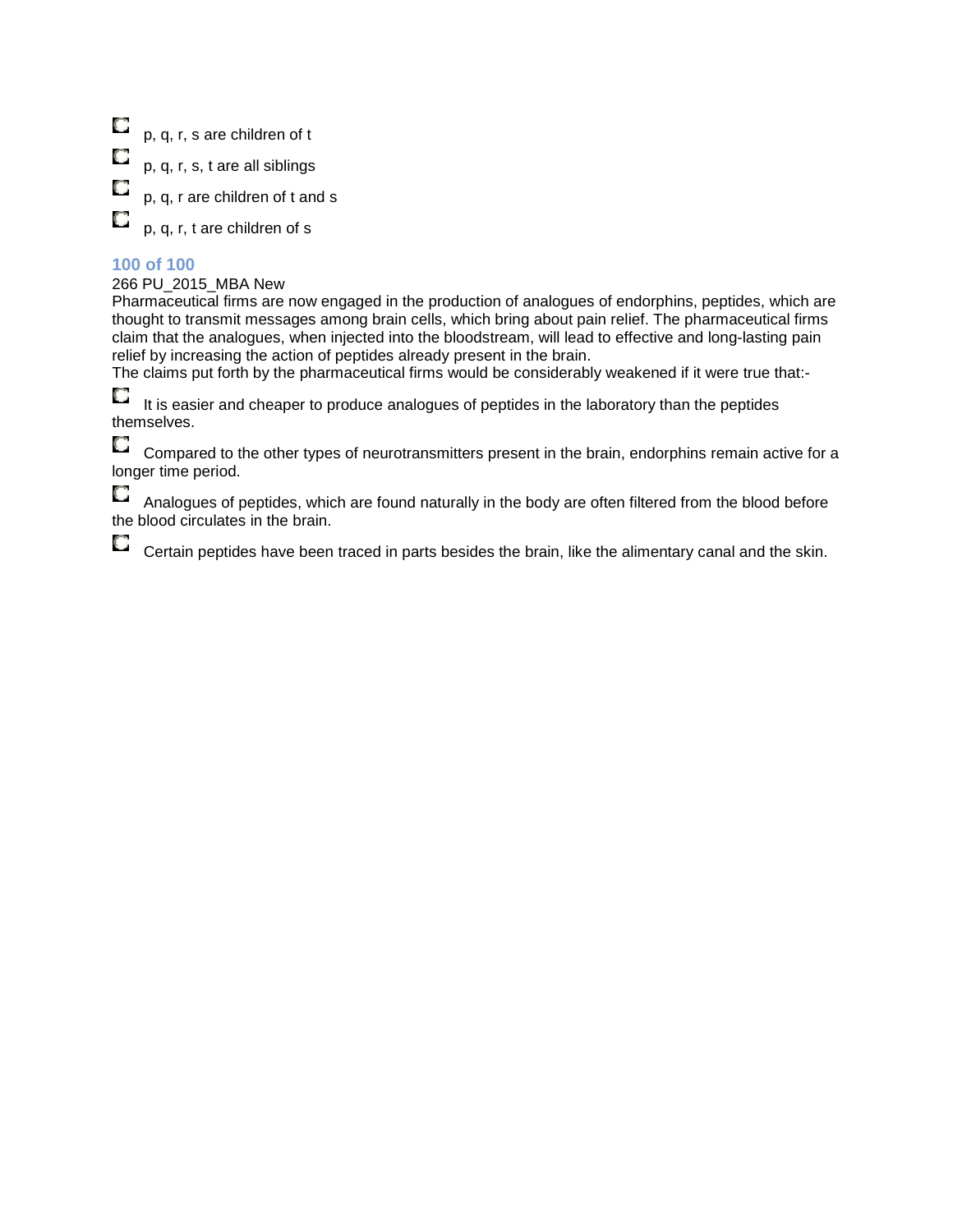- p, q, r, s are children of t
- p, q, r, s, t are all siblings
- p, q, r are children of t and s
- p, q, r, t are children of s

### 100 of 100

266 PU_2015_MBA New

Pharmaceutical firms are now engaged in the production of analogues of endorphins, peptides, which are thought to transmit messages among brain cells, which bring about pain relief. The pharmaceutical firms claim that the analogues, when injected into the bloodstream, will lead to effective and long-lasting pain relief by increasing the action of peptides already present in the brain.
The claims put forth by the pharmaceutical firms would be considerably weakened if it were true that:-

- It is easier and cheaper to produce analogues of peptides in the laboratory than the peptides themselves.
- Compared to the other types of neurotransmitters present in the brain, endorphins remain active for a longer time period.
- Analogues of peptides, which are found naturally in the body are often filtered from the blood before the blood circulates in the brain.
- Certain peptides have been traced in parts besides the brain, like the alimentary canal and the skin.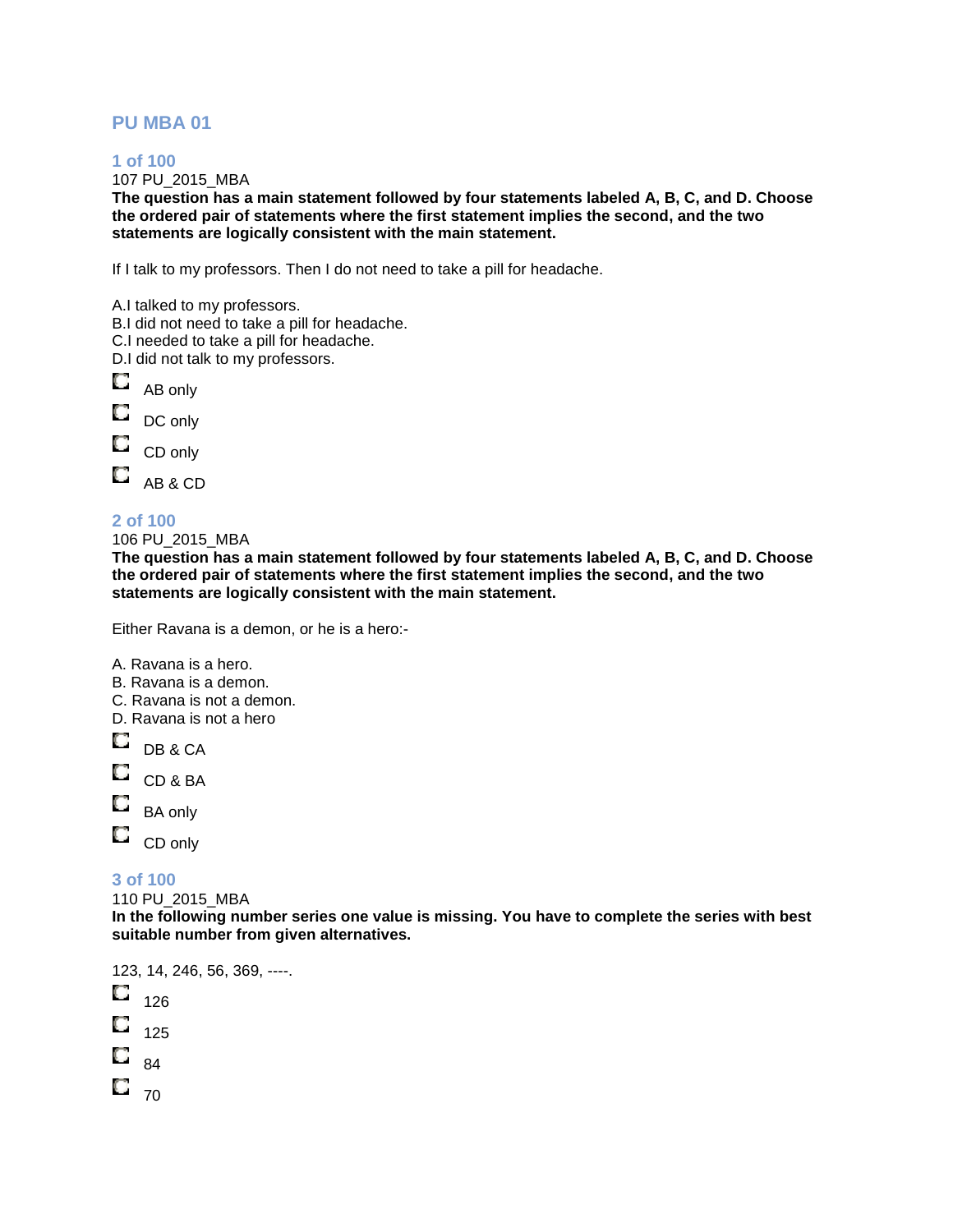## PU MBA 01

### 1 of 100

107 PU_2015_MBA

**The question has a main statement followed by four statements labeled A, B, C, and D. Choose the ordered pair of statements where the first statement implies the second, and the two statements are logically consistent with the main statement.**

If I talk to my professors. Then I do not need to take a pill for headache.

A.I talked to my professors.
B.I did not need to take a pill for headache.
C.I needed to take a pill for headache.
D.I did not talk to my professors.

- AB only
- DC only
- CD only
- AB & CD

### 2 of 100

106 PU_2015_MBA

**The question has a main statement followed by four statements labeled A, B, C, and D. Choose the ordered pair of statements where the first statement implies the second, and the two statements are logically consistent with the main statement.**

Either Ravana is a demon, or he is a hero:-

A. Ravana is a hero.
B. Ravana is a demon.
C. Ravana is not a demon.
D. Ravana is not a hero

- DB & CA
- CD & BA
- BA only
- CD only

### 3 of 100

110 PU_2015_MBA

**In the following number series one value is missing. You have to complete the series with best suitable number from given alternatives.**

123, 14, 246, 56, 369, ----.

- 126
- 125
- 84
- 70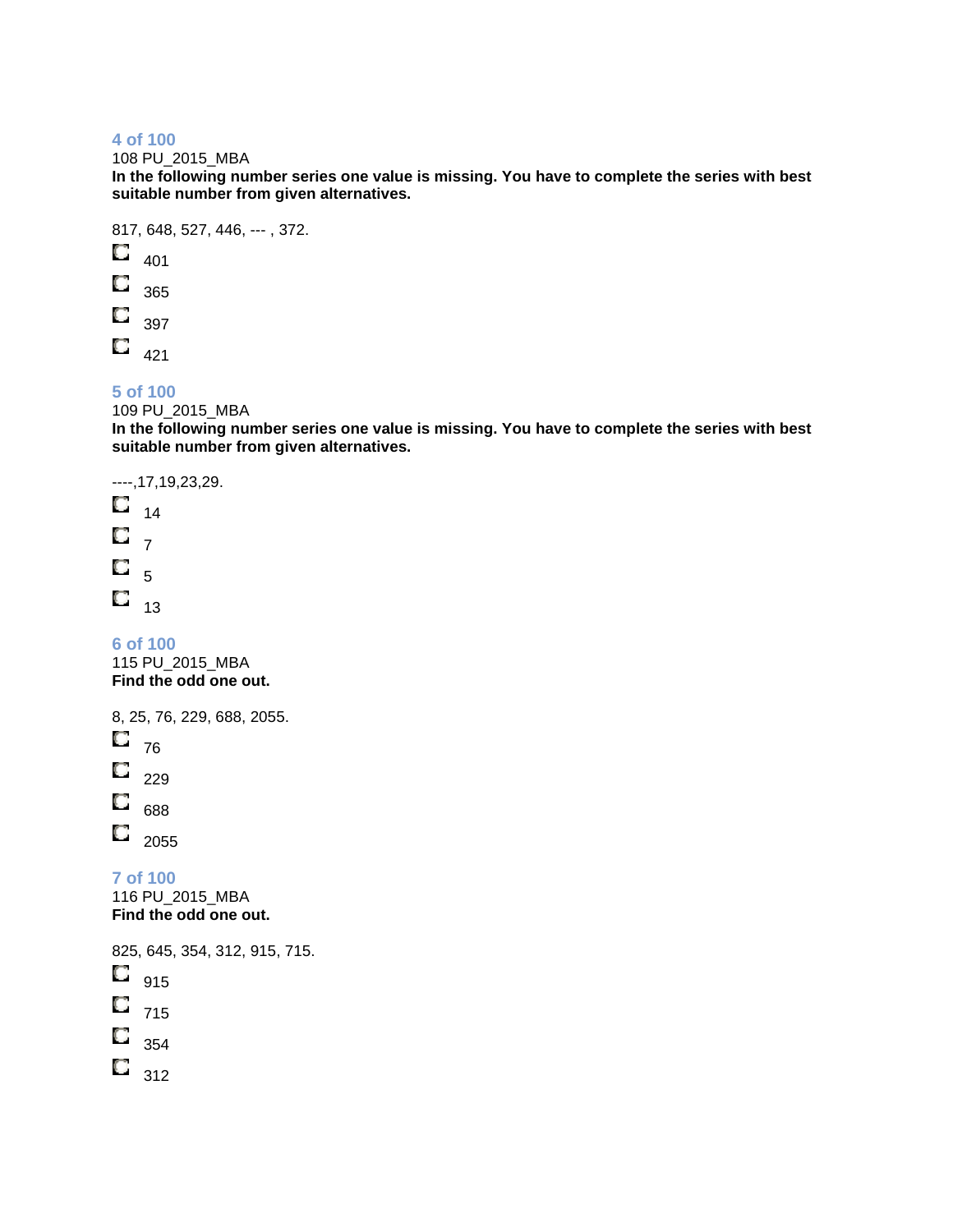**4 of 100**

108 PU_2015_MBA

**In the following number series one value is missing. You have to complete the series with best suitable number from given alternatives.**

817, 648, 527, 446, --- , 372.

- 401
- 365
- 397
- 421

**5 of 100**

109 PU_2015_MBA

**In the following number series one value is missing. You have to complete the series with best suitable number from given alternatives.**

----,17,19,23,29.

- 14
- 7
- 5
- 13

**6 of 100**

115 PU_2015_MBA

**Find the odd one out.**

8, 25, 76, 229, 688, 2055.

- 76
- 229
- 688
- 2055

**7 of 100**

116 PU_2015_MBA

**Find the odd one out.**

825, 645, 354, 312, 915, 715.

- 915
- 715
- 354
- 312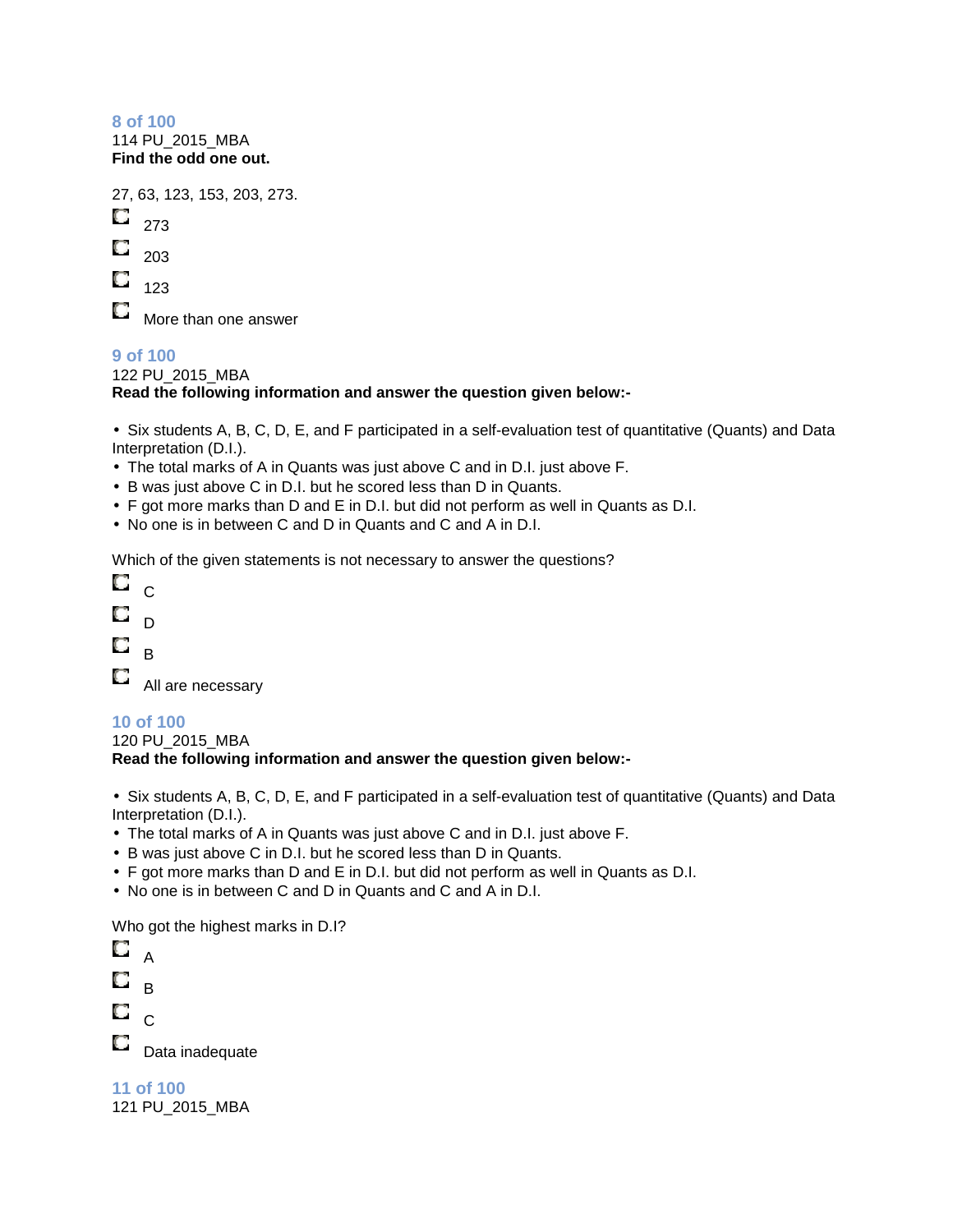### 8 of 100

114 PU_2015_MBA

**Find the odd one out.**

27, 63, 123, 153, 203, 273.

- 273
- 203
- 123
- More than one answer

### 9 of 100

122 PU_2015_MBA

**Read the following information and answer the question given below:-**

- Six students A, B, C, D, E, and F participated in a self-evaluation test of quantitative (Quants) and Data Interpretation (D.I.).
- The total marks of A in Quants was just above C and in D.I. just above F.
- B was just above C in D.I. but he scored less than D in Quants.
- F got more marks than D and E in D.I. but did not perform as well in Quants as D.I.
- No one is in between C and D in Quants and C and A in D.I.

Which of the given statements is not necessary to answer the questions?

- C
- D
- B
- All are necessary

### 10 of 100

120 PU_2015_MBA

**Read the following information and answer the question given below:-**

- Six students A, B, C, D, E, and F participated in a self-evaluation test of quantitative (Quants) and Data Interpretation (D.I.).
- The total marks of A in Quants was just above C and in D.I. just above F.
- B was just above C in D.I. but he scored less than D in Quants.
- F got more marks than D and E in D.I. but did not perform as well in Quants as D.I.
- No one is in between C and D in Quants and C and A in D.I.

Who got the highest marks in D.I?

- A
- B
- C
- Data inadequate

### 11 of 100

121 PU_2015_MBA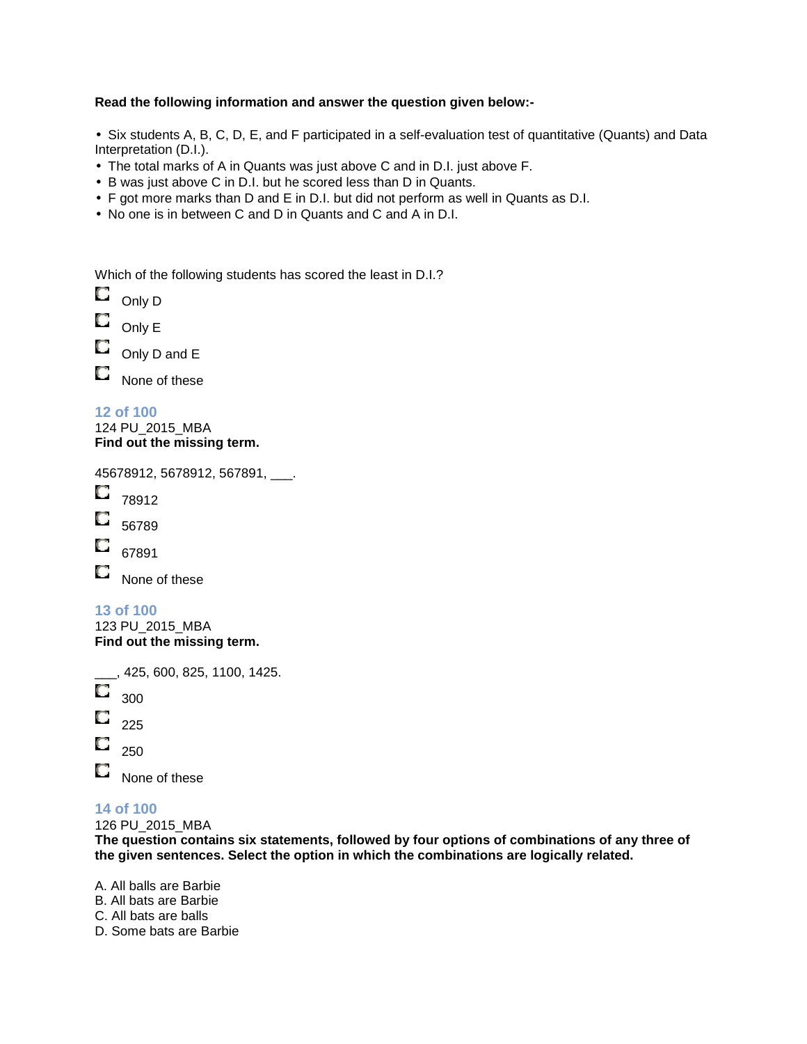**Read the following information and answer the question given below:-**

- Six students A, B, C, D, E, and F participated in a self-evaluation test of quantitative (Quants) and Data Interpretation (D.I.).
- The total marks of A in Quants was just above C and in D.I. just above F.
- B was just above C in D.I. but he scored less than D in Quants.
- F got more marks than D and E in D.I. but did not perform as well in Quants as D.I.
- No one is in between C and D in Quants and C and A in D.I.

Which of the following students has scored the least in D.I.?

- Only D
- Only E
- Only D and E
- None of these

### 12 of 100

124 PU_2015_MBA

**Find out the missing term.**

45678912, 5678912, 567891, ___.

- 78912
- 56789
- 67891
- None of these

### 13 of 100

123 PU_2015_MBA

**Find out the missing term.**

___, 425, 600, 825, 1100, 1425.

- 300
- 225
- 250
- None of these

### 14 of 100

126 PU_2015_MBA

**The question contains six statements, followed by four options of combinations of any three of the given sentences. Select the option in which the combinations are logically related.**

A. All balls are Barbie
B. All bats are Barbie
C. All bats are balls
D. Some bats are Barbie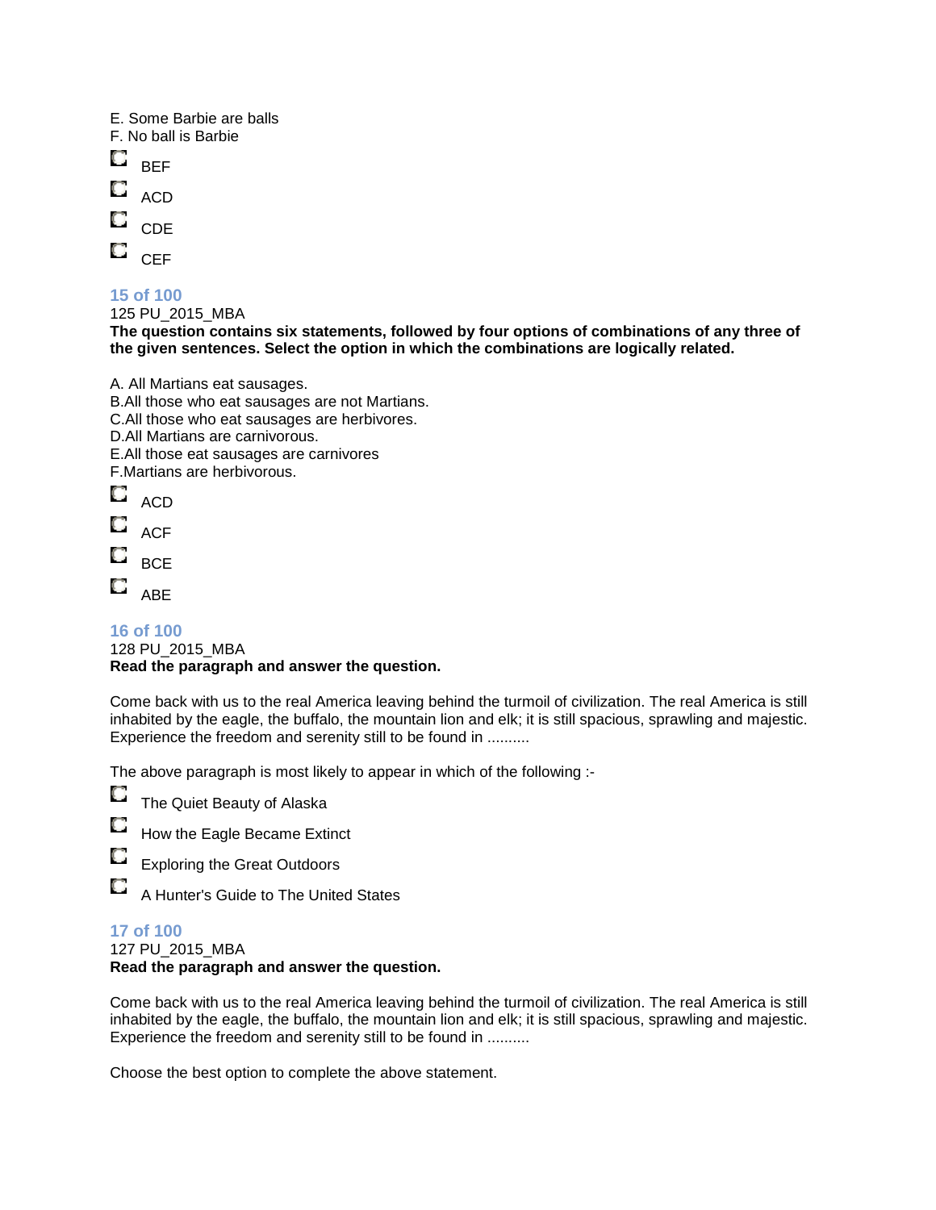E. Some Barbie are balls
F. No ball is Barbie

- BEF
- ACD
- CDE
- CEF

### 15 of 100

125 PU_2015_MBA

**The question contains six statements, followed by four options of combinations of any three of the given sentences. Select the option in which the combinations are logically related.**

A. All Martians eat sausages.
B.All those who eat sausages are not Martians.
C.All those who eat sausages are herbivores.
D.All Martians are carnivorous.
E.All those eat sausages are carnivores
F.Martians are herbivorous.

- ACD
- ACF
- BCE
- ABE

### 16 of 100

128 PU_2015_MBA

**Read the paragraph and answer the question.**

Come back with us to the real America leaving behind the turmoil of civilization. The real America is still inhabited by the eagle, the buffalo, the mountain lion and elk; it is still spacious, sprawling and majestic. Experience the freedom and serenity still to be found in ..........

The above paragraph is most likely to appear in which of the following :-

- The Quiet Beauty of Alaska
- How the Eagle Became Extinct
- Exploring the Great Outdoors
- A Hunter's Guide to The United States

### 17 of 100

127 PU_2015_MBA

**Read the paragraph and answer the question.**

Come back with us to the real America leaving behind the turmoil of civilization. The real America is still inhabited by the eagle, the buffalo, the mountain lion and elk; it is still spacious, sprawling and majestic. Experience the freedom and serenity still to be found in ..........

Choose the best option to complete the above statement.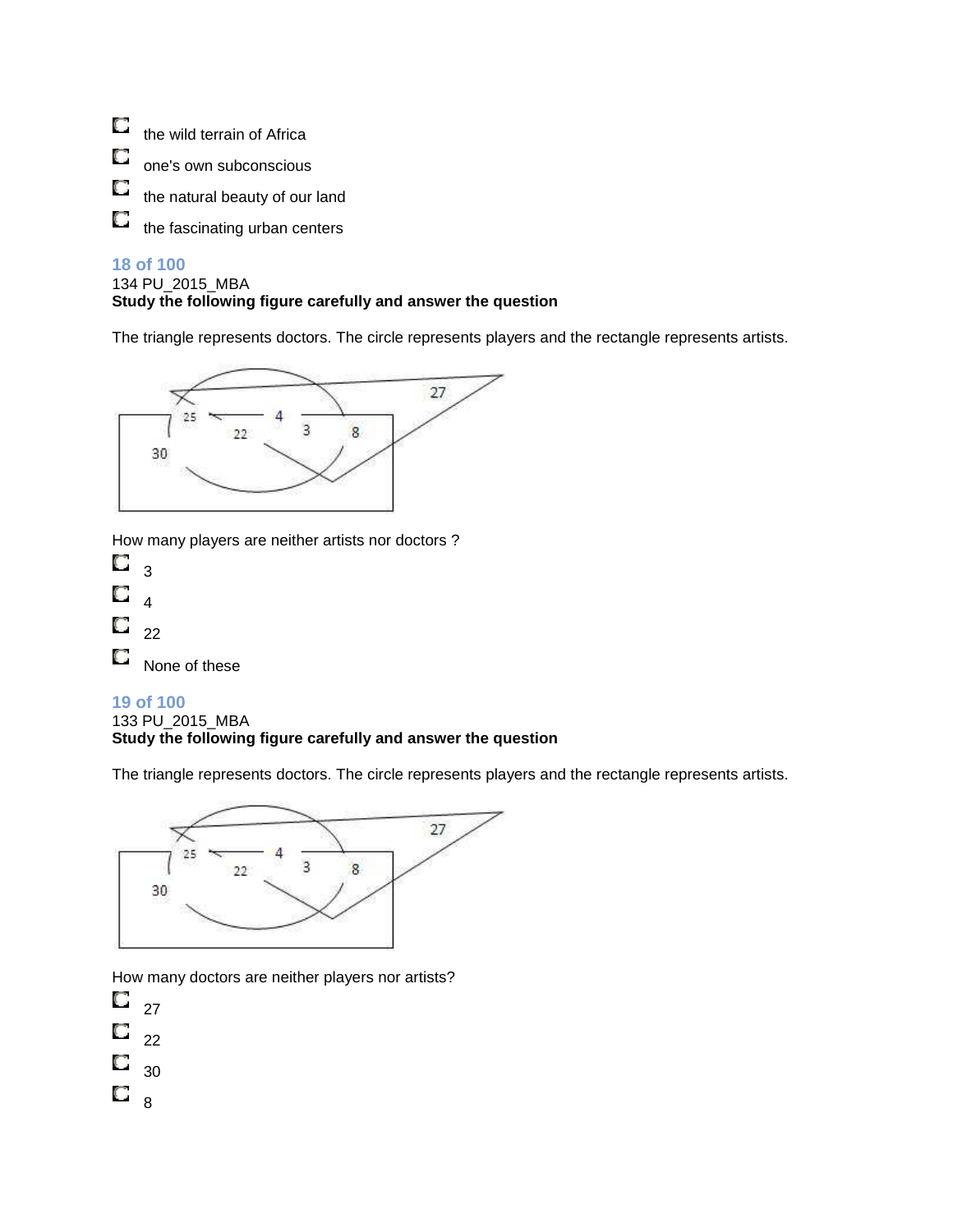- the wild terrain of Africa
- one's own subconscious
- the natural beauty of our land
- the fascinating urban centers

### 18 of 100

134 PU_2015_MBA

**Study the following figure carefully and answer the question**

The triangle represents doctors. The circle represents players and the rectangle represents artists.

How many players are neither artists nor doctors ?

- 3
- 4
- 22
- None of these

### 19 of 100

133 PU_2015_MBA

**Study the following figure carefully and answer the question**

The triangle represents doctors. The circle represents players and the rectangle represents artists.

How many doctors are neither players nor artists?

- 27
- 22
- 30
- 8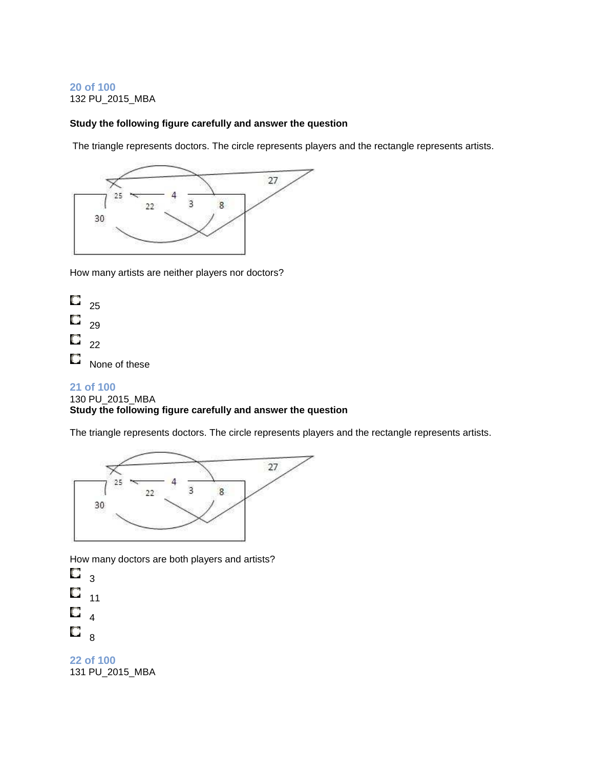## 20 of 100

132 PU_2015_MBA

**Study the following figure carefully and answer the question**

The triangle represents doctors. The circle represents players and the rectangle represents artists.

How many artists are neither players nor doctors?

- 25
- 29
- 22
- None of these

## 21 of 100

130 PU_2015_MBA

**Study the following figure carefully and answer the question**

The triangle represents doctors. The circle represents players and the rectangle represents artists.

How many doctors are both players and artists?

- 3
- 11
- 4
- 8

## 22 of 100

131 PU_2015_MBA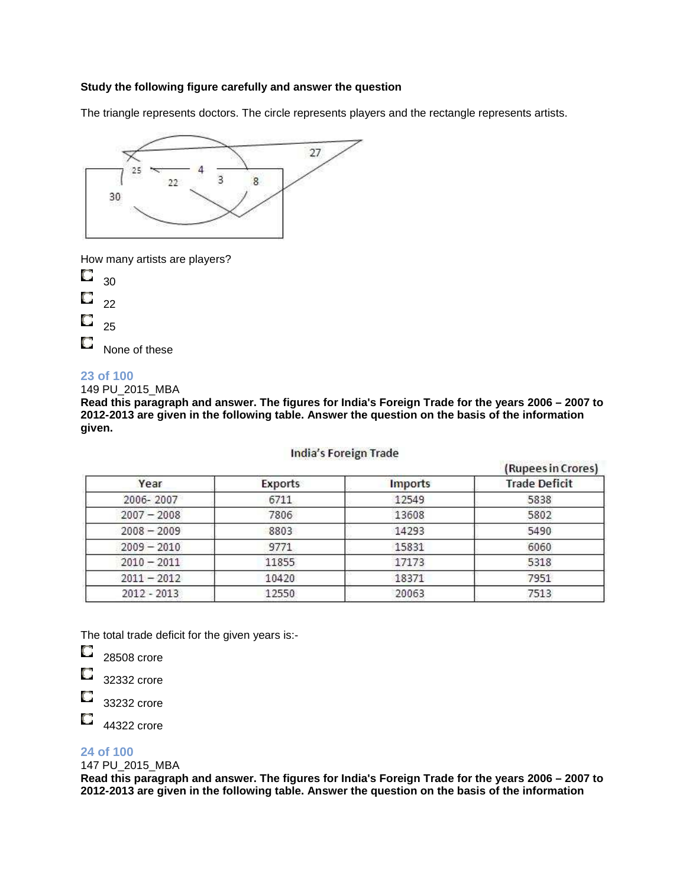**Study the following figure carefully and answer the question**

The triangle represents doctors. The circle represents players and the rectangle represents artists.

How many artists are players?

- 30
- 22
- 25
- None of these

23 of 100

149 PU_2015_MBA

**Read this paragraph and answer. The figures for India's Foreign Trade for the years 2006 – 2007 to 2012-2013 are given in the following table. Answer the question on the basis of the information given.**

India's Foreign Trade

(Rupees in Crores)

| Year | Exports | Imports | Trade Deficit |
|---|---|---|---|
| 2006- 2007 | 6711 | 12549 | 5838 |
| 2007 – 2008 | 7806 | 13608 | 5802 |
| 2008 – 2009 | 8803 | 14293 | 5490 |
| 2009 – 2010 | 9771 | 15831 | 6060 |
| 2010 – 2011 | 11855 | 17173 | 5318 |
| 2011 – 2012 | 10420 | 18371 | 7951 |
| 2012 - 2013 | 12550 | 20063 | 7513 |

The total trade deficit for the given years is:-

- 28508 crore
- 32332 crore
- 33232 crore
- 44322 crore

24 of 100

147 PU_2015_MBA

**Read this paragraph and answer. The figures for India's Foreign Trade for the years 2006 – 2007 to 2012-2013 are given in the following table. Answer the question on the basis of the information**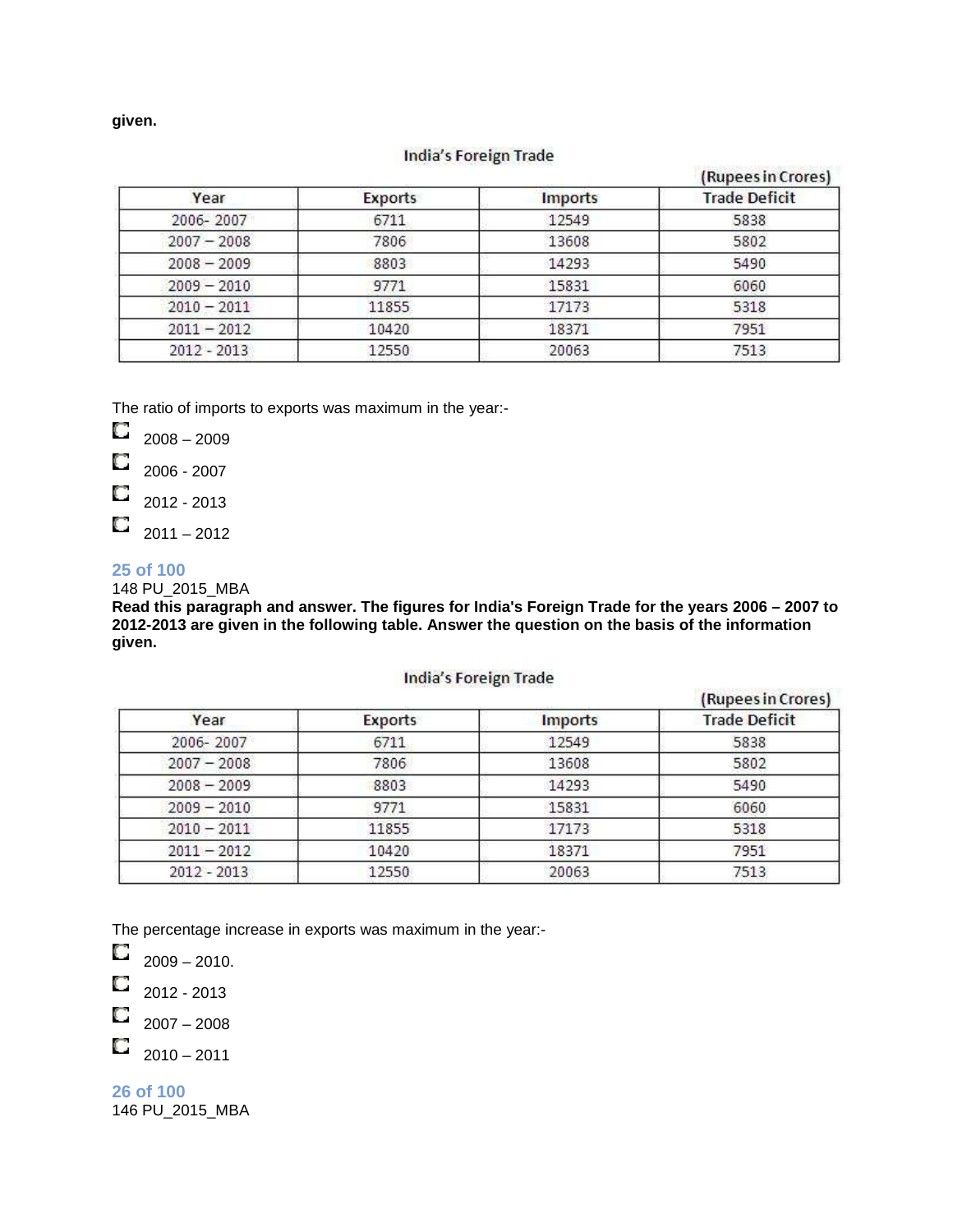given.

India's Foreign Trade

(Rupees in Crores)

| Year | Exports | Imports | Trade Deficit |
|---|---|---|---|
| 2006- 2007 | 6711 | 12549 | 5838 |
| 2007 – 2008 | 7806 | 13608 | 5802 |
| 2008 – 2009 | 8803 | 14293 | 5490 |
| 2009 – 2010 | 9771 | 15831 | 6060 |
| 2010 – 2011 | 11855 | 17173 | 5318 |
| 2011 – 2012 | 10420 | 18371 | 7951 |
| 2012 - 2013 | 12550 | 20063 | 7513 |

The ratio of imports to exports was maximum in the year:-

- 2008 – 2009
- 2006 - 2007
- 2012 - 2013
- 2011 – 2012

## 25 of 100

148 PU_2015_MBA

**Read this paragraph and answer. The figures for India's Foreign Trade for the years 2006 – 2007 to 2012-2013 are given in the following table. Answer the question on the basis of the information given.**

India's Foreign Trade

(Rupees in Crores)

| Year | Exports | Imports | Trade Deficit |
|---|---|---|---|
| 2006- 2007 | 6711 | 12549 | 5838 |
| 2007 – 2008 | 7806 | 13608 | 5802 |
| 2008 – 2009 | 8803 | 14293 | 5490 |
| 2009 – 2010 | 9771 | 15831 | 6060 |
| 2010 – 2011 | 11855 | 17173 | 5318 |
| 2011 – 2012 | 10420 | 18371 | 7951 |
| 2012 - 2013 | 12550 | 20063 | 7513 |

The percentage increase in exports was maximum in the year:-

- 2009 – 2010.
- 2012 - 2013
- 2007 – 2008
- 2010 – 2011

## 26 of 100

146 PU_2015_MBA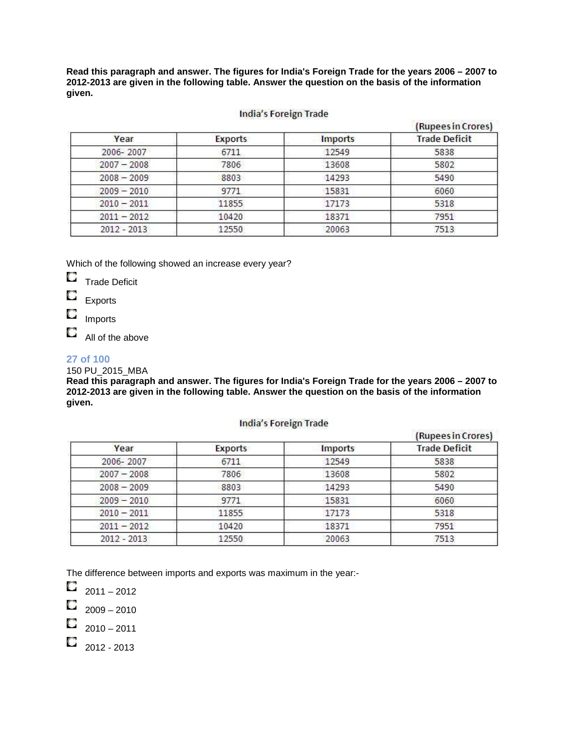**Read this paragraph and answer. The figures for India's Foreign Trade for the years 2006 – 2007 to 2012-2013 are given in the following table. Answer the question on the basis of the information given.**

India's Foreign Trade

(Rupees in Crores)

| Year | Exports | Imports | Trade Deficit |
|---|---|---|---|
| 2006- 2007 | 6711 | 12549 | 5838 |
| 2007 – 2008 | 7806 | 13608 | 5802 |
| 2008 – 2009 | 8803 | 14293 | 5490 |
| 2009 – 2010 | 9771 | 15831 | 6060 |
| 2010 – 2011 | 11855 | 17173 | 5318 |
| 2011 – 2012 | 10420 | 18371 | 7951 |
| 2012 - 2013 | 12550 | 20063 | 7513 |

Which of the following showed an increase every year?

- Trade Deficit
- Exports
- Imports
- All of the above

27 of 100

150 PU_2015_MBA

**Read this paragraph and answer. The figures for India's Foreign Trade for the years 2006 – 2007 to 2012-2013 are given in the following table. Answer the question on the basis of the information given.**

India's Foreign Trade

(Rupees in Crores)

| Year | Exports | Imports | Trade Deficit |
|---|---|---|---|
| 2006- 2007 | 6711 | 12549 | 5838 |
| 2007 – 2008 | 7806 | 13608 | 5802 |
| 2008 – 2009 | 8803 | 14293 | 5490 |
| 2009 – 2010 | 9771 | 15831 | 6060 |
| 2010 – 2011 | 11855 | 17173 | 5318 |
| 2011 – 2012 | 10420 | 18371 | 7951 |
| 2012 - 2013 | 12550 | 20063 | 7513 |

The difference between imports and exports was maximum in the year:-

- 2011 – 2012
- 2009 – 2010
- 2010 – 2011
- 2012 - 2013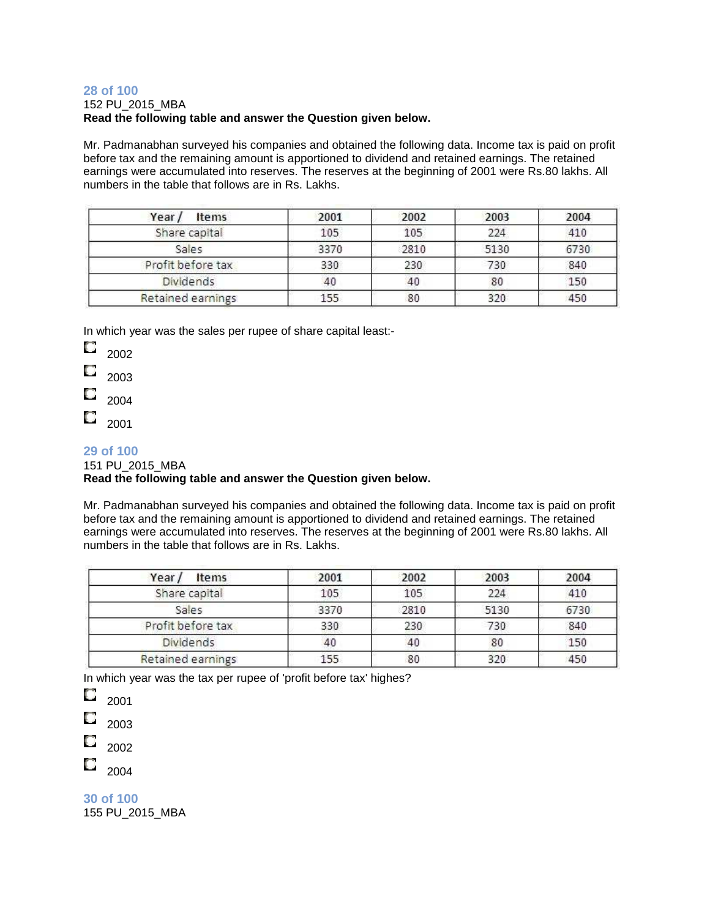### 28 of 100

152 PU_2015_MBA

**Read the following table and answer the Question given below.**

Mr. Padmanabhan surveyed his companies and obtained the following data. Income tax is paid on profit before tax and the remaining amount is apportioned to dividend and retained earnings. The retained earnings were accumulated into reserves. The reserves at the beginning of 2001 were Rs.80 lakhs. All numbers in the table that follows are in Rs. Lakhs.

| Year / Items | 2001 | 2002 | 2003 | 2004 |
|---|---|---|---|---|
| Share capital | 105 | 105 | 224 | 410 |
| Sales | 3370 | 2810 | 5130 | 6730 |
| Profit before tax | 330 | 230 | 730 | 840 |
| Dividends | 40 | 40 | 80 | 150 |
| Retained earnings | 155 | 80 | 320 | 450 |

In which year was the sales per rupee of share capital least:-

- 2002
- 2003
- 2004
- 2001

### 29 of 100

151 PU_2015_MBA

**Read the following table and answer the Question given below.**

Mr. Padmanabhan surveyed his companies and obtained the following data. Income tax is paid on profit before tax and the remaining amount is apportioned to dividend and retained earnings. The retained earnings were accumulated into reserves. The reserves at the beginning of 2001 were Rs.80 lakhs. All numbers in the table that follows are in Rs. Lakhs.

| Year / Items | 2001 | 2002 | 2003 | 2004 |
|---|---|---|---|---|
| Share capital | 105 | 105 | 224 | 410 |
| Sales | 3370 | 2810 | 5130 | 6730 |
| Profit before tax | 330 | 230 | 730 | 840 |
| Dividends | 40 | 40 | 80 | 150 |
| Retained earnings | 155 | 80 | 320 | 450 |

In which year was the tax per rupee of 'profit before tax' highes?

- 2001
- 2003
- 2002
- 2004

### 30 of 100

155 PU_2015_MBA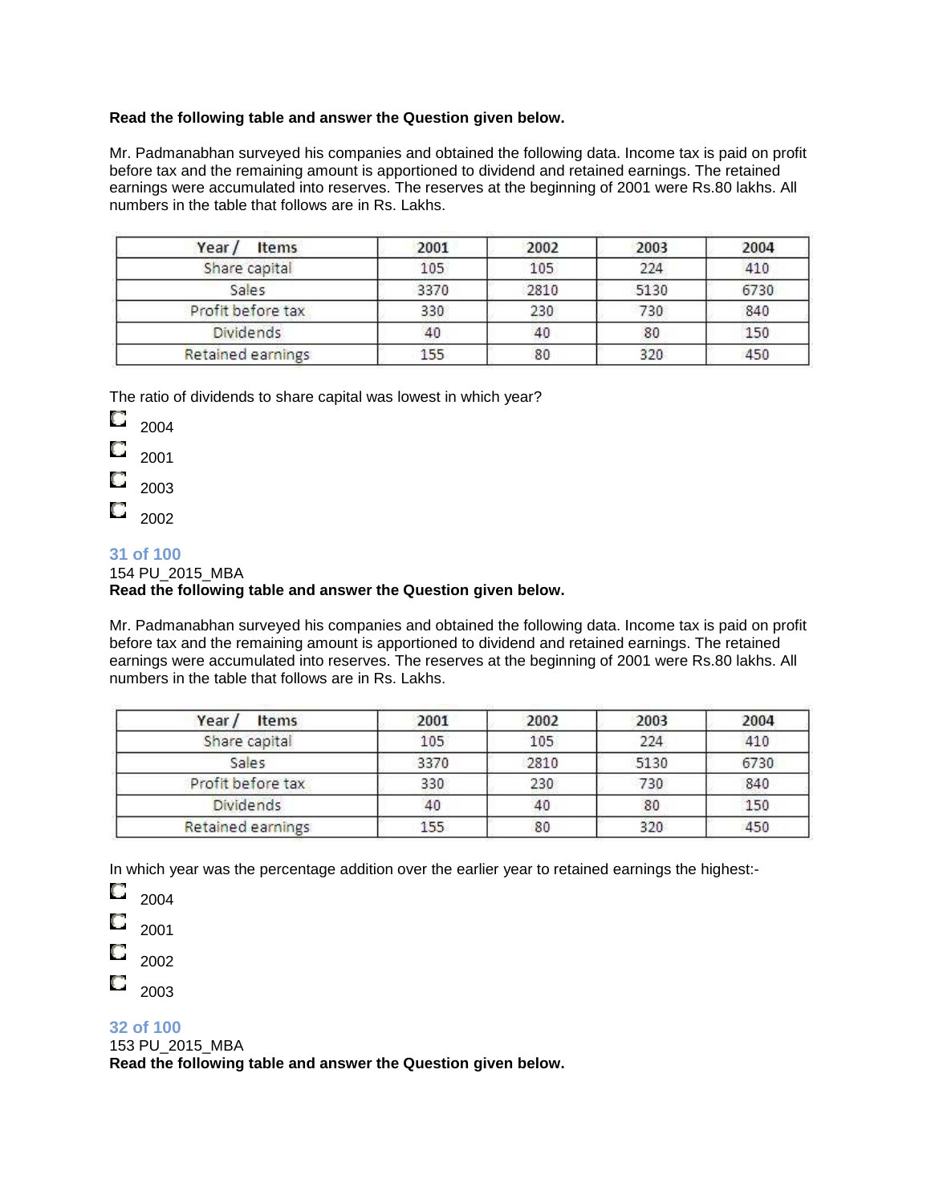**Read the following table and answer the Question given below.**

Mr. Padmanabhan surveyed his companies and obtained the following data. Income tax is paid on profit before tax and the remaining amount is apportioned to dividend and retained earnings. The retained earnings were accumulated into reserves. The reserves at the beginning of 2001 were Rs.80 lakhs. All numbers in the table that follows are in Rs. Lakhs.

| Year / Items | 2001 | 2002 | 2003 | 2004 |
|---|---|---|---|---|
| Share capital | 105 | 105 | 224 | 410 |
| Sales | 3370 | 2810 | 5130 | 6730 |
| Profit before tax | 330 | 230 | 730 | 840 |
| Dividends | 40 | 40 | 80 | 150 |
| Retained earnings | 155 | 80 | 320 | 450 |

The ratio of dividends to share capital was lowest in which year?

- 2004
- 2001
- 2003
- 2002

**31 of 100**

154 PU_2015_MBA

**Read the following table and answer the Question given below.**

Mr. Padmanabhan surveyed his companies and obtained the following data. Income tax is paid on profit before tax and the remaining amount is apportioned to dividend and retained earnings. The retained earnings were accumulated into reserves. The reserves at the beginning of 2001 were Rs.80 lakhs. All numbers in the table that follows are in Rs. Lakhs.

| Year / Items | 2001 | 2002 | 2003 | 2004 |
|---|---|---|---|---|
| Share capital | 105 | 105 | 224 | 410 |
| Sales | 3370 | 2810 | 5130 | 6730 |
| Profit before tax | 330 | 230 | 730 | 840 |
| Dividends | 40 | 40 | 80 | 150 |
| Retained earnings | 155 | 80 | 320 | 450 |

In which year was the percentage addition over the earlier year to retained earnings the highest:-

- 2004
- 2001
- 2002
- 2003

**32 of 100**

153 PU_2015_MBA

**Read the following table and answer the Question given below.**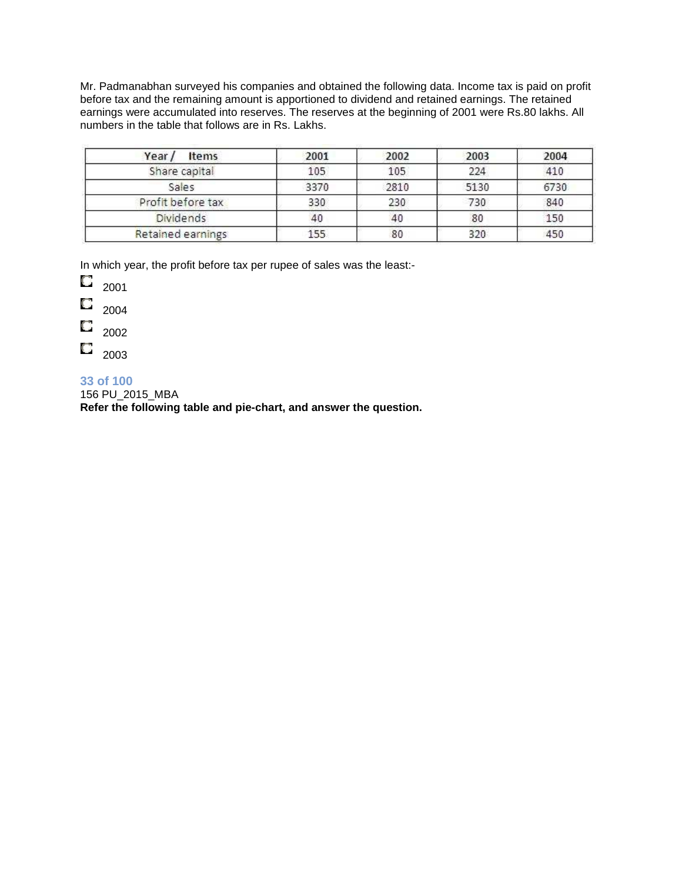Mr. Padmanabhan surveyed his companies and obtained the following data. Income tax is paid on profit before tax and the remaining amount is apportioned to dividend and retained earnings. The retained earnings were accumulated into reserves. The reserves at the beginning of 2001 were Rs.80 lakhs. All numbers in the table that follows are in Rs. Lakhs.

| Year / Items | 2001 | 2002 | 2003 | 2004 |
|---|---|---|---|---|
| Share capital | 105 | 105 | 224 | 410 |
| Sales | 3370 | 2810 | 5130 | 6730 |
| Profit before tax | 330 | 230 | 730 | 840 |
| Dividends | 40 | 40 | 80 | 150 |
| Retained earnings | 155 | 80 | 320 | 450 |

In which year, the profit before tax per rupee of sales was the least:-

- 2001
- 2004
- 2002
- 2003

**33 of 100**

156 PU_2015_MBA

**Refer the following table and pie-chart, and answer the question.**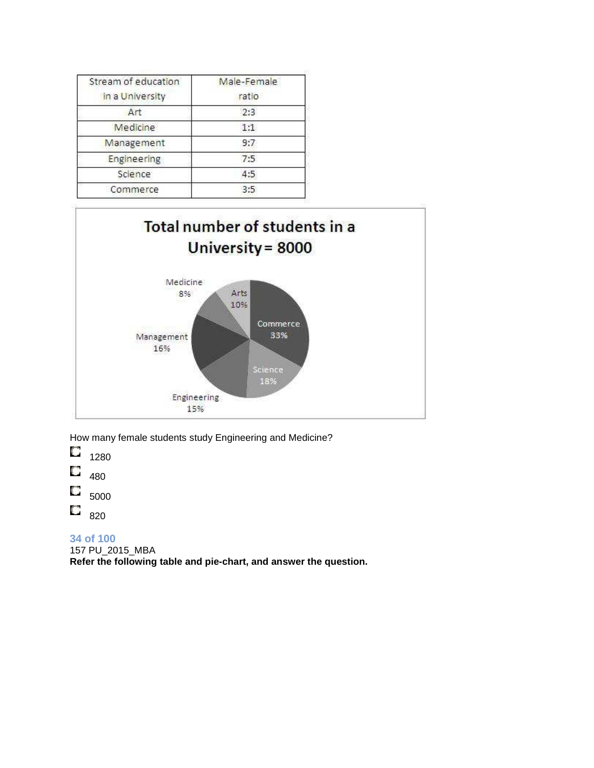| Stream of education in a University | Male-Female ratio |
|---|---|
| Art | 2:3 |
| Medicine | 1:1 |
| Management | 9:7 |
| Engineering | 7:5 |
| Science | 4:5 |
| Commerce | 3:5 |

**Total number of students in a University = 8000**

| Stream | Percentage |
|---|---|
| Medicine | 8% |
| Arts | 10% |
| Commerce | 33% |
| Management | 16% |
| Science | 18% |
| Engineering | 15% |

How many female students study Engineering and Medicine?

- 1280
- 480
- 5000
- 820

## 34 of 100

157 PU_2015_MBA

**Refer the following table and pie-chart, and answer the question.**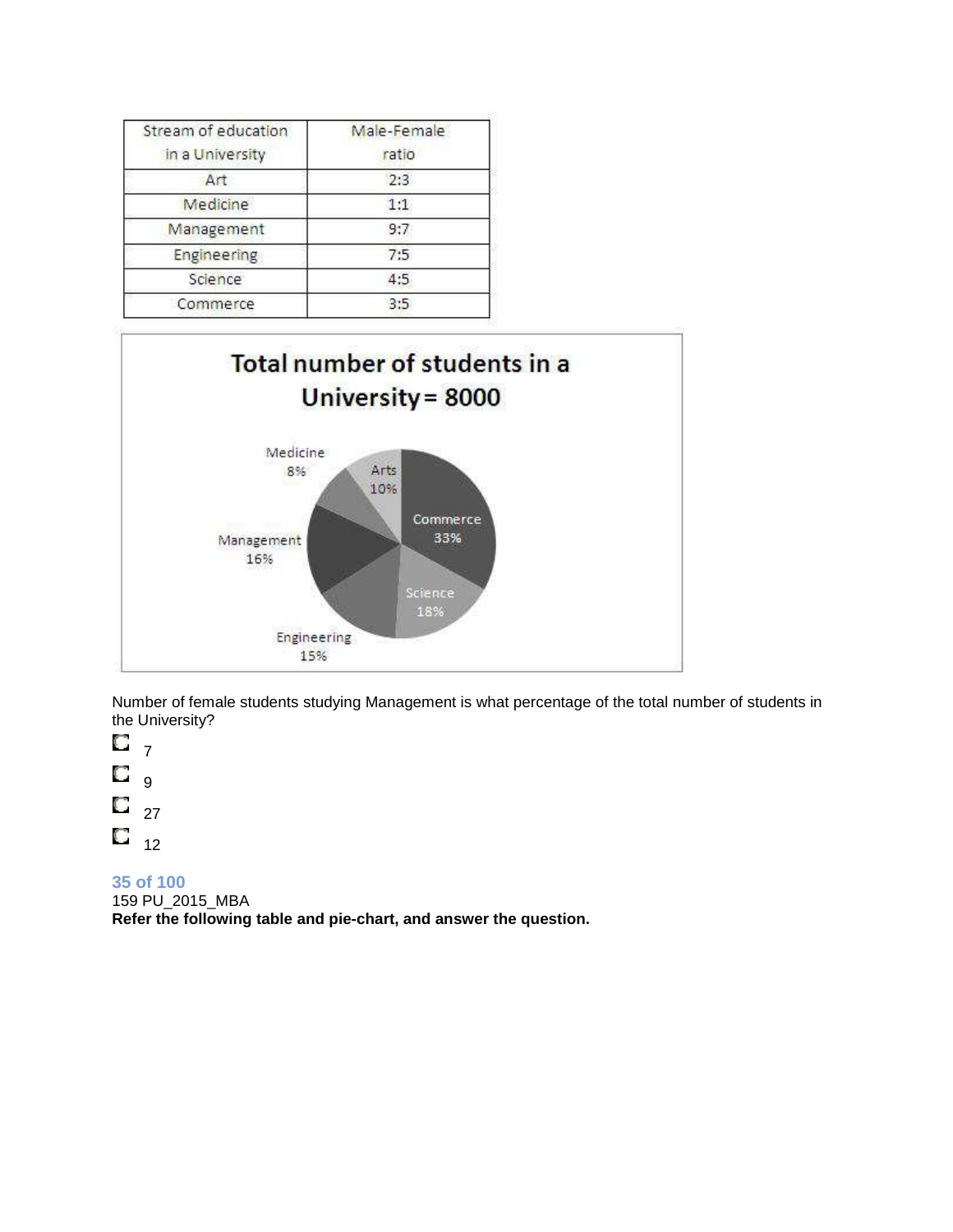| Stream of education in a University | Male-Female ratio |
| --- | --- |
| Art | 2:3 |
| Medicine | 1:1 |
| Management | 9:7 |
| Engineering | 7:5 |
| Science | 4:5 |
| Commerce | 3:5 |

**Total number of students in a University = 8000**

| Stream | Percentage |
| --- | --- |
| Commerce | 33% |
| Science | 18% |
| Engineering | 15% |
| Management | 16% |
| Medicine | 8% |
| Arts | 10% |

Number of female students studying Management is what percentage of the total number of students in the University?

- 7
- 9
- 27
- 12

**35 of 100**

159 PU_2015_MBA

**Refer the following table and pie-chart, and answer the question.**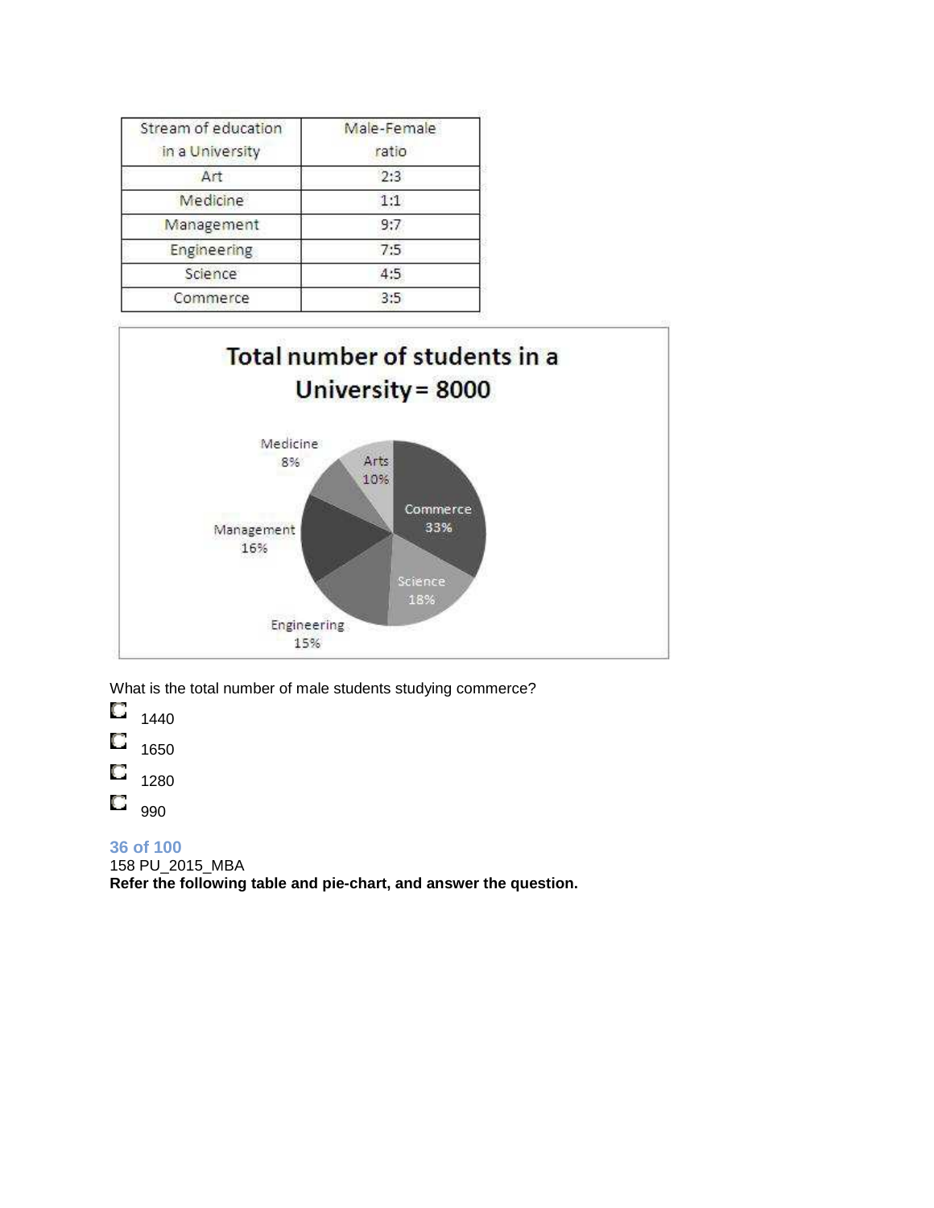| Stream of education in a University | Male-Female ratio |
|---|---|
| Art | 2:3 |
| Medicine | 1:1 |
| Management | 9:7 |
| Engineering | 7:5 |
| Science | 4:5 |
| Commerce | 3:5 |

**Total number of students in a University = 8000**

| Stream | Percentage |
|---|---|
| Commerce | 33% |
| Science | 18% |
| Engineering | 15% |
| Management | 16% |
| Medicine | 8% |
| Arts | 10% |

What is the total number of male students studying commerce?

- 1440
- 1650
- 1280
- 990

### 36 of 100

158 PU_2015_MBA

**Refer the following table and pie-chart, and answer the question.**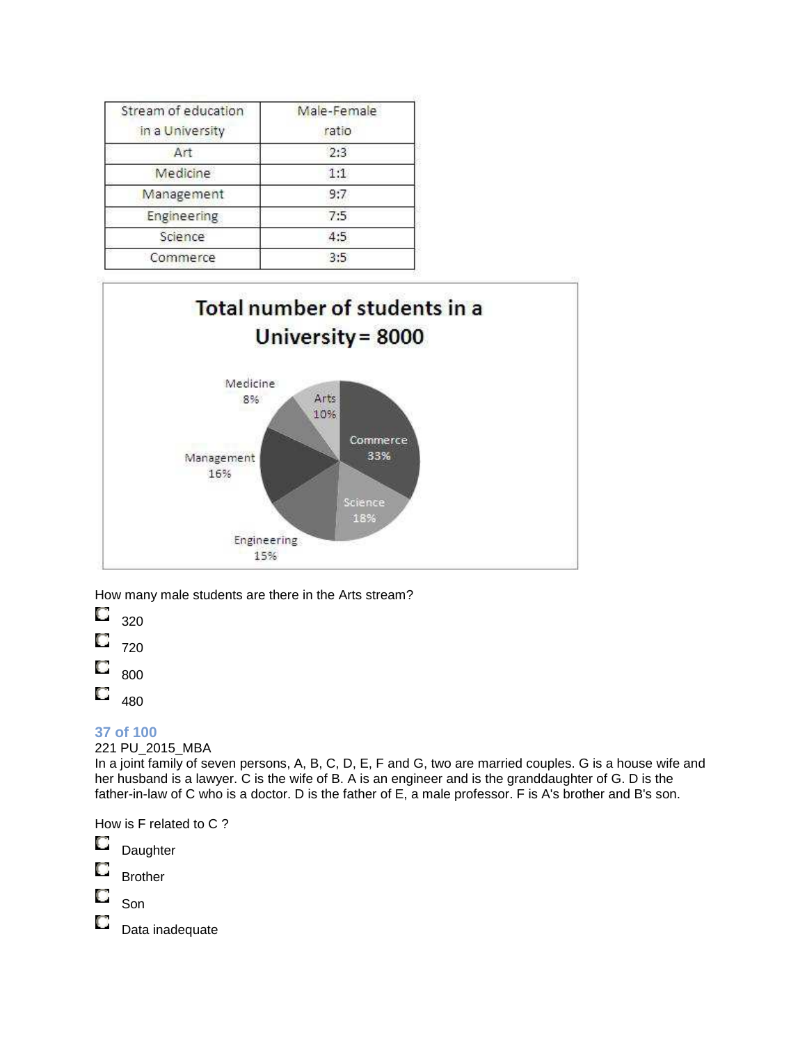| Stream of education in a University | Male-Female ratio |
|---|---|
| Art | 2:3 |
| Medicine | 1:1 |
| Management | 9:7 |
| Engineering | 7:5 |
| Science | 4:5 |
| Commerce | 3:5 |

**Total number of students in a University = 8000**

Medicine 8%

Arts 10%

Commerce 33%

Management 16%

Science 18%

Engineering 15%

How many male students are there in the Arts stream?

- 320
- 720
- 800
- 480

### 37 of 100

221 PU_2015_MBA

In a joint family of seven persons, A, B, C, D, E, F and G, two are married couples. G is a house wife and her husband is a lawyer. C is the wife of B. A is an engineer and is the granddaughter of G. D is the father-in-law of C who is a doctor. D is the father of E, a male professor. F is A's brother and B's son.

How is F related to C ?

- Daughter
- Brother
- Son
- Data inadequate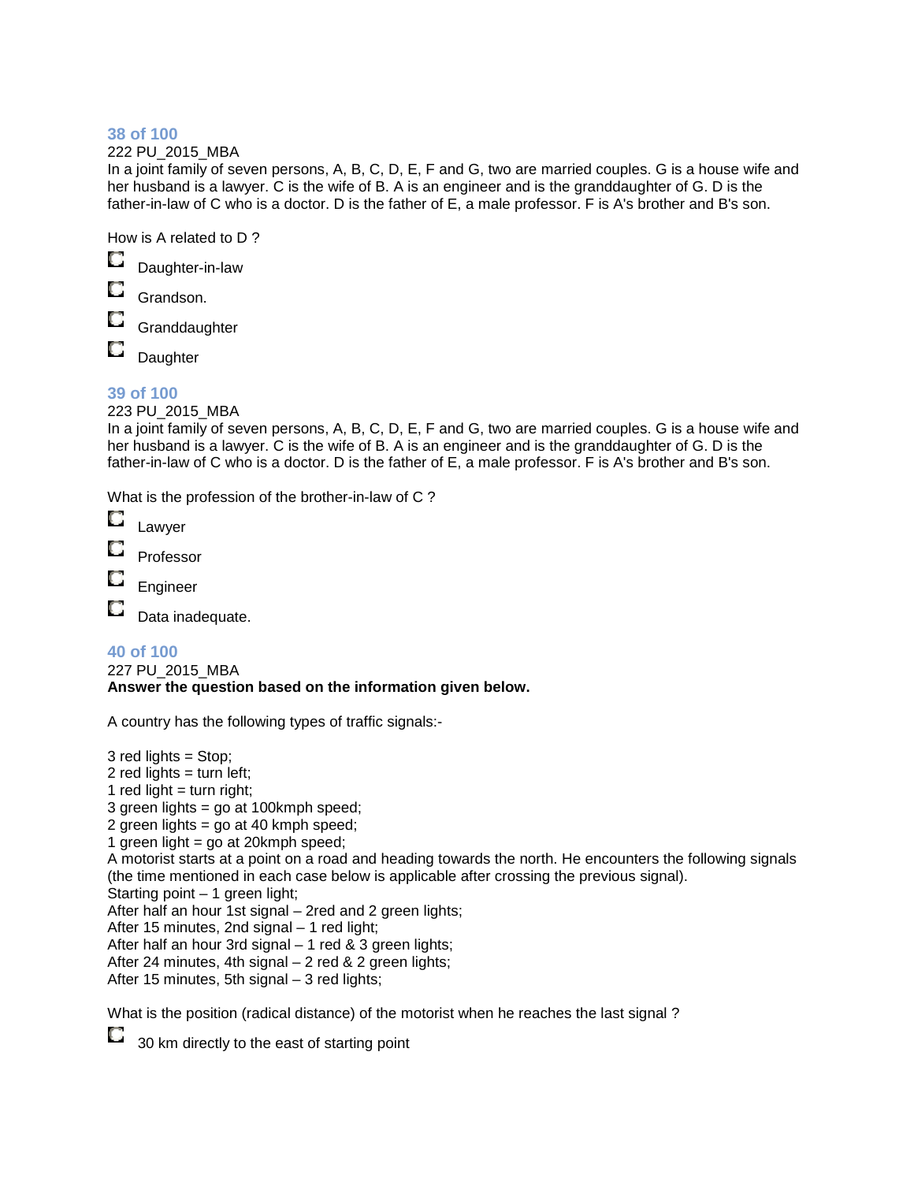### 38 of 100

222 PU_2015_MBA

In a joint family of seven persons, A, B, C, D, E, F and G, two are married couples. G is a house wife and her husband is a lawyer. C is the wife of B. A is an engineer and is the granddaughter of G. D is the father-in-law of C who is a doctor. D is the father of E, a male professor. F is A's brother and B's son.

How is A related to D ?

- Daughter-in-law
- Grandson.
- Granddaughter
- Daughter

### 39 of 100

223 PU_2015_MBA

In a joint family of seven persons, A, B, C, D, E, F and G, two are married couples. G is a house wife and her husband is a lawyer. C is the wife of B. A is an engineer and is the granddaughter of G. D is the father-in-law of C who is a doctor. D is the father of E, a male professor. F is A's brother and B's son.

What is the profession of the brother-in-law of C ?

- Lawyer
- Professor
- Engineer
- Data inadequate.

### 40 of 100

227 PU_2015_MBA

**Answer the question based on the information given below.**

A country has the following types of traffic signals:-

3 red lights = Stop;
2 red lights = turn left;
1 red light = turn right;
3 green lights = go at 100kmph speed;
2 green lights = go at 40 kmph speed;
1 green light = go at 20kmph speed;
A motorist starts at a point on a road and heading towards the north. He encounters the following signals (the time mentioned in each case below is applicable after crossing the previous signal).
Starting point – 1 green light;
After half an hour 1st signal – 2red and 2 green lights;
After 15 minutes, 2nd signal – 1 red light;
After half an hour 3rd signal – 1 red & 3 green lights;
After 24 minutes, 4th signal – 2 red & 2 green lights;
After 15 minutes, 5th signal – 3 red lights;

What is the position (radical distance) of the motorist when he reaches the last signal ?

- 30 km directly to the east of starting point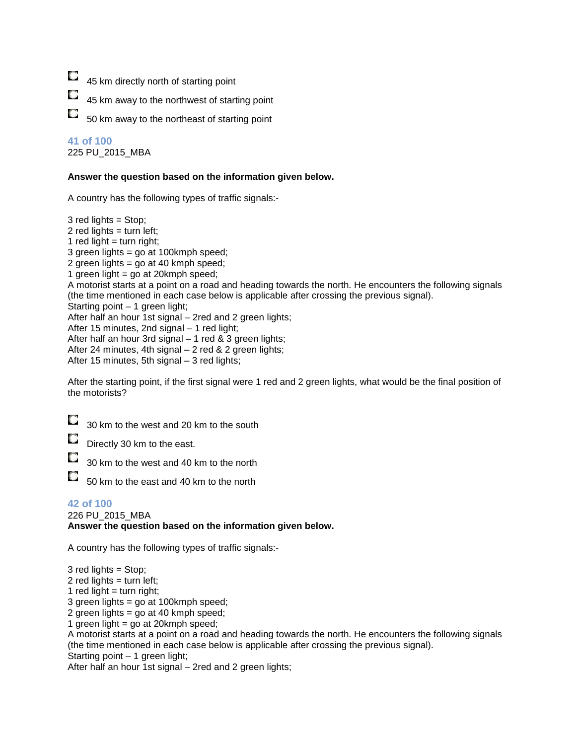- 45 km directly north of starting point
- 45 km away to the northwest of starting point
- 50 km away to the northeast of starting point

### 41 of 100

225 PU_2015_MBA

**Answer the question based on the information given below.**

A country has the following types of traffic signals:-

3 red lights = Stop;
2 red lights = turn left;
1 red light = turn right;
3 green lights = go at 100kmph speed;
2 green lights = go at 40 kmph speed;
1 green light = go at 20kmph speed;
A motorist starts at a point on a road and heading towards the north. He encounters the following signals (the time mentioned in each case below is applicable after crossing the previous signal).
Starting point – 1 green light;
After half an hour 1st signal – 2red and 2 green lights;
After 15 minutes, 2nd signal – 1 red light;
After half an hour 3rd signal – 1 red & 3 green lights;
After 24 minutes, 4th signal – 2 red & 2 green lights;
After 15 minutes, 5th signal – 3 red lights;

After the starting point, if the first signal were 1 red and 2 green lights, what would be the final position of the motorists?

- 30 km to the west and 20 km to the south
- Directly 30 km to the east.
- 30 km to the west and 40 km to the north
- 50 km to the east and 40 km to the north

### 42 of 100

226 PU_2015_MBA
**Answer the question based on the information given below.**

A country has the following types of traffic signals:-

3 red lights = Stop;
2 red lights = turn left;
1 red light = turn right;
3 green lights = go at 100kmph speed;
2 green lights = go at 40 kmph speed;
1 green light = go at 20kmph speed;
A motorist starts at a point on a road and heading towards the north. He encounters the following signals (the time mentioned in each case below is applicable after crossing the previous signal).
Starting point – 1 green light;
After half an hour 1st signal – 2red and 2 green lights;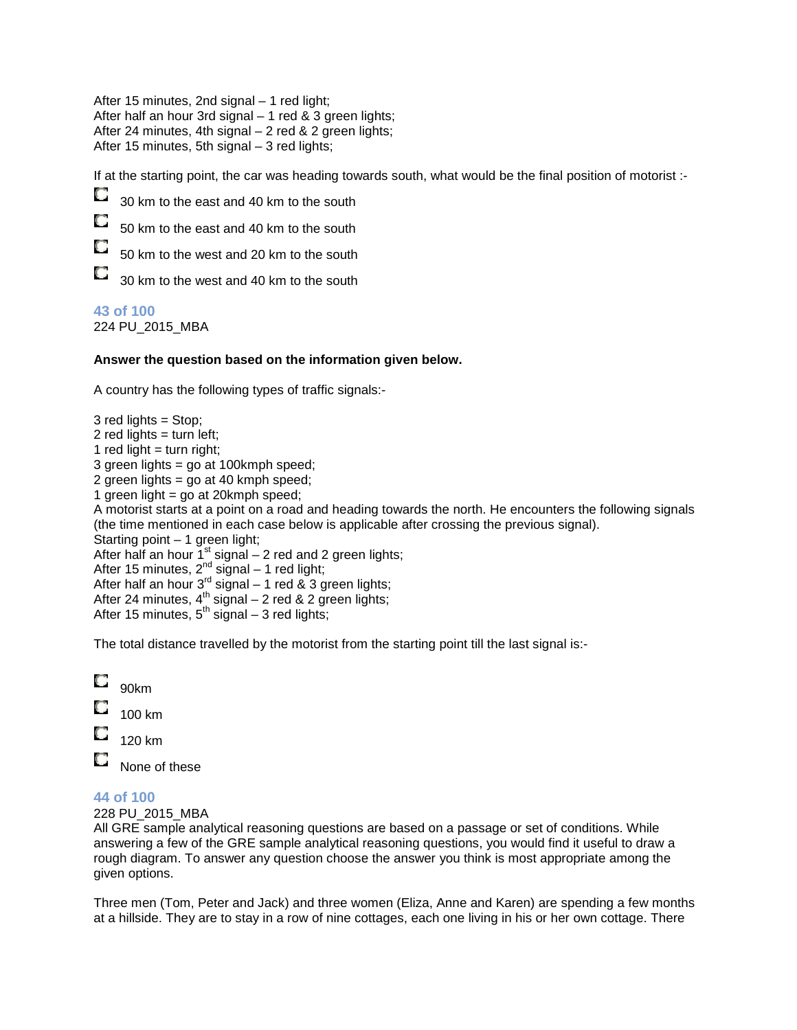After 15 minutes, 2nd signal – 1 red light;
After half an hour 3rd signal – 1 red & 3 green lights;
After 24 minutes, 4th signal – 2 red & 2 green lights;
After 15 minutes, 5th signal – 3 red lights;

If at the starting point, the car was heading towards south, what would be the final position of motorist :-

- 30 km to the east and 40 km to the south
- 50 km to the east and 40 km to the south
- 50 km to the west and 20 km to the south
- 30 km to the west and 40 km to the south

### 43 of 100

224 PU_2015_MBA

**Answer the question based on the information given below.**

A country has the following types of traffic signals:-

3 red lights = Stop;
2 red lights = turn left;
1 red light = turn right;
3 green lights = go at 100kmph speed;
2 green lights = go at 40 kmph speed;
1 green light = go at 20kmph speed;
A motorist starts at a point on a road and heading towards the north. He encounters the following signals (the time mentioned in each case below is applicable after crossing the previous signal).
Starting point – 1 green light;
After half an hour 1st signal – 2 red and 2 green lights;
After 15 minutes, 2nd signal – 1 red light;
After half an hour 3rd signal – 1 red & 3 green lights;
After 24 minutes, 4th signal – 2 red & 2 green lights;
After 15 minutes, 5th signal – 3 red lights;

The total distance travelled by the motorist from the starting point till the last signal is:-

- 90km
- 100 km
- 120 km
- None of these

### 44 of 100

228 PU_2015_MBA
All GRE sample analytical reasoning questions are based on a passage or set of conditions. While answering a few of the GRE sample analytical reasoning questions, you would find it useful to draw a rough diagram. To answer any question choose the answer you think is most appropriate among the given options.

Three men (Tom, Peter and Jack) and three women (Eliza, Anne and Karen) are spending a few months at a hillside. They are to stay in a row of nine cottages, each one living in his or her own cottage. There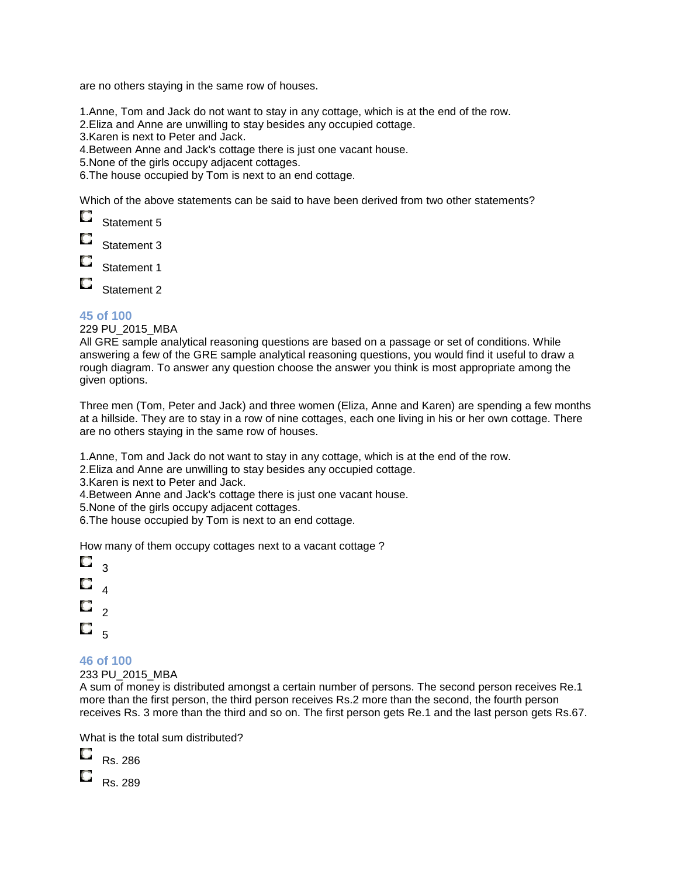are no others staying in the same row of houses.

1.Anne, Tom and Jack do not want to stay in any cottage, which is at the end of the row.
2.Eliza and Anne are unwilling to stay besides any occupied cottage.
3.Karen is next to Peter and Jack.
4.Between Anne and Jack's cottage there is just one vacant house.
5.None of the girls occupy adjacent cottages.
6.The house occupied by Tom is next to an end cottage.

Which of the above statements can be said to have been derived from two other statements?

- Statement 5
- Statement 3
- Statement 1
- Statement 2

### 45 of 100

229 PU_2015_MBA

All GRE sample analytical reasoning questions are based on a passage or set of conditions. While answering a few of the GRE sample analytical reasoning questions, you would find it useful to draw a rough diagram. To answer any question choose the answer you think is most appropriate among the given options.

Three men (Tom, Peter and Jack) and three women (Eliza, Anne and Karen) are spending a few months at a hillside. They are to stay in a row of nine cottages, each one living in his or her own cottage. There are no others staying in the same row of houses.

1.Anne, Tom and Jack do not want to stay in any cottage, which is at the end of the row.
2.Eliza and Anne are unwilling to stay besides any occupied cottage.
3.Karen is next to Peter and Jack.
4.Between Anne and Jack's cottage there is just one vacant house.
5.None of the girls occupy adjacent cottages.
6.The house occupied by Tom is next to an end cottage.

How many of them occupy cottages next to a vacant cottage ?

- 3
- 4
- 2
- 5

### 46 of 100

233 PU_2015_MBA

A sum of money is distributed amongst a certain number of persons. The second person receives Re.1 more than the first person, the third person receives Rs.2 more than the second, the fourth person receives Rs. 3 more than the third and so on. The first person gets Re.1 and the last person gets Rs.67.

What is the total sum distributed?

- Rs. 286
- Rs. 289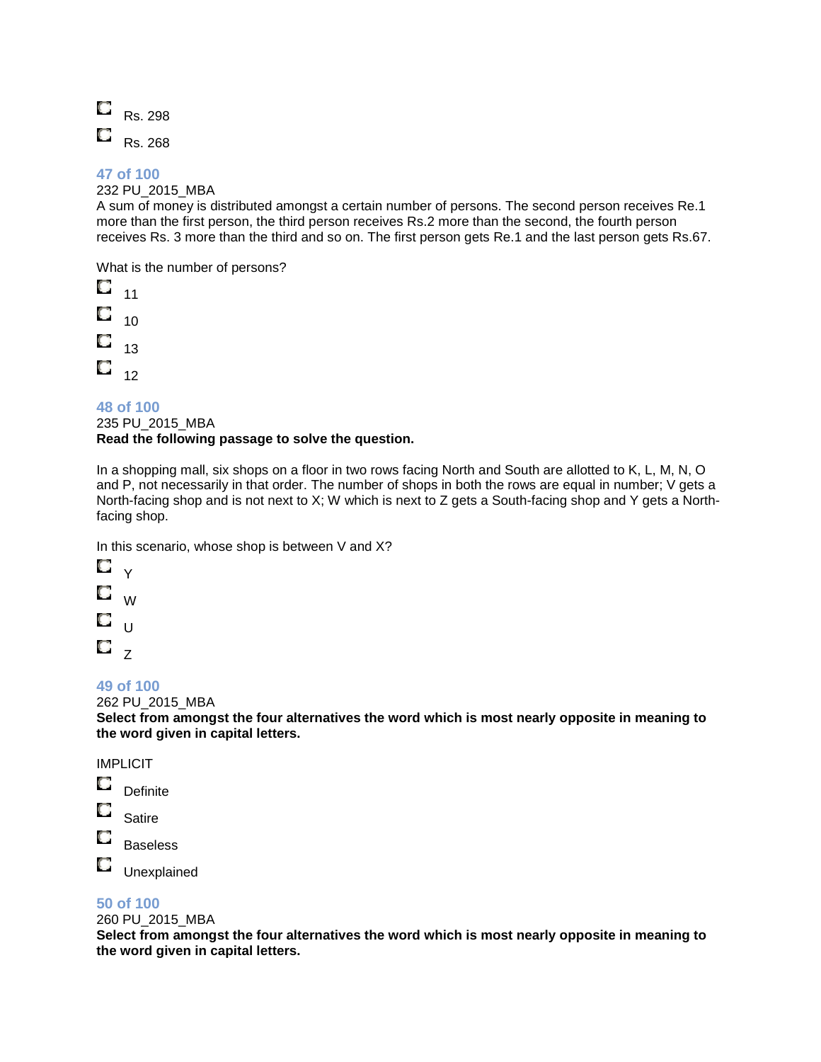- Rs. 298
- Rs. 268

### 47 of 100

232 PU_2015_MBA

A sum of money is distributed amongst a certain number of persons. The second person receives Re.1 more than the first person, the third person receives Rs.2 more than the second, the fourth person receives Rs. 3 more than the third and so on. The first person gets Re.1 and the last person gets Rs.67.

What is the number of persons?

- 11
- 10
- 13
- 12

### 48 of 100

235 PU_2015_MBA

**Read the following passage to solve the question.**

In a shopping mall, six shops on a floor in two rows facing North and South are allotted to K, L, M, N, O and P, not necessarily in that order. The number of shops in both the rows are equal in number; V gets a North-facing shop and is not next to X; W which is next to Z gets a South-facing shop and Y gets a North-facing shop.

In this scenario, whose shop is between V and X?

- Y
- W
- U
- Z

### 49 of 100

262 PU_2015_MBA

**Select from amongst the four alternatives the word which is most nearly opposite in meaning to the word given in capital letters.**

IMPLICIT

- Definite
- Satire
- Baseless
- Unexplained

### 50 of 100

260 PU_2015_MBA

**Select from amongst the four alternatives the word which is most nearly opposite in meaning to the word given in capital letters.**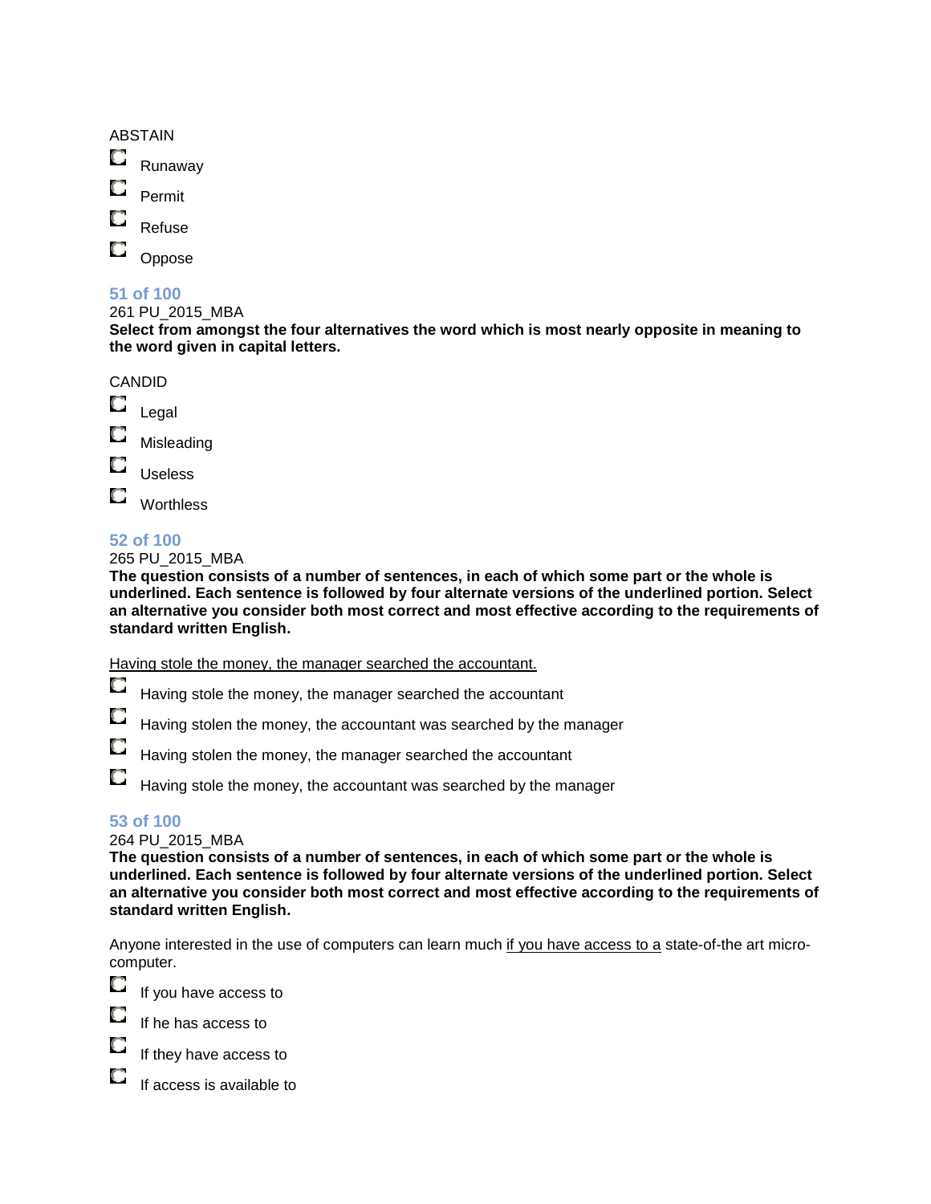ABSTAIN

- Runaway
- Permit
- Refuse
- Oppose

### 51 of 100

261 PU_2015_MBA

**Select from amongst the four alternatives the word which is most nearly opposite in meaning to the word given in capital letters.**

CANDID

- Legal
- Misleading
- Useless
- Worthless

### 52 of 100

265 PU_2015_MBA

**The question consists of a number of sentences, in each of which some part or the whole is underlined. Each sentence is followed by four alternate versions of the underlined portion. Select an alternative you consider both most correct and most effective according to the requirements of standard written English.**

<u>Having stole the money, the manager searched the accountant.</u>

- Having stole the money, the manager searched the accountant
- Having stolen the money, the accountant was searched by the manager
- Having stolen the money, the manager searched the accountant
- Having stole the money, the accountant was searched by the manager

### 53 of 100

264 PU_2015_MBA

**The question consists of a number of sentences, in each of which some part or the whole is underlined. Each sentence is followed by four alternate versions of the underlined portion. Select an alternative you consider both most correct and most effective according to the requirements of standard written English.**

Anyone interested in the use of computers can learn much <u>if you have access to a</u> state-of-the art micro-computer.

- If you have access to
- If he has access to
- If they have access to
- If access is available to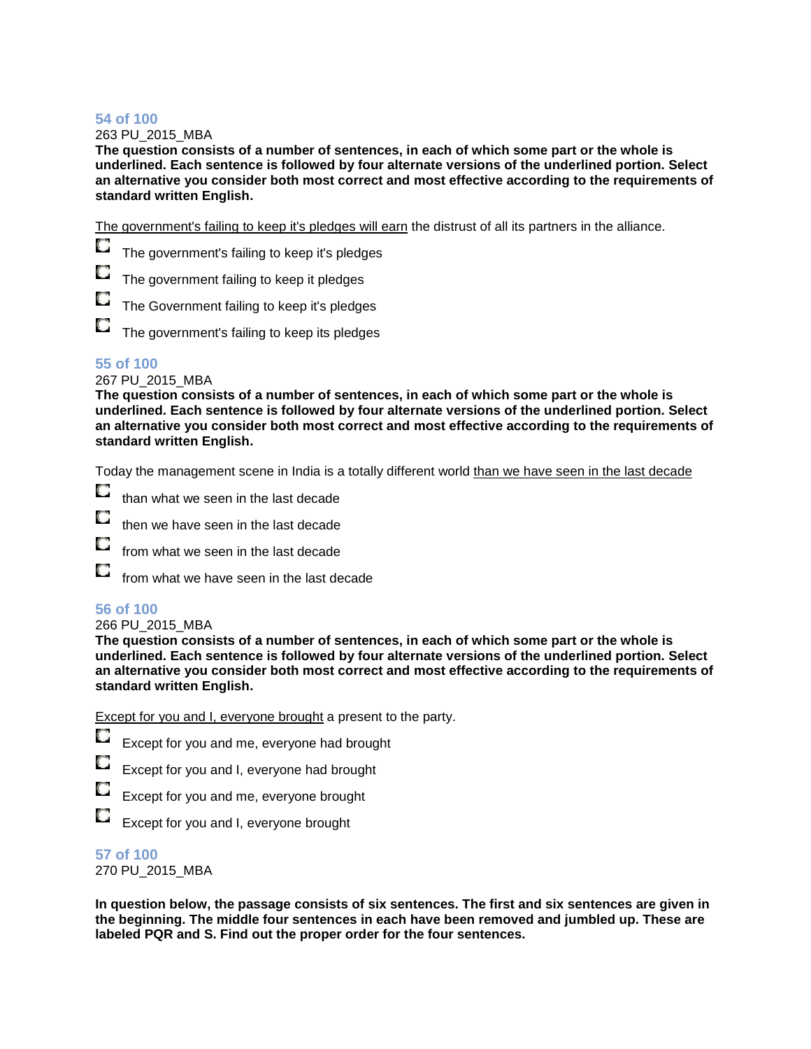### 54 of 100

263 PU_2015_MBA

**The question consists of a number of sentences, in each of which some part or the whole is underlined. Each sentence is followed by four alternate versions of the underlined portion. Select an alternative you consider both most correct and most effective according to the requirements of standard written English.**

<u>The government's failing to keep it's pledges will earn</u> the distrust of all its partners in the alliance.

- The government's failing to keep it's pledges
- The government failing to keep it pledges
- The Government failing to keep it's pledges
- The government's failing to keep its pledges

### 55 of 100

267 PU_2015_MBA

**The question consists of a number of sentences, in each of which some part or the whole is underlined. Each sentence is followed by four alternate versions of the underlined portion. Select an alternative you consider both most correct and most effective according to the requirements of standard written English.**

Today the management scene in India is a totally different world <u>than we have seen in the last decade</u>

- than what we seen in the last decade
- then we have seen in the last decade
- from what we seen in the last decade
- from what we have seen in the last decade

### 56 of 100

266 PU_2015_MBA

**The question consists of a number of sentences, in each of which some part or the whole is underlined. Each sentence is followed by four alternate versions of the underlined portion. Select an alternative you consider both most correct and most effective according to the requirements of standard written English.**

<u>Except for you and I, everyone brought</u> a present to the party.

- Except for you and me, everyone had brought
- Except for you and I, everyone had brought
- Except for you and me, everyone brought
- Except for you and I, everyone brought

### 57 of 100

270 PU_2015_MBA

**In question below, the passage consists of six sentences. The first and six sentences are given in the beginning. The middle four sentences in each have been removed and jumbled up. These are labeled PQR and S. Find out the proper order for the four sentences.**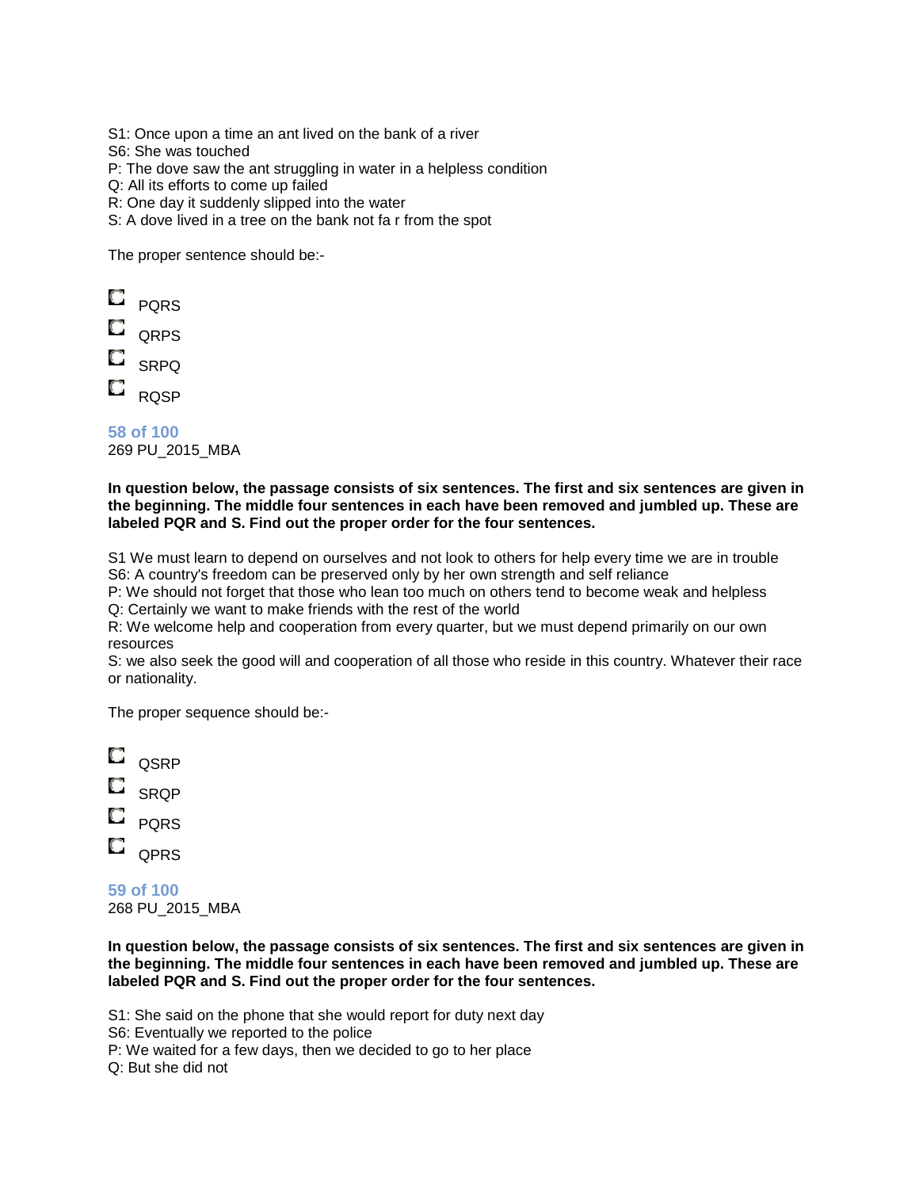S1: Once upon a time an ant lived on the bank of a river
S6: She was touched
P: The dove saw the ant struggling in water in a helpless condition
Q: All its efforts to come up failed
R: One day it suddenly slipped into the water
S: A dove lived in a tree on the bank not fa r from the spot

The proper sentence should be:-

- PQRS
- QRPS
- SRPQ
- RQSP

**58 of 100**
269 PU_2015_MBA

**In question below, the passage consists of six sentences. The first and six sentences are given in the beginning. The middle four sentences in each have been removed and jumbled up. These are labeled PQR and S. Find out the proper order for the four sentences.**

S1 We must learn to depend on ourselves and not look to others for help every time we are in trouble
S6: A country's freedom can be preserved only by her own strength and self reliance
P: We should not forget that those who lean too much on others tend to become weak and helpless
Q: Certainly we want to make friends with the rest of the world
R: We welcome help and cooperation from every quarter, but we must depend primarily on our own resources
S: we also seek the good will and cooperation of all those who reside in this country. Whatever their race or nationality.

The proper sequence should be:-

- QSRP
- SRQP
- PQRS
- QPRS

**59 of 100**
268 PU_2015_MBA

**In question below, the passage consists of six sentences. The first and six sentences are given in the beginning. The middle four sentences in each have been removed and jumbled up. These are labeled PQR and S. Find out the proper order for the four sentences.**

S1: She said on the phone that she would report for duty next day
S6: Eventually we reported to the police
P: We waited for a few days, then we decided to go to her place
Q: But she did not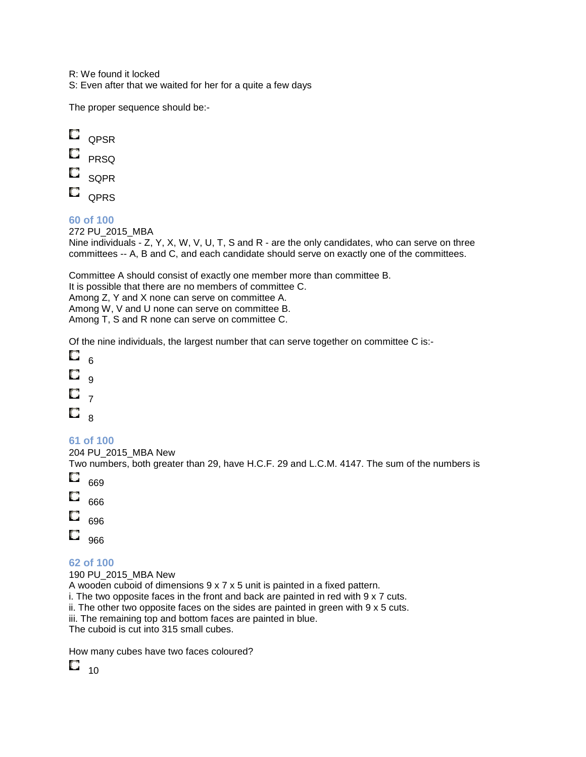R: We found it locked
S: Even after that we waited for her for a quite a few days

The proper sequence should be:-

- QPSR
- PRSQ
- SQPR
- QPRS

### 60 of 100

272 PU_2015_MBA
Nine individuals - Z, Y, X, W, V, U, T, S and R - are the only candidates, who can serve on three committees -- A, B and C, and each candidate should serve on exactly one of the committees.

Committee A should consist of exactly one member more than committee B.
It is possible that there are no members of committee C.
Among Z, Y and X none can serve on committee A.
Among W, V and U none can serve on committee B.
Among T, S and R none can serve on committee C.

Of the nine individuals, the largest number that can serve together on committee C is:-

- 6
- 9
- 7
- 8

### 61 of 100

204 PU_2015_MBA New
Two numbers, both greater than 29, have H.C.F. 29 and L.C.M. 4147. The sum of the numbers is

- 669
- 666
- 696
- 966

### 62 of 100

190 PU_2015_MBA New
A wooden cuboid of dimensions 9 x 7 x 5 unit is painted in a fixed pattern.
i. The two opposite faces in the front and back are painted in red with 9 x 7 cuts.
ii. The other two opposite faces on the sides are painted in green with 9 x 5 cuts.
iii. The remaining top and bottom faces are painted in blue.
The cuboid is cut into 315 small cubes.

How many cubes have two faces coloured?

- 10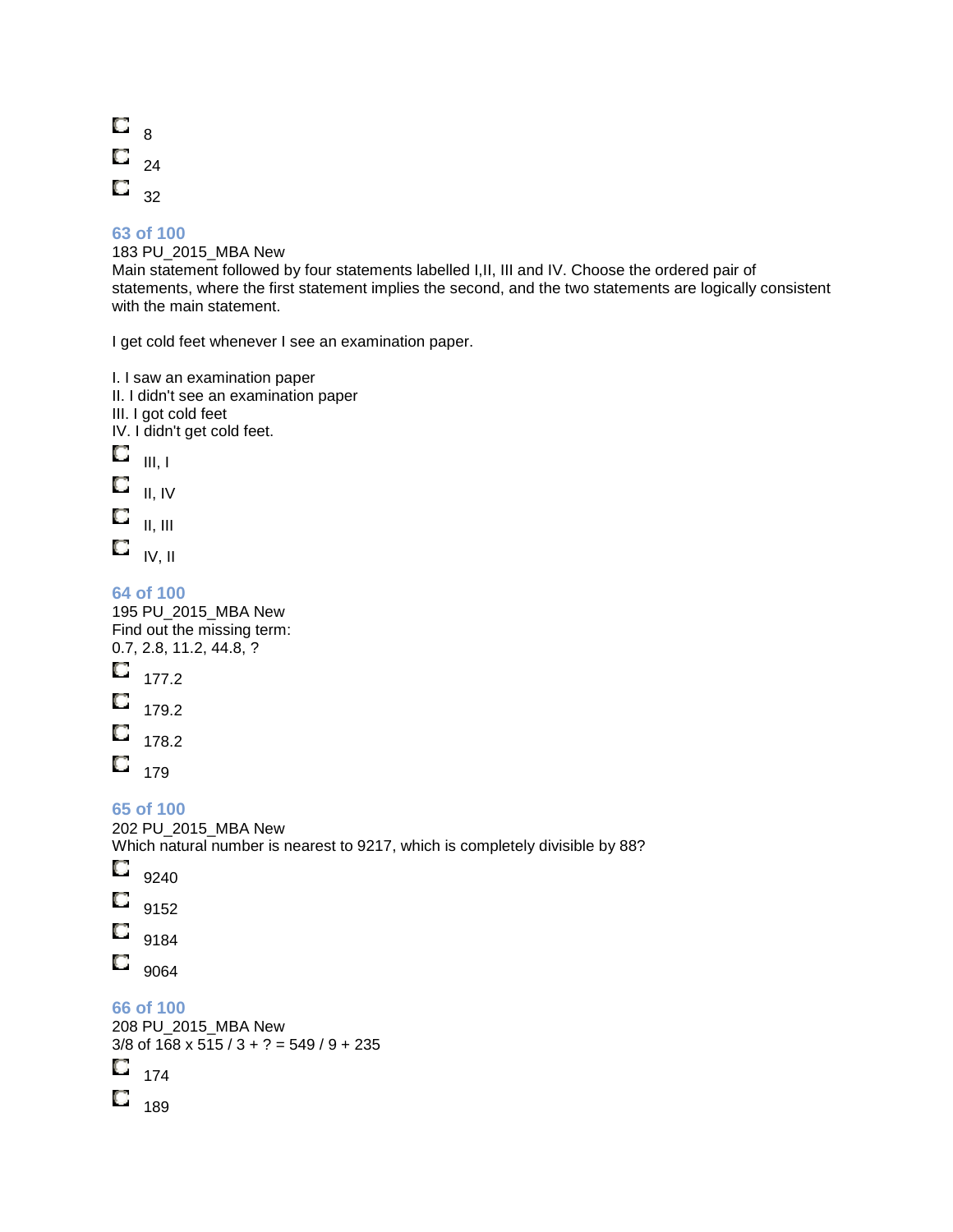- 8
- 24
- 32

### 63 of 100

183 PU_2015_MBA New
Main statement followed by four statements labelled I,II, III and IV. Choose the ordered pair of statements, where the first statement implies the second, and the two statements are logically consistent with the main statement.

I get cold feet whenever I see an examination paper.

I. I saw an examination paper
II. I didn't see an examination paper
III. I got cold feet
IV. I didn't get cold feet.

- III, I
- II, IV
- II, III
- IV, II

### 64 of 100

195 PU_2015_MBA New
Find out the missing term:
0.7, 2.8, 11.2, 44.8, ?

- 177.2
- 179.2
- 178.2
- 179

### 65 of 100

202 PU_2015_MBA New
Which natural number is nearest to 9217, which is completely divisible by 88?

- 9240
- 9152
- 9184
- 9064

### 66 of 100

208 PU_2015_MBA New
3/8 of 168 x 515 / 3 + ? = 549 / 9 + 235

- 174
- 189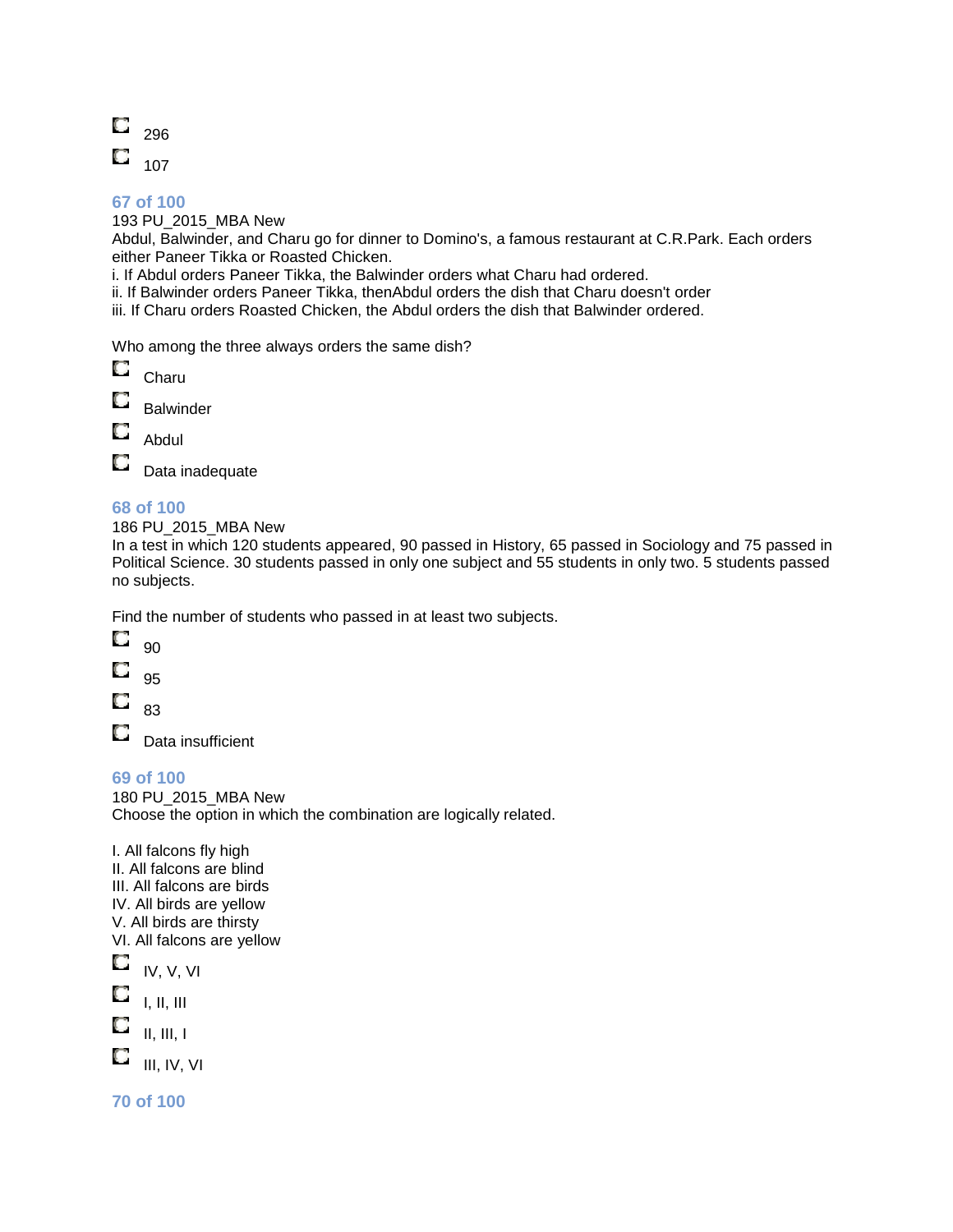- 296
- 107

### 67 of 100

193 PU_2015_MBA New

Abdul, Balwinder, and Charu go for dinner to Domino's, a famous restaurant at C.R.Park. Each orders either Paneer Tikka or Roasted Chicken.

i. If Abdul orders Paneer Tikka, the Balwinder orders what Charu had ordered.

ii. If Balwinder orders Paneer Tikka, thenAbdul orders the dish that Charu doesn't order

iii. If Charu orders Roasted Chicken, the Abdul orders the dish that Balwinder ordered.

Who among the three always orders the same dish?

- Charu
- Balwinder
- Abdul
- Data inadequate

### 68 of 100

186 PU_2015_MBA New

In a test in which 120 students appeared, 90 passed in History, 65 passed in Sociology and 75 passed in Political Science. 30 students passed in only one subject and 55 students in only two. 5 students passed no subjects.

Find the number of students who passed in at least two subjects.

- 90
- 95
- 83
- Data insufficient

### 69 of 100

180 PU_2015_MBA New

Choose the option in which the combination are logically related.

I. All falcons fly high
II. All falcons are blind
III. All falcons are birds
IV. All birds are yellow
V. All birds are thirsty
VI. All falcons are yellow

- IV, V, VI
- I, II, III
- II, III, I
- III, IV, VI

### 70 of 100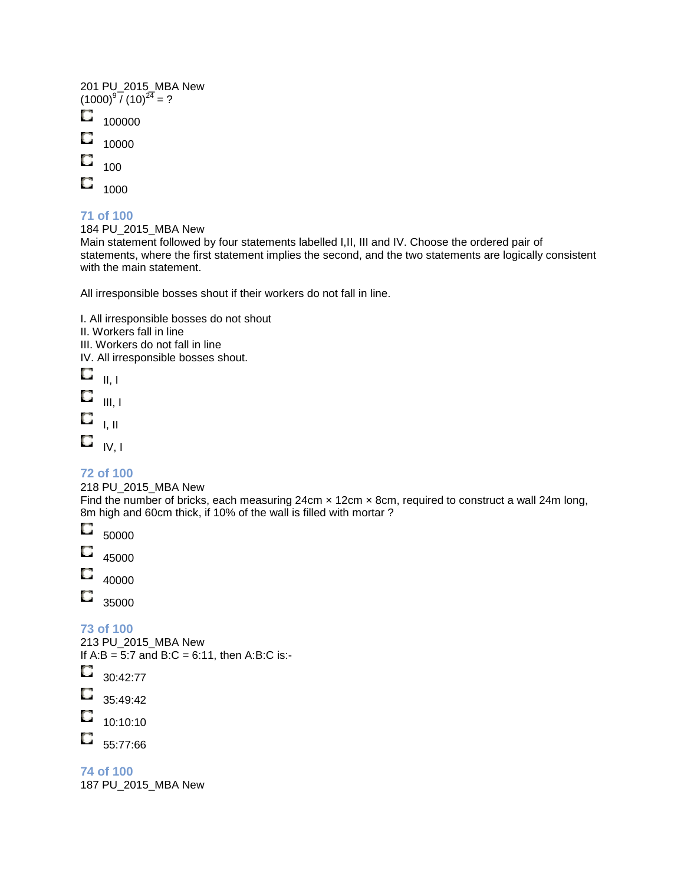201 PU_2015_MBA New
$(1000)^9 / (10)^{24}$ = ?

- 100000
- 10000
- 100
- 1000

### 71 of 100

184 PU_2015_MBA New
Main statement followed by four statements labelled I,II, III and IV. Choose the ordered pair of statements, where the first statement implies the second, and the two statements are logically consistent with the main statement.

All irresponsible bosses shout if their workers do not fall in line.

I. All irresponsible bosses do not shout
II. Workers fall in line
III. Workers do not fall in line
IV. All irresponsible bosses shout.

- II, I
- III, I
- I, II
- IV, I

### 72 of 100

218 PU_2015_MBA New
Find the number of bricks, each measuring 24cm × 12cm × 8cm, required to construct a wall 24m long, 8m high and 60cm thick, if 10% of the wall is filled with mortar ?

- 50000
- 45000
- 40000
- 35000

### 73 of 100

213 PU_2015_MBA New
If A:B = 5:7 and B:C = 6:11, then A:B:C is:-

- 30:42:77
- 35:49:42
- 10:10:10
- 55:77:66

### 74 of 100

187 PU_2015_MBA New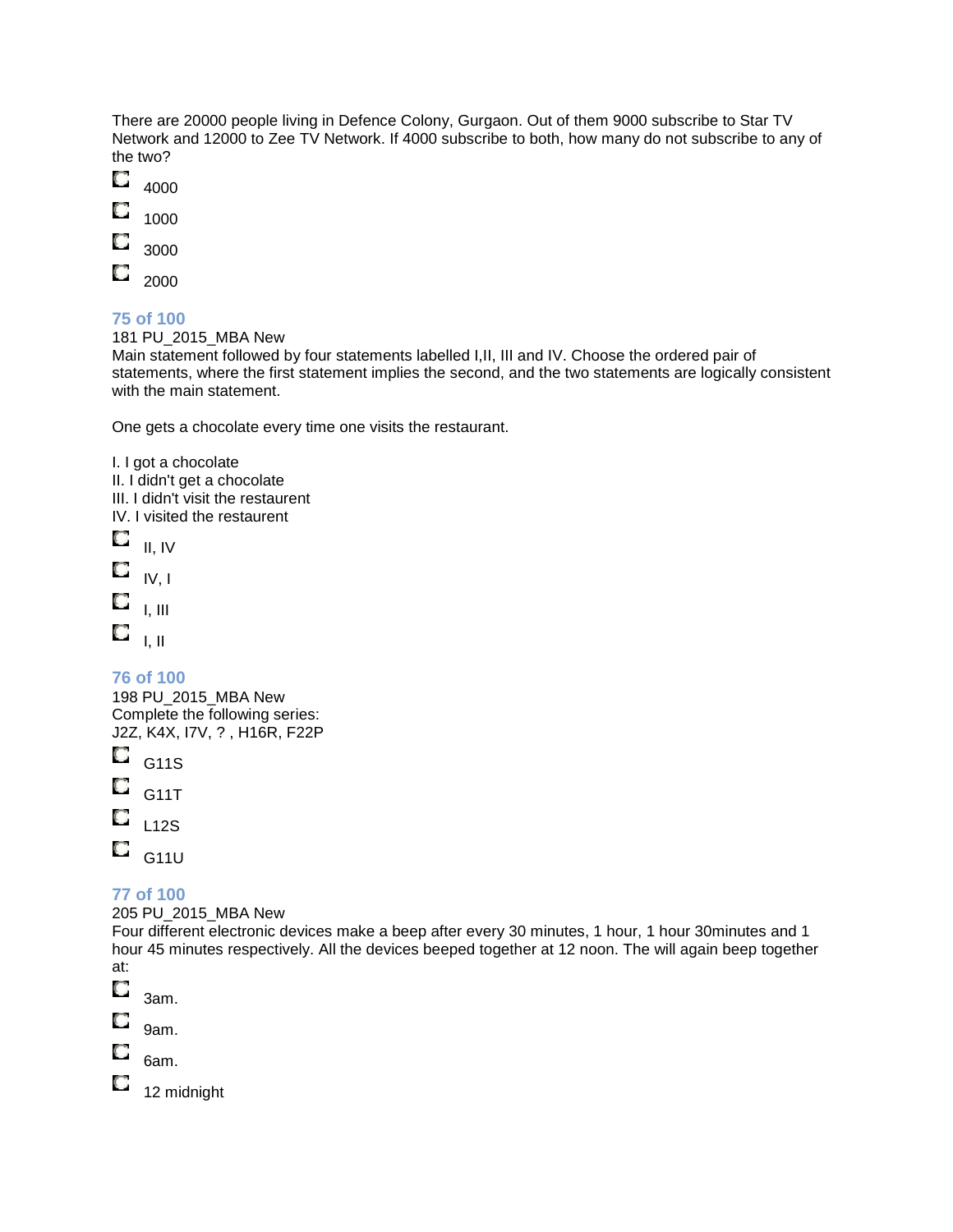There are 20000 people living in Defence Colony, Gurgaon. Out of them 9000 subscribe to Star TV Network and 12000 to Zee TV Network. If 4000 subscribe to both, how many do not subscribe to any of the two?

- 4000
- 1000
- 3000
- 2000

### 75 of 100

181 PU_2015_MBA New

Main statement followed by four statements labelled I,II, III and IV. Choose the ordered pair of statements, where the first statement implies the second, and the two statements are logically consistent with the main statement.

One gets a chocolate every time one visits the restaurant.

I. I got a chocolate
II. I didn't get a chocolate
III. I didn't visit the restaurent
IV. I visited the restaurent

- II, IV
- IV, I
- I, III
- I, II

### 76 of 100

198 PU_2015_MBA New

Complete the following series:
J2Z, K4X, I7V, ? , H16R, F22P

- G11S
- G11T
- L12S
- G11U

### 77 of 100

205 PU_2015_MBA New

Four different electronic devices make a beep after every 30 minutes, 1 hour, 1 hour 30minutes and 1 hour 45 minutes respectively. All the devices beeped together at 12 noon. The will again beep together at:

- 3am.
- 9am.
- 6am.
- 12 midnight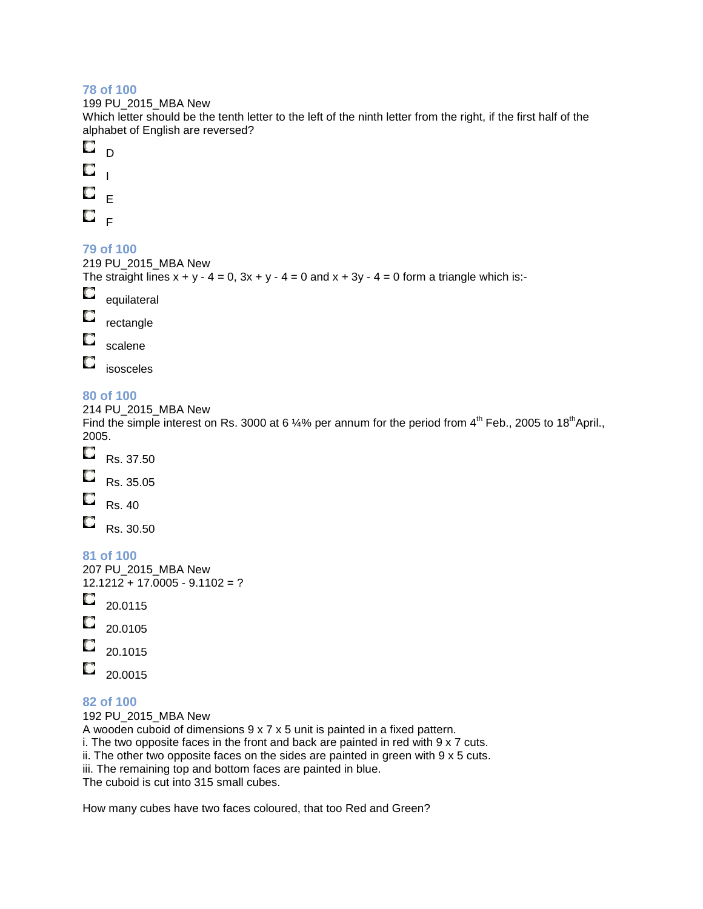### 78 of 100

199 PU_2015_MBA New

Which letter should be the tenth letter to the left of the ninth letter from the right, if the first half of the alphabet of English are reversed?

- D
- I
- E
- F

### 79 of 100

219 PU_2015_MBA New

The straight lines $x + y - 4 = 0$, $3x + y - 4 = 0$ and $x + 3y - 4 = 0$ form a triangle which is:-

- equilateral
- rectangle
- scalene
- isosceles

### 80 of 100

214 PU_2015_MBA New

Find the simple interest on Rs. 3000 at 6 ¼% per annum for the period from 4th Feb., 2005 to 18th April., 2005.

- Rs. 37.50
- Rs. 35.05
- Rs. 40
- Rs. 30.50

### 81 of 100

207 PU_2015_MBA New

$12.1212 + 17.0005 - 9.1102 = ?$

- 20.0115
- 20.0105
- 20.1015
- 20.0015

### 82 of 100

192 PU_2015_MBA New

A wooden cuboid of dimensions 9 x 7 x 5 unit is painted in a fixed pattern.

i. The two opposite faces in the front and back are painted in red with 9 x 7 cuts.

ii. The other two opposite faces on the sides are painted in green with 9 x 5 cuts.

iii. The remaining top and bottom faces are painted in blue.

The cuboid is cut into 315 small cubes.

How many cubes have two faces coloured, that too Red and Green?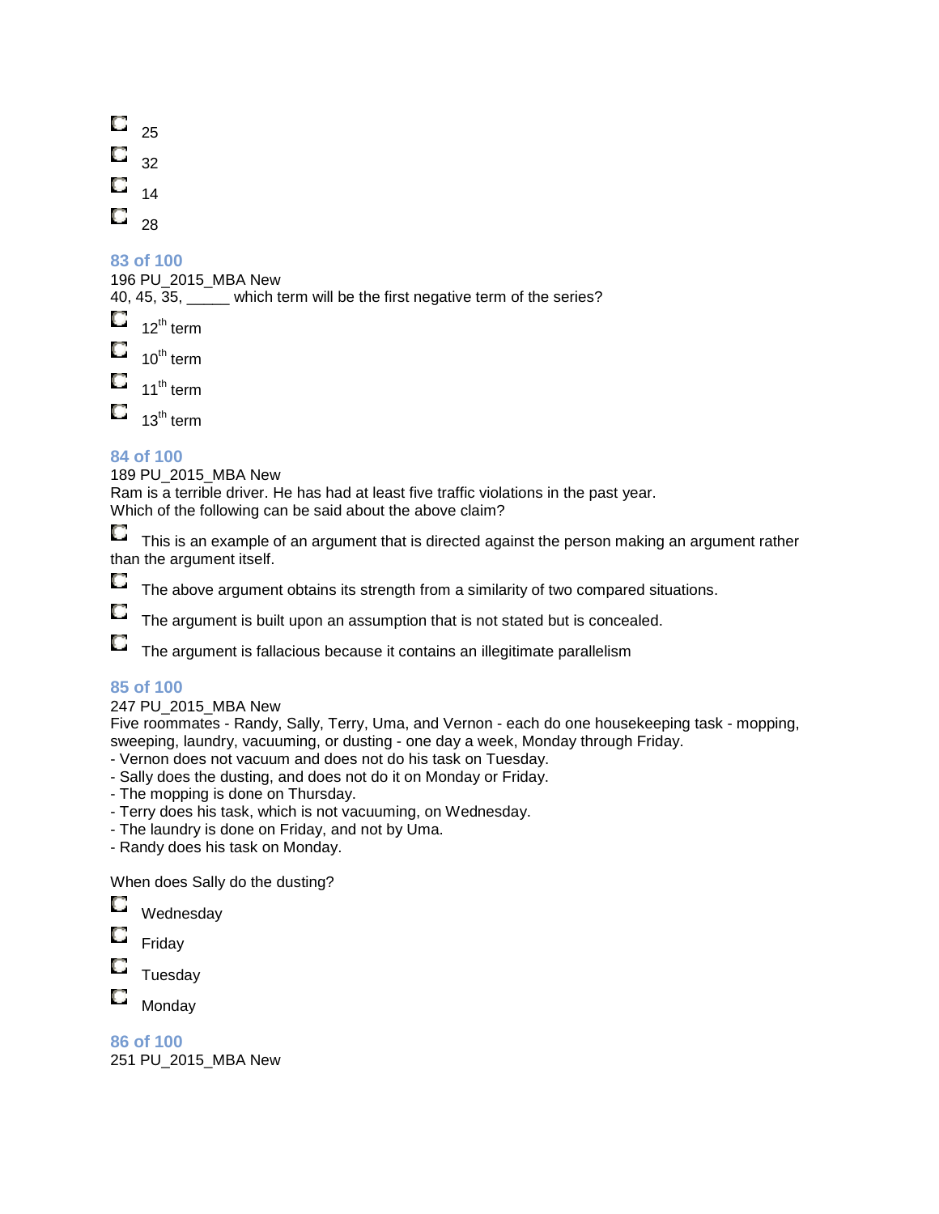- 25
- 32
- 14
- 28

### 83 of 100

196 PU_2015_MBA New

40, 45, 35, _____ which term will be the first negative term of the series?

- $12^{th}$ term
- $10^{th}$ term
- $11^{th}$ term
- $13^{th}$ term

### 84 of 100

189 PU_2015_MBA New

Ram is a terrible driver. He has had at least five traffic violations in the past year.
Which of the following can be said about the above claim?

- This is an example of an argument that is directed against the person making an argument rather than the argument itself.
- The above argument obtains its strength from a similarity of two compared situations.
- The argument is built upon an assumption that is not stated but is concealed.
- The argument is fallacious because it contains an illegitimate parallelism

### 85 of 100

247 PU_2015_MBA New

Five roommates - Randy, Sally, Terry, Uma, and Vernon - each do one housekeeping task - mopping, sweeping, laundry, vacuuming, or dusting - one day a week, Monday through Friday.

- Vernon does not vacuum and does not do his task on Tuesday.
- Sally does the dusting, and does not do it on Monday or Friday.
- The mopping is done on Thursday.
- Terry does his task, which is not vacuuming, on Wednesday.
- The laundry is done on Friday, and not by Uma.
- Randy does his task on Monday.

When does Sally do the dusting?

- Wednesday
- Friday
- Tuesday
- Monday

### 86 of 100

251 PU_2015_MBA New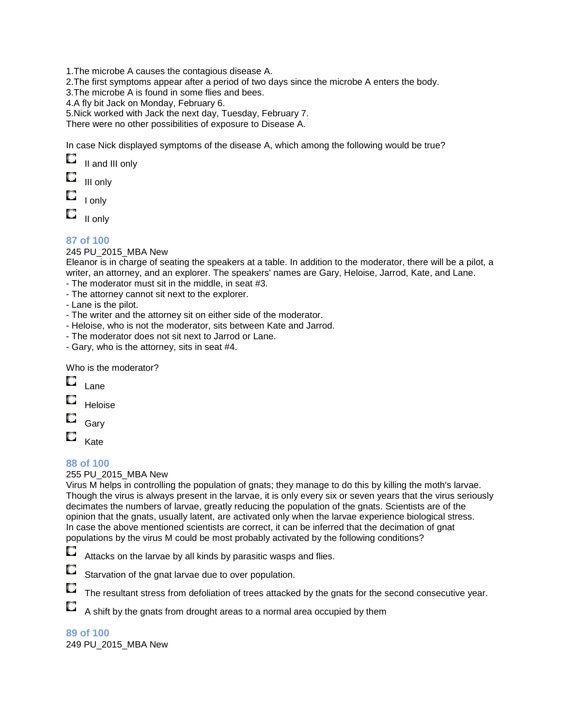1.The microbe A causes the contagious disease A.
2.The first symptoms appear after a period of two days since the microbe A enters the body.
3.The microbe A is found in some flies and bees.
4.A fly bit Jack on Monday, February 6.
5.Nick worked with Jack the next day, Tuesday, February 7.
There were no other possibilities of exposure to Disease A.

In case Nick displayed symptoms of the disease A, which among the following would be true?

- II and III only
- III only
- I only
- II only

### 87 of 100

245 PU_2015_MBA New

Eleanor is in charge of seating the speakers at a table. In addition to the moderator, there will be a pilot, a writer, an attorney, and an explorer. The speakers' names are Gary, Heloise, Jarrod, Kate, and Lane.

- The moderator must sit in the middle, in seat #3.
- The attorney cannot sit next to the explorer.
- Lane is the pilot.
- The writer and the attorney sit on either side of the moderator.
- Heloise, who is not the moderator, sits between Kate and Jarrod.
- The moderator does not sit next to Jarrod or Lane.
- Gary, who is the attorney, sits in seat #4.

Who is the moderator?

- Lane
- Heloise
- Gary
- Kate

### 88 of 100

255 PU_2015_MBA New

Virus M helps in controlling the population of gnats; they manage to do this by killing the moth's larvae. Though the virus is always present in the larvae, it is only every six or seven years that the virus seriously decimates the numbers of larvae, greatly reducing the population of the gnats. Scientists are of the opinion that the gnats, usually latent, are activated only when the larvae experience biological stress. In case the above mentioned scientists are correct, it can be inferred that the decimation of gnat populations by the virus M could be most probably activated by the following conditions?

- Attacks on the larvae by all kinds by parasitic wasps and flies.
- Starvation of the gnat larvae due to over population.
- The resultant stress from defoliation of trees attacked by the gnats for the second consecutive year.
- A shift by the gnats from drought areas to a normal area occupied by them

### 89 of 100

249 PU_2015_MBA New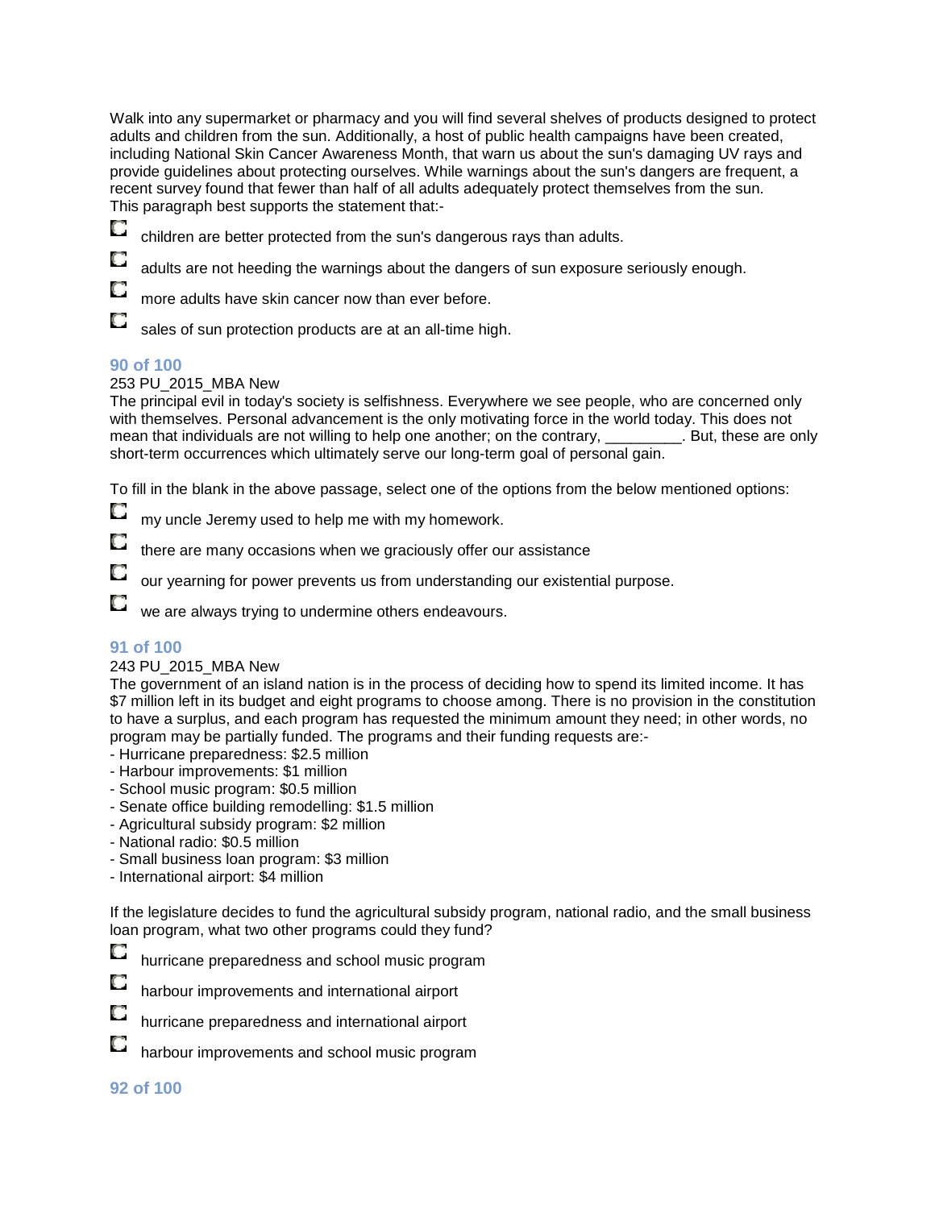Walk into any supermarket or pharmacy and you will find several shelves of products designed to protect adults and children from the sun. Additionally, a host of public health campaigns have been created, including National Skin Cancer Awareness Month, that warn us about the sun's damaging UV rays and provide guidelines about protecting ourselves. While warnings about the sun's dangers are frequent, a recent survey found that fewer than half of all adults adequately protect themselves from the sun.
This paragraph best supports the statement that:-

- children are better protected from the sun's dangerous rays than adults.
- adults are not heeding the warnings about the dangers of sun exposure seriously enough.
- more adults have skin cancer now than ever before.
- sales of sun protection products are at an all-time high.

**90 of 100**

253 PU_2015_MBA New

The principal evil in today's society is selfishness. Everywhere we see people, who are concerned only with themselves. Personal advancement is the only motivating force in the world today. This does not mean that individuals are not willing to help one another; on the contrary, _________. But, these are only short-term occurrences which ultimately serve our long-term goal of personal gain.

To fill in the blank in the above passage, select one of the options from the below mentioned options:

- my uncle Jeremy used to help me with my homework.
- there are many occasions when we graciously offer our assistance
- our yearning for power prevents us from understanding our existential purpose.
- we are always trying to undermine others endeavours.

**91 of 100**

243 PU_2015_MBA New

The government of an island nation is in the process of deciding how to spend its limited income. It has $7 million left in its budget and eight programs to choose among. There is no provision in the constitution to have a surplus, and each program has requested the minimum amount they need; in other words, no program may be partially funded. The programs and their funding requests are:-

- Hurricane preparedness: $2.5 million
- Harbour improvements: $1 million
- School music program: $0.5 million
- Senate office building remodelling: $1.5 million
- Agricultural subsidy program: $2 million
- National radio: $0.5 million
- Small business loan program: $3 million
- International airport: $4 million

If the legislature decides to fund the agricultural subsidy program, national radio, and the small business loan program, what two other programs could they fund?

- hurricane preparedness and school music program
- harbour improvements and international airport
- hurricane preparedness and international airport
- harbour improvements and school music program

**92 of 100**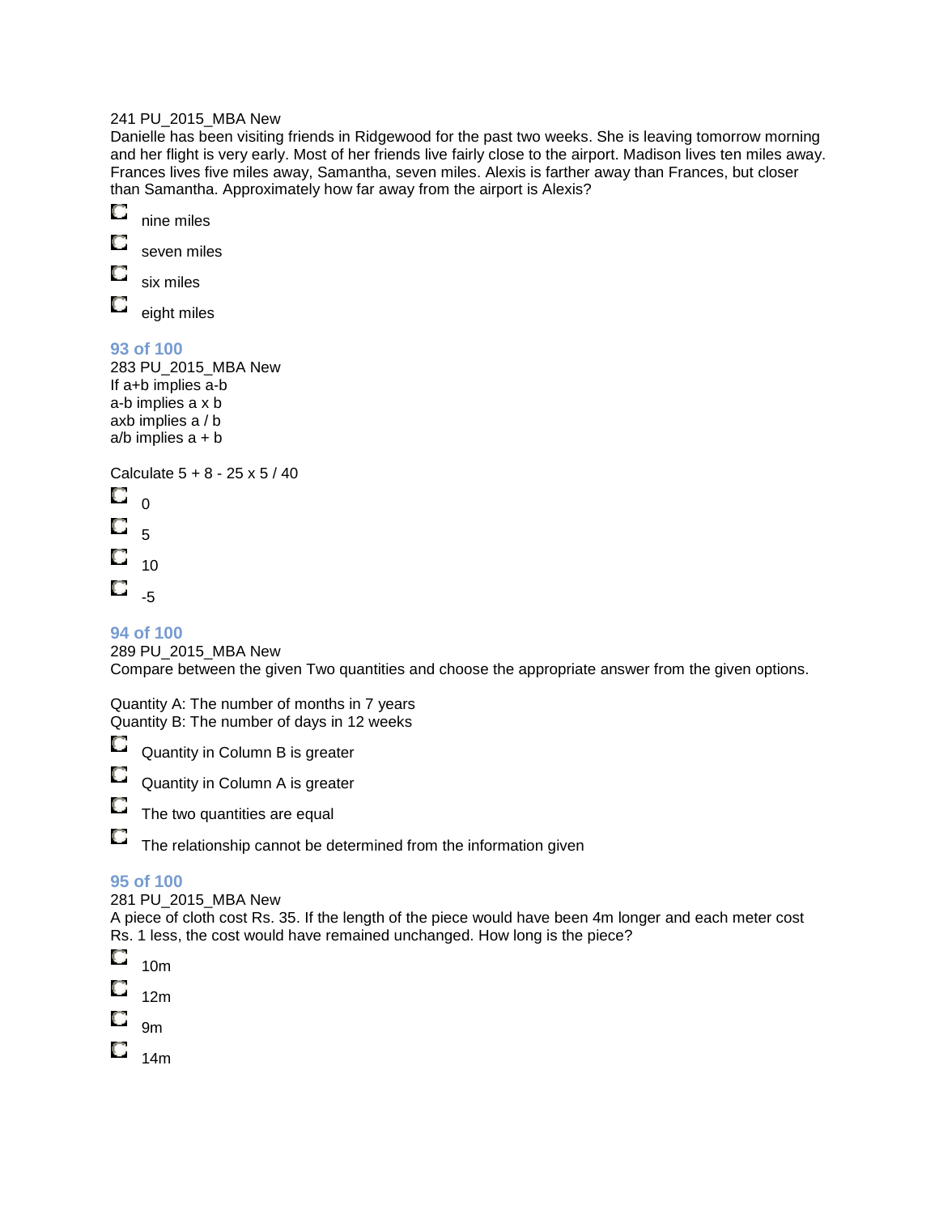241 PU_2015_MBA New
Danielle has been visiting friends in Ridgewood for the past two weeks. She is leaving tomorrow morning and her flight is very early. Most of her friends live fairly close to the airport. Madison lives ten miles away. Frances lives five miles away, Samantha, seven miles. Alexis is farther away than Frances, but closer than Samantha. Approximately how far away from the airport is Alexis?

- nine miles
- seven miles
- six miles
- eight miles

**93 of 100**

283 PU_2015_MBA New
If a+b implies a-b
a-b implies a x b
axb implies a / b
a/b implies a + b

Calculate 5 + 8 - 25 x 5 / 40

- 0
- 5
- 10
- -5

**94 of 100**

289 PU_2015_MBA New
Compare between the given Two quantities and choose the appropriate answer from the given options.

Quantity A: The number of months in 7 years
Quantity B: The number of days in 12 weeks

- Quantity in Column B is greater
- Quantity in Column A is greater
- The two quantities are equal
- The relationship cannot be determined from the information given

**95 of 100**

281 PU_2015_MBA New
A piece of cloth cost Rs. 35. If the length of the piece would have been 4m longer and each meter cost Rs. 1 less, the cost would have remained unchanged. How long is the piece?

- 10m
- 12m
- 9m
- 14m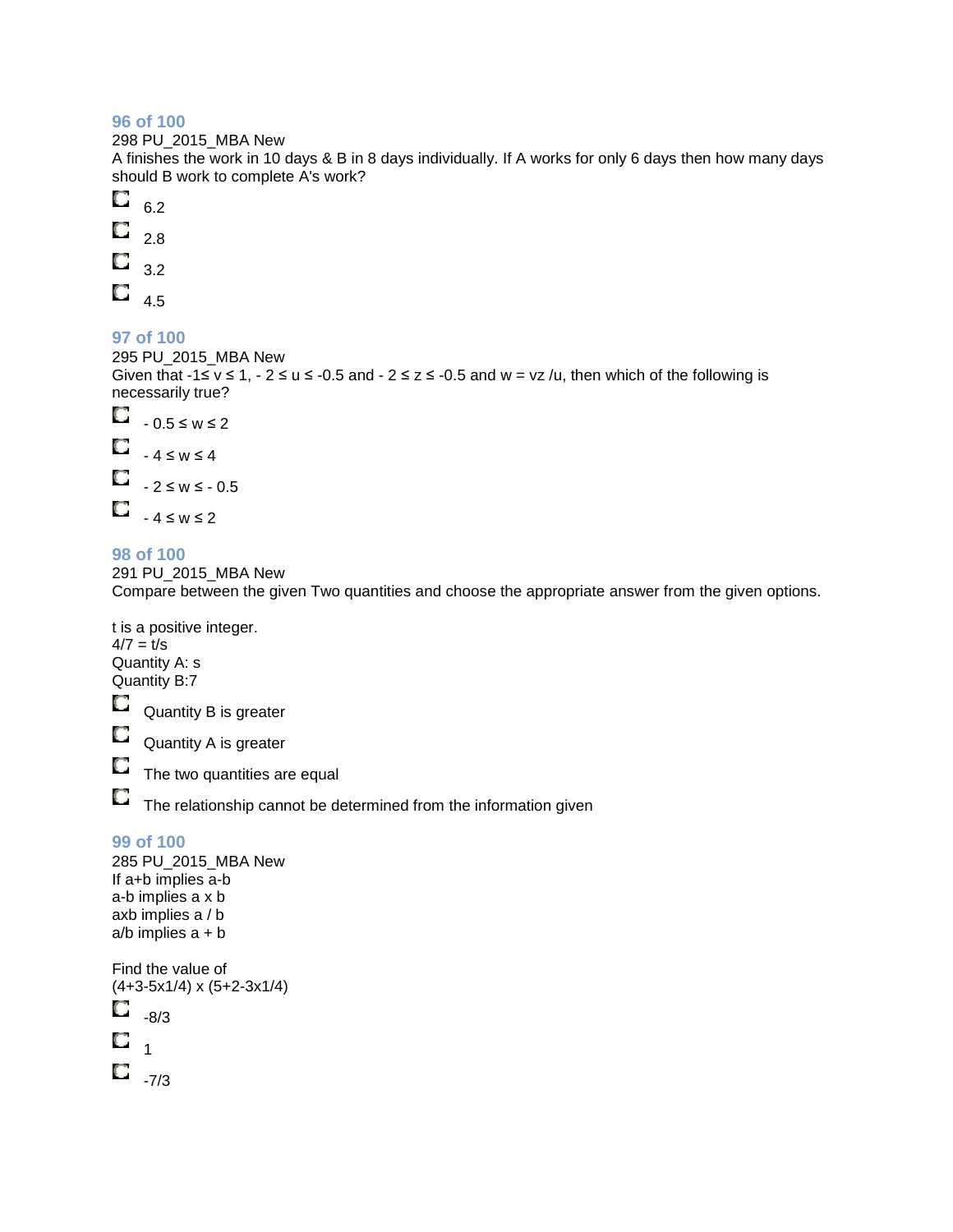### 96 of 100

298 PU_2015_MBA New

A finishes the work in 10 days & B in 8 days individually. If A works for only 6 days then how many days should B work to complete A's work?

- 6.2
- 2.8
- 3.2
- 4.5

### 97 of 100

295 PU_2015_MBA New

Given that $-1 \leq v \leq 1$, $-2 \leq u \leq -0.5$ and $-2 \leq z \leq -0.5$ and $w = vz/u$, then which of the following is necessarily true?

- $-0.5 \leq w \leq 2$
- $-4 \leq w \leq 4$
- $-2 \leq w \leq -0.5$
- $-4 \leq w \leq 2$

### 98 of 100

291 PU_2015_MBA New

Compare between the given Two quantities and choose the appropriate answer from the given options.

t is a positive integer.
$4/7 = t/s$
Quantity A: s
Quantity B:7

- Quantity B is greater
- Quantity A is greater
- The two quantities are equal
- The relationship cannot be determined from the information given

### 99 of 100

285 PU_2015_MBA New

If a+b implies a-b
a-b implies a x b
axb implies a / b
a/b implies a + b

Find the value of
(4+3-5x1/4) x (5+2-3x1/4)

- -8/3
- 1
- -7/3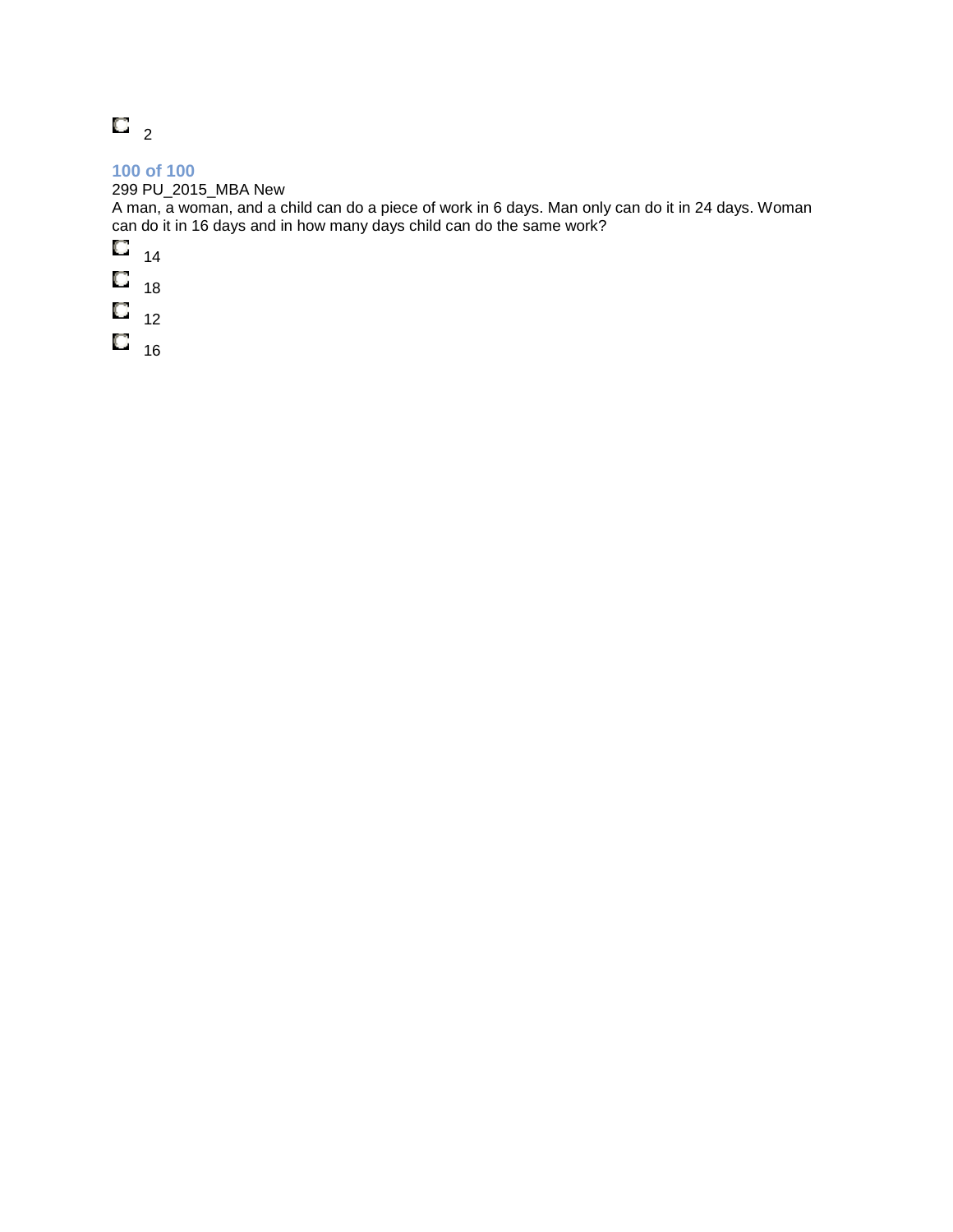- 2

**100 of 100**

299 PU_2015_MBA New

A man, a woman, and a child can do a piece of work in 6 days. Man only can do it in 24 days. Woman can do it in 16 days and in how many days child can do the same work?

- 14
- 18
- 12
- 16